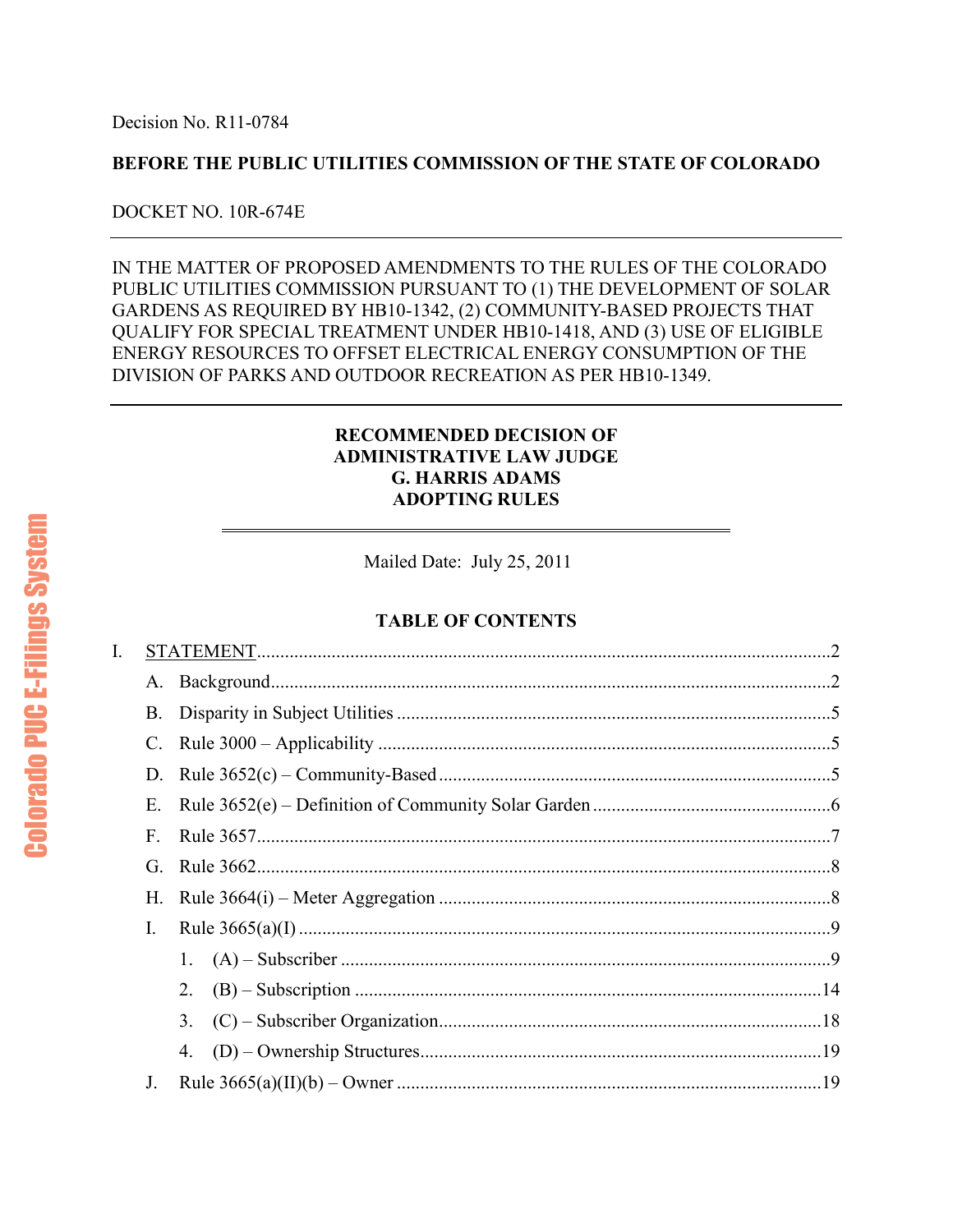Decision No. R11-0784

**BEFORE THE PUBLIC UTILITIES COMMISSION OF THE STATE OF COLORADO**

DOCKET NO. 10R-674E

---

IN THE MATTER OF PROPOSED AMENDMENTS TO THE RULES OF THE COLORADO PUBLIC UTILITIES COMMISSION PURSUANT TO (1) THE DEVELOPMENT OF SOLAR GARDENS AS REQUIRED BY HB10-1342, (2) COMMUNITY-BASED PROJECTS THAT QUALIFY FOR SPECIAL TREATMENT UNDER HB10-1418, AND (3) USE OF ELIGIBLE ENERGY RESOURCES TO OFFSET ELECTRICAL ENERGY CONSUMPTION OF THE DIVISION OF PARKS AND OUTDOOR RECREATION AS PER HB10-1349.

---

**RECOMMENDED DECISION OF**
**ADMINISTRATIVE LAW JUDGE**
**G. HARRIS ADAMS**
**ADOPTING RULES**

---

Mailed Date: July 25, 2011

**TABLE OF CONTENTS**

I. STATEMENT ....................................................................... 2
   - A. Background ....................................................................... 2
   - B. Disparity in Subject Utilities ....................................................................... 5
   - C. Rule 3000 – Applicability ....................................................................... 5
   - D. Rule 3652(c) – Community-Based ....................................................................... 5
   - E. Rule 3652(e) – Definition of Community Solar Garden ....................................................................... 6
   - F. Rule 3657 ....................................................................... 7
   - G. Rule 3662 ....................................................................... 8
   - H. Rule 3664(i) – Meter Aggregation ....................................................................... 8
   - I. Rule 3665(a)(I) ....................................................................... 9
     1. (A) – Subscriber ....................................................................... 9
     2. (B) – Subscription ....................................................................... 14
     3. (C) – Subscriber Organization ....................................................................... 18
     4. (D) – Ownership Structures ....................................................................... 19
   - J. Rule 3665(a)(II)(b) – Owner ....................................................................... 19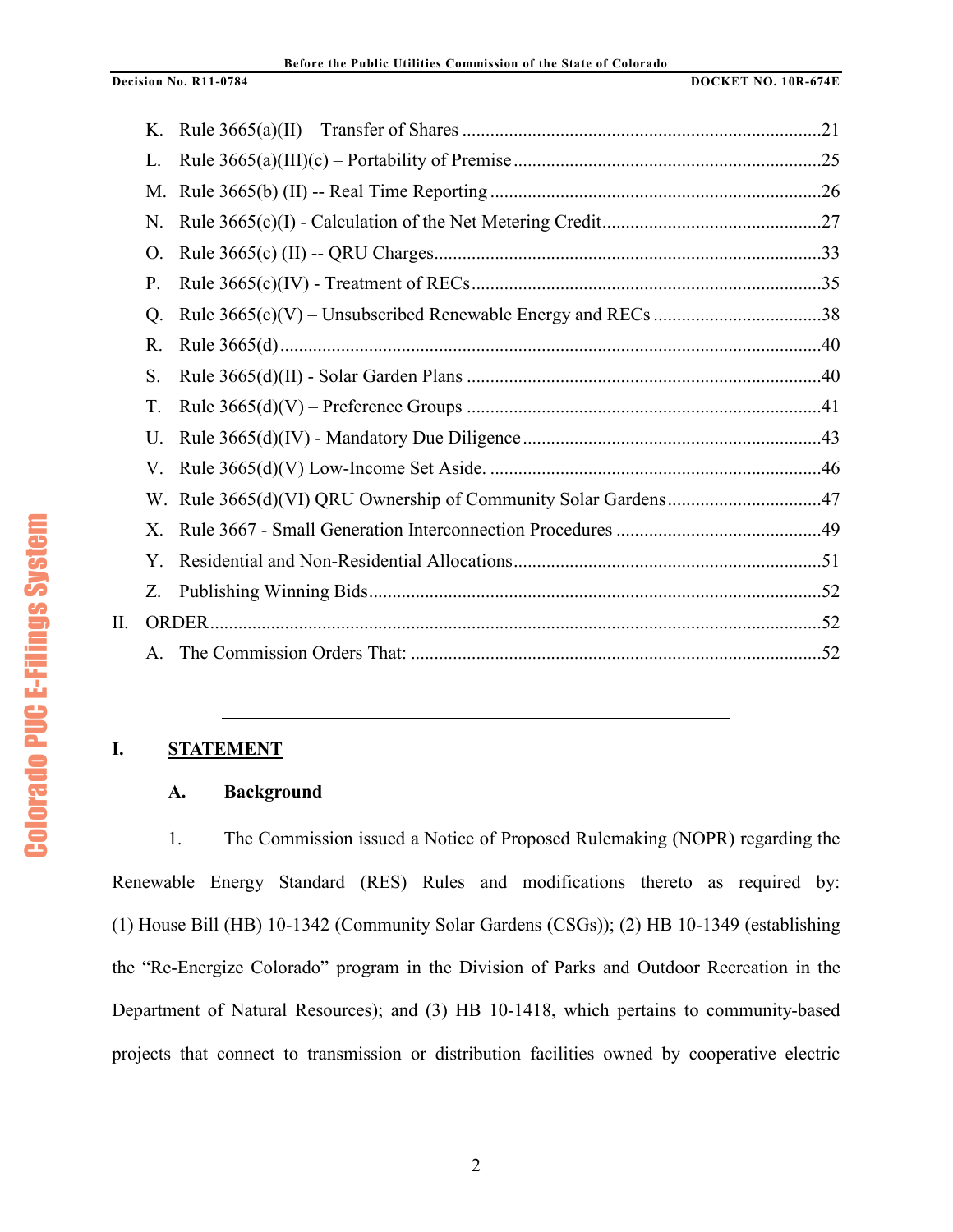K. Rule 3665(a)(II) – Transfer of Shares ............................................................................21

L. Rule 3665(a)(III)(c) – Portability of Premise ....................................................................25

M. Rule 3665(b) (II) -- Real Time Reporting ........................................................................26

N. Rule 3665(c)(I) - Calculation of the Net Metering Credit.................................................27

O. Rule 3665(c) (II) -- QRU Charges.....................................................................................33

P. Rule 3665(c)(IV) - Treatment of RECs.............................................................................35

Q. Rule 3665(c)(V) – Unsubscribed Renewable Energy and RECs ......................................38

R. Rule 3665(d).....................................................................................................................40

S. Rule 3665(d)(II) - Solar Garden Plans .............................................................................40

T. Rule 3665(d)(V) – Preference Groups .............................................................................41

U. Rule 3665(d)(IV) - Mandatory Due Diligence..................................................................43

V. Rule 3665(d)(V) Low-Income Set Aside. ........................................................................46

W. Rule 3665(d)(VI) QRU Ownership of Community Solar Gardens..................................47

X. Rule 3667 - Small Generation Interconnection Procedures .............................................49

Y. Residential and Non-Residential Allocations....................................................................51

Z. Publishing Winning Bids...................................................................................................52

II. ORDER...................................................................................................................................52

A. The Commission Orders That: .........................................................................................52

---

# I. STATEMENT

## A. Background

1. The Commission issued a Notice of Proposed Rulemaking (NOPR) regarding the Renewable Energy Standard (RES) Rules and modifications thereto as required by: (1) House Bill (HB) 10-1342 (Community Solar Gardens (CSGs)); (2) HB 10-1349 (establishing the "Re-Energize Colorado" program in the Division of Parks and Outdoor Recreation in the Department of Natural Resources); and (3) HB 10-1418, which pertains to community-based projects that connect to transmission or distribution facilities owned by cooperative electric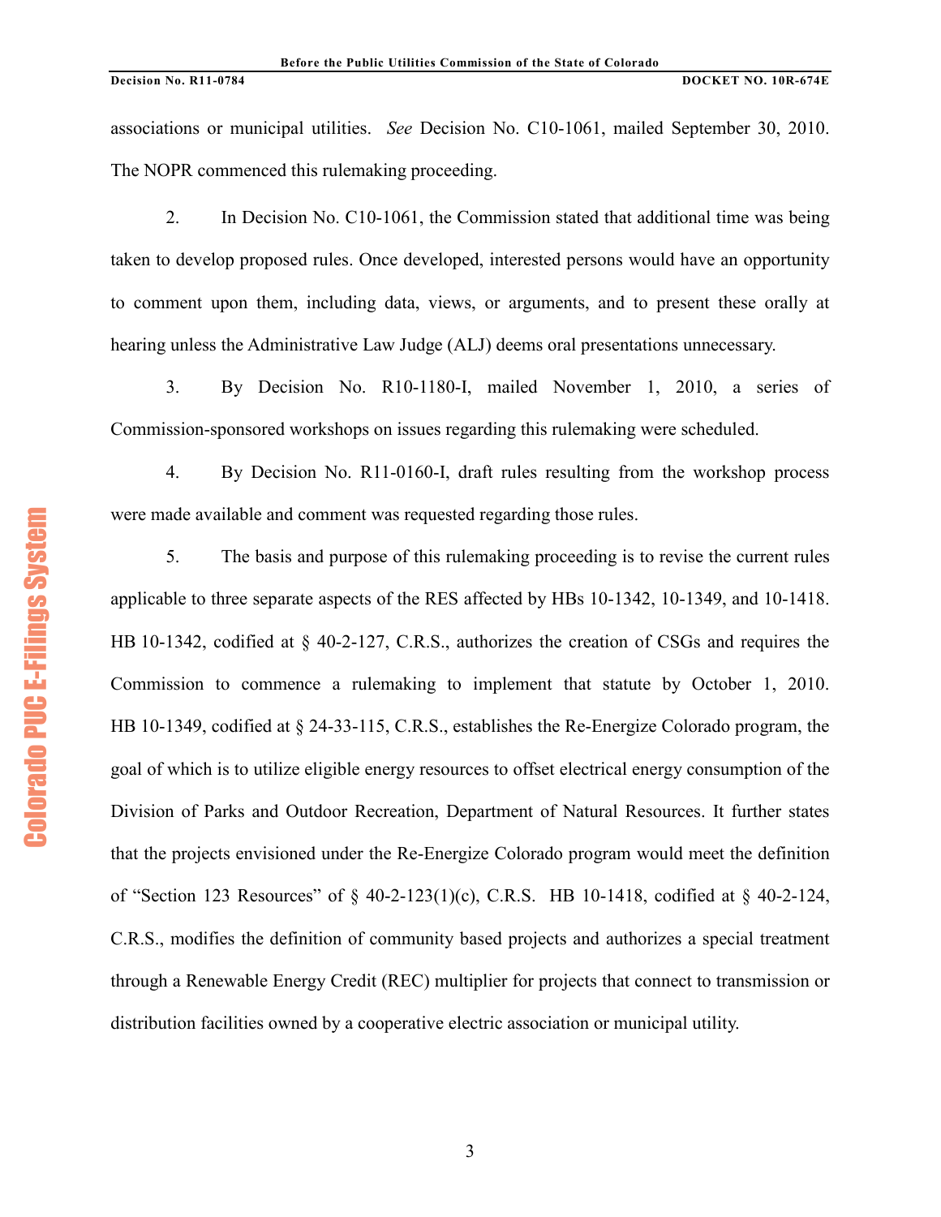associations or municipal utilities. *See* Decision No. C10-1061, mailed September 30, 2010. The NOPR commenced this rulemaking proceeding.

2. In Decision No. C10-1061, the Commission stated that additional time was being taken to develop proposed rules. Once developed, interested persons would have an opportunity to comment upon them, including data, views, or arguments, and to present these orally at hearing unless the Administrative Law Judge (ALJ) deems oral presentations unnecessary.

3. By Decision No. R10-1180-I, mailed November 1, 2010, a series of Commission-sponsored workshops on issues regarding this rulemaking were scheduled.

4. By Decision No. R11-0160-I, draft rules resulting from the workshop process were made available and comment was requested regarding those rules.

5. The basis and purpose of this rulemaking proceeding is to revise the current rules applicable to three separate aspects of the RES affected by HBs 10-1342, 10-1349, and 10-1418. HB 10-1342, codified at § 40-2-127, C.R.S., authorizes the creation of CSGs and requires the Commission to commence a rulemaking to implement that statute by October 1, 2010. HB 10-1349, codified at § 24-33-115, C.R.S., establishes the Re-Energize Colorado program, the goal of which is to utilize eligible energy resources to offset electrical energy consumption of the Division of Parks and Outdoor Recreation, Department of Natural Resources. It further states that the projects envisioned under the Re-Energize Colorado program would meet the definition of "Section 123 Resources" of § 40-2-123(1)(c), C.R.S. HB 10-1418, codified at § 40-2-124, C.R.S., modifies the definition of community based projects and authorizes a special treatment through a Renewable Energy Credit (REC) multiplier for projects that connect to transmission or distribution facilities owned by a cooperative electric association or municipal utility.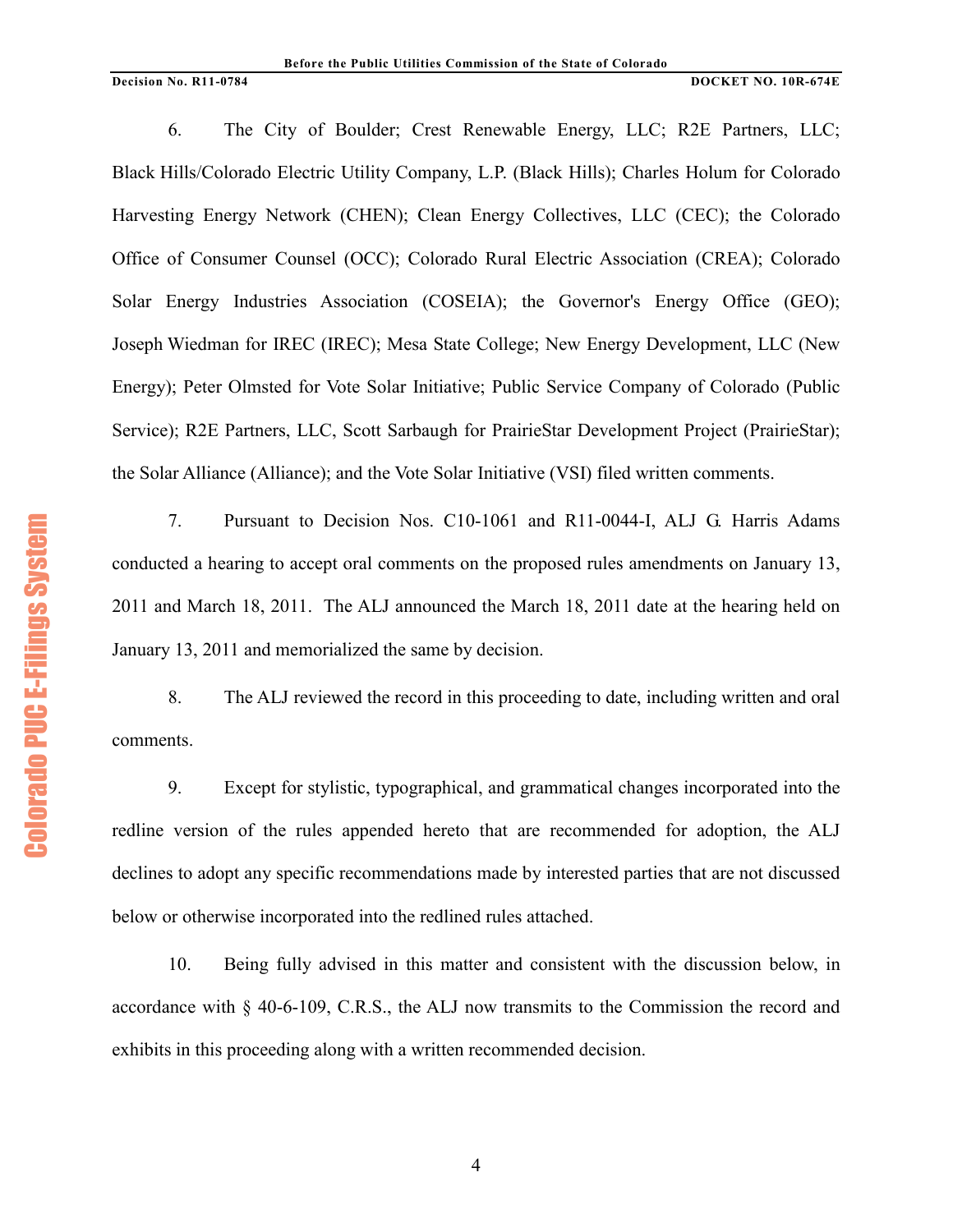6. The City of Boulder; Crest Renewable Energy, LLC; R2E Partners, LLC; Black Hills/Colorado Electric Utility Company, L.P. (Black Hills); Charles Holum for Colorado Harvesting Energy Network (CHEN); Clean Energy Collectives, LLC (CEC); the Colorado Office of Consumer Counsel (OCC); Colorado Rural Electric Association (CREA); Colorado Solar Energy Industries Association (COSEIA); the Governor's Energy Office (GEO); Joseph Wiedman for IREC (IREC); Mesa State College; New Energy Development, LLC (New Energy); Peter Olmsted for Vote Solar Initiative; Public Service Company of Colorado (Public Service); R2E Partners, LLC, Scott Sarbaugh for PrairieStar Development Project (PrairieStar); the Solar Alliance (Alliance); and the Vote Solar Initiative (VSI) filed written comments.

7. Pursuant to Decision Nos. C10-1061 and R11-0044-I, ALJ G. Harris Adams conducted a hearing to accept oral comments on the proposed rules amendments on January 13, 2011 and March 18, 2011. The ALJ announced the March 18, 2011 date at the hearing held on January 13, 2011 and memorialized the same by decision.

8. The ALJ reviewed the record in this proceeding to date, including written and oral comments.

9. Except for stylistic, typographical, and grammatical changes incorporated into the redline version of the rules appended hereto that are recommended for adoption, the ALJ declines to adopt any specific recommendations made by interested parties that are not discussed below or otherwise incorporated into the redlined rules attached.

10. Being fully advised in this matter and consistent with the discussion below, in accordance with § 40-6-109, C.R.S., the ALJ now transmits to the Commission the record and exhibits in this proceeding along with a written recommended decision.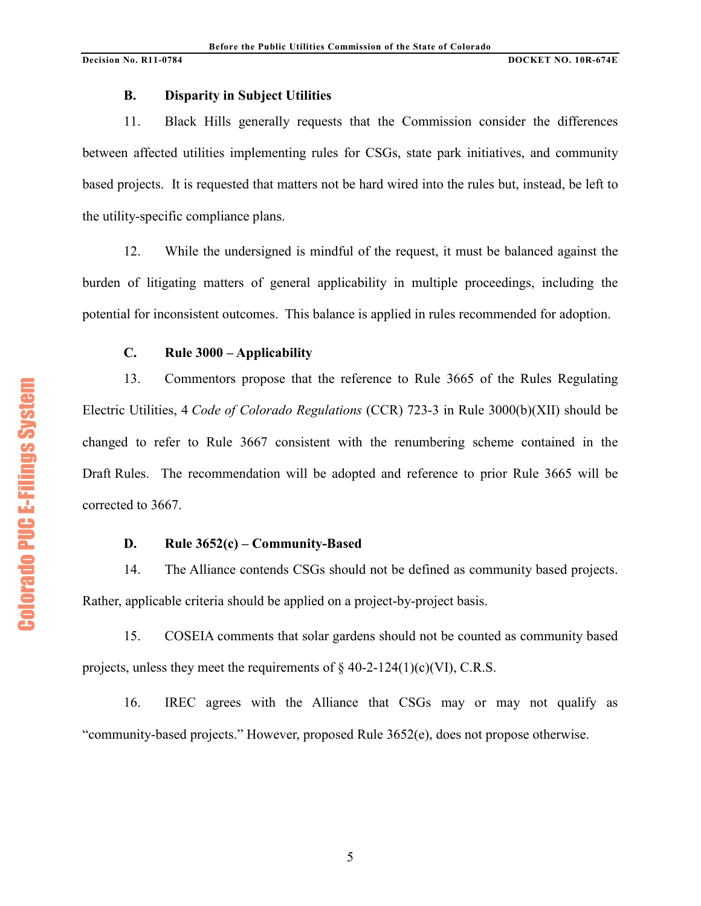### B. Disparity in Subject Utilities

11. Black Hills generally requests that the Commission consider the differences between affected utilities implementing rules for CSGs, state park initiatives, and community based projects. It is requested that matters not be hard wired into the rules but, instead, be left to the utility-specific compliance plans.

12. While the undersigned is mindful of the request, it must be balanced against the burden of litigating matters of general applicability in multiple proceedings, including the potential for inconsistent outcomes. This balance is applied in rules recommended for adoption.

### C. Rule 3000 – Applicability

13. Commentors propose that the reference to Rule 3665 of the Rules Regulating Electric Utilities, 4 *Code of Colorado Regulations* (CCR) 723-3 in Rule 3000(b)(XII) should be changed to refer to Rule 3667 consistent with the renumbering scheme contained in the Draft Rules. The recommendation will be adopted and reference to prior Rule 3665 will be corrected to 3667.

### D. Rule 3652(c) – Community-Based

14. The Alliance contends CSGs should not be defined as community based projects. Rather, applicable criteria should be applied on a project-by-project basis.

15. COSEIA comments that solar gardens should not be counted as community based projects, unless they meet the requirements of § 40-2-124(1)(c)(VI), C.R.S.

16. IREC agrees with the Alliance that CSGs may or may not qualify as "community-based projects." However, proposed Rule 3652(e), does not propose otherwise.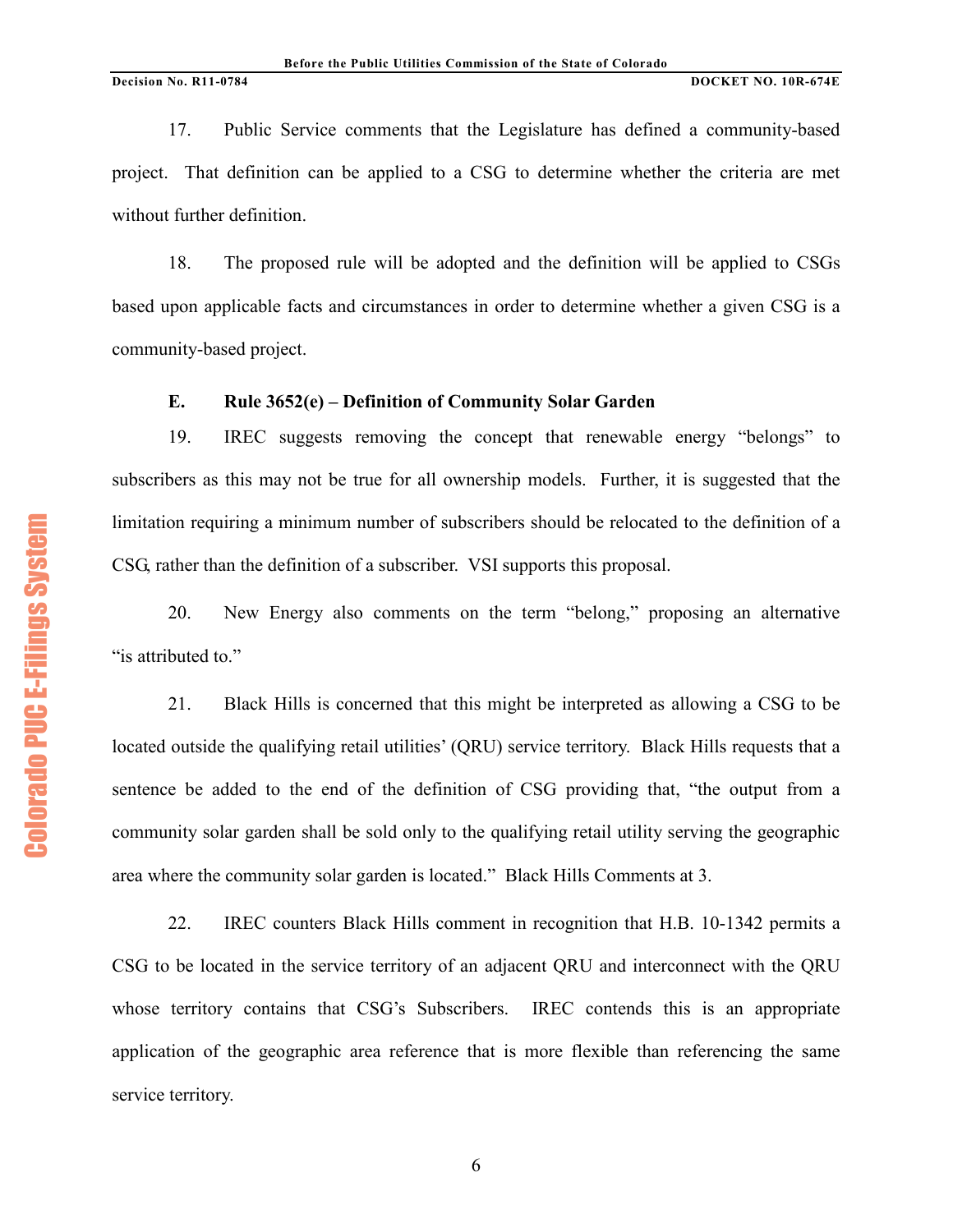17. Public Service comments that the Legislature has defined a community-based project. That definition can be applied to a CSG to determine whether the criteria are met without further definition.

18. The proposed rule will be adopted and the definition will be applied to CSGs based upon applicable facts and circumstances in order to determine whether a given CSG is a community-based project.

### E. Rule 3652(e) – Definition of Community Solar Garden

19. IREC suggests removing the concept that renewable energy "belongs" to subscribers as this may not be true for all ownership models. Further, it is suggested that the limitation requiring a minimum number of subscribers should be relocated to the definition of a CSG, rather than the definition of a subscriber. VSI supports this proposal.

20. New Energy also comments on the term "belong," proposing an alternative "is attributed to."

21. Black Hills is concerned that this might be interpreted as allowing a CSG to be located outside the qualifying retail utilities' (QRU) service territory. Black Hills requests that a sentence be added to the end of the definition of CSG providing that, "the output from a community solar garden shall be sold only to the qualifying retail utility serving the geographic area where the community solar garden is located." Black Hills Comments at 3.

22. IREC counters Black Hills comment in recognition that H.B. 10-1342 permits a CSG to be located in the service territory of an adjacent QRU and interconnect with the QRU whose territory contains that CSG's Subscribers. IREC contends this is an appropriate application of the geographic area reference that is more flexible than referencing the same service territory.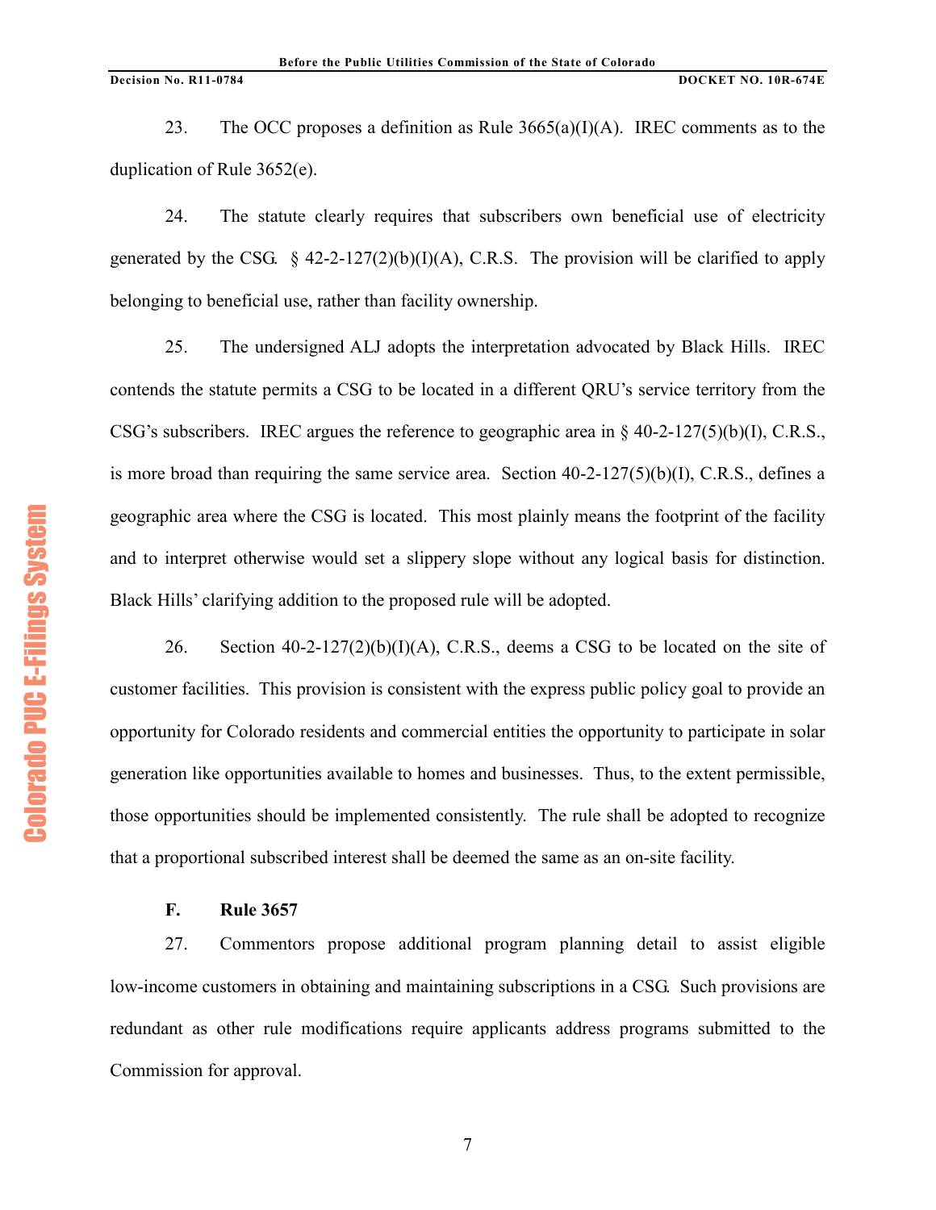23. The OCC proposes a definition as Rule 3665(a)(I)(A). IREC comments as to the duplication of Rule 3652(e).

24. The statute clearly requires that subscribers own beneficial use of electricity generated by the CSG. § 42-2-127(2)(b)(I)(A), C.R.S. The provision will be clarified to apply belonging to beneficial use, rather than facility ownership.

25. The undersigned ALJ adopts the interpretation advocated by Black Hills. IREC contends the statute permits a CSG to be located in a different QRU's service territory from the CSG's subscribers. IREC argues the reference to geographic area in § 40-2-127(5)(b)(I), C.R.S., is more broad than requiring the same service area. Section 40-2-127(5)(b)(I), C.R.S., defines a geographic area where the CSG is located. This most plainly means the footprint of the facility and to interpret otherwise would set a slippery slope without any logical basis for distinction. Black Hills' clarifying addition to the proposed rule will be adopted.

26. Section 40-2-127(2)(b)(I)(A), C.R.S., deems a CSG to be located on the site of customer facilities. This provision is consistent with the express public policy goal to provide an opportunity for Colorado residents and commercial entities the opportunity to participate in solar generation like opportunities available to homes and businesses. Thus, to the extent permissible, those opportunities should be implemented consistently. The rule shall be adopted to recognize that a proportional subscribed interest shall be deemed the same as an on-site facility.

**F. Rule 3657**

27. Commentors propose additional program planning detail to assist eligible low-income customers in obtaining and maintaining subscriptions in a CSG. Such provisions are redundant as other rule modifications require applicants address programs submitted to the Commission for approval.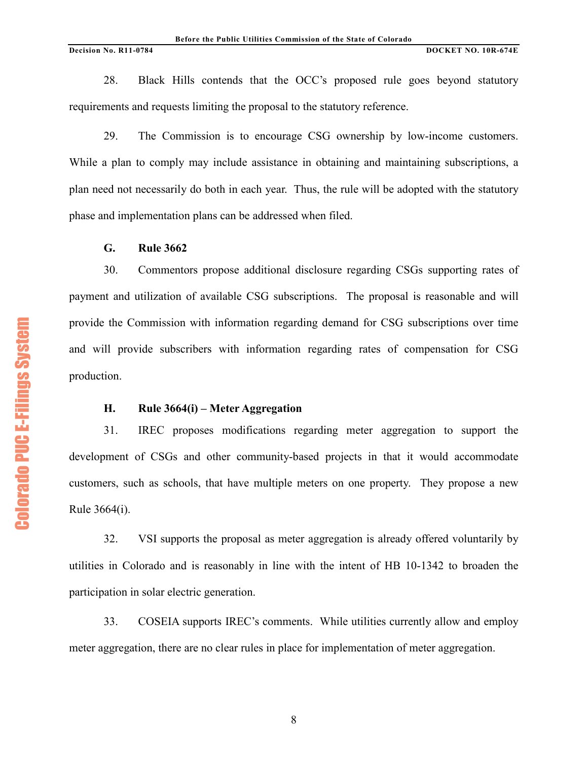28. Black Hills contends that the OCC's proposed rule goes beyond statutory requirements and requests limiting the proposal to the statutory reference.

29. The Commission is to encourage CSG ownership by low-income customers. While a plan to comply may include assistance in obtaining and maintaining subscriptions, a plan need not necessarily do both in each year. Thus, the rule will be adopted with the statutory phase and implementation plans can be addressed when filed.

**G. Rule 3662**

30. Commentors propose additional disclosure regarding CSGs supporting rates of payment and utilization of available CSG subscriptions. The proposal is reasonable and will provide the Commission with information regarding demand for CSG subscriptions over time and will provide subscribers with information regarding rates of compensation for CSG production.

**H. Rule 3664(i) – Meter Aggregation**

31. IREC proposes modifications regarding meter aggregation to support the development of CSGs and other community-based projects in that it would accommodate customers, such as schools, that have multiple meters on one property. They propose a new Rule 3664(i).

32. VSI supports the proposal as meter aggregation is already offered voluntarily by utilities in Colorado and is reasonably in line with the intent of HB 10-1342 to broaden the participation in solar electric generation.

33. COSEIA supports IREC's comments. While utilities currently allow and employ meter aggregation, there are no clear rules in place for implementation of meter aggregation.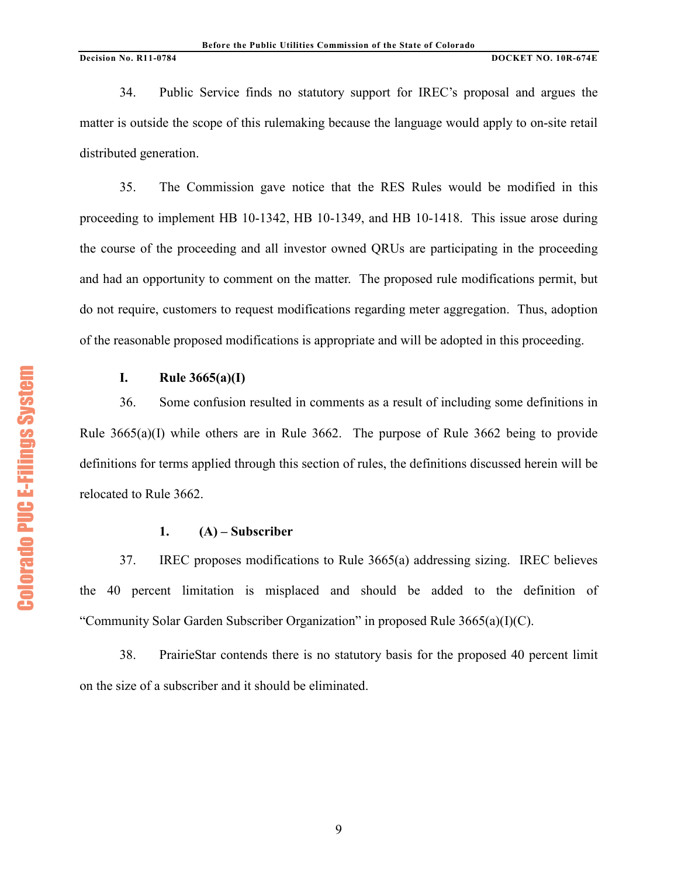34. Public Service finds no statutory support for IREC's proposal and argues the matter is outside the scope of this rulemaking because the language would apply to on-site retail distributed generation.

35. The Commission gave notice that the RES Rules would be modified in this proceeding to implement HB 10-1342, HB 10-1349, and HB 10-1418. This issue arose during the course of the proceeding and all investor owned QRUs are participating in the proceeding and had an opportunity to comment on the matter. The proposed rule modifications permit, but do not require, customers to request modifications regarding meter aggregation. Thus, adoption of the reasonable proposed modifications is appropriate and will be adopted in this proceeding.

## I. Rule 3665(a)(I)

36. Some confusion resulted in comments as a result of including some definitions in Rule 3665(a)(I) while others are in Rule 3662. The purpose of Rule 3662 being to provide definitions for terms applied through this section of rules, the definitions discussed herein will be relocated to Rule 3662.

### 1. (A) – Subscriber

37. IREC proposes modifications to Rule 3665(a) addressing sizing. IREC believes the 40 percent limitation is misplaced and should be added to the definition of "Community Solar Garden Subscriber Organization" in proposed Rule 3665(a)(I)(C).

38. PrairieStar contends there is no statutory basis for the proposed 40 percent limit on the size of a subscriber and it should be eliminated.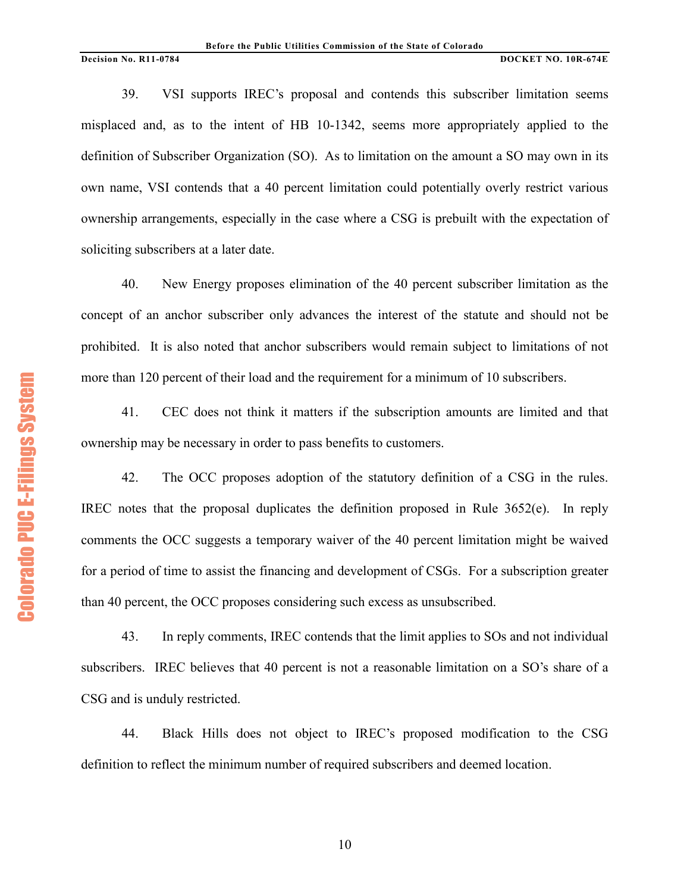39. VSI supports IREC's proposal and contends this subscriber limitation seems misplaced and, as to the intent of HB 10-1342, seems more appropriately applied to the definition of Subscriber Organization (SO). As to limitation on the amount a SO may own in its own name, VSI contends that a 40 percent limitation could potentially overly restrict various ownership arrangements, especially in the case where a CSG is prebuilt with the expectation of soliciting subscribers at a later date.

40. New Energy proposes elimination of the 40 percent subscriber limitation as the concept of an anchor subscriber only advances the interest of the statute and should not be prohibited. It is also noted that anchor subscribers would remain subject to limitations of not more than 120 percent of their load and the requirement for a minimum of 10 subscribers.

41. CEC does not think it matters if the subscription amounts are limited and that ownership may be necessary in order to pass benefits to customers.

42. The OCC proposes adoption of the statutory definition of a CSG in the rules. IREC notes that the proposal duplicates the definition proposed in Rule 3652(e). In reply comments the OCC suggests a temporary waiver of the 40 percent limitation might be waived for a period of time to assist the financing and development of CSGs. For a subscription greater than 40 percent, the OCC proposes considering such excess as unsubscribed.

43. In reply comments, IREC contends that the limit applies to SOs and not individual subscribers. IREC believes that 40 percent is not a reasonable limitation on a SO's share of a CSG and is unduly restricted.

44. Black Hills does not object to IREC's proposed modification to the CSG definition to reflect the minimum number of required subscribers and deemed location.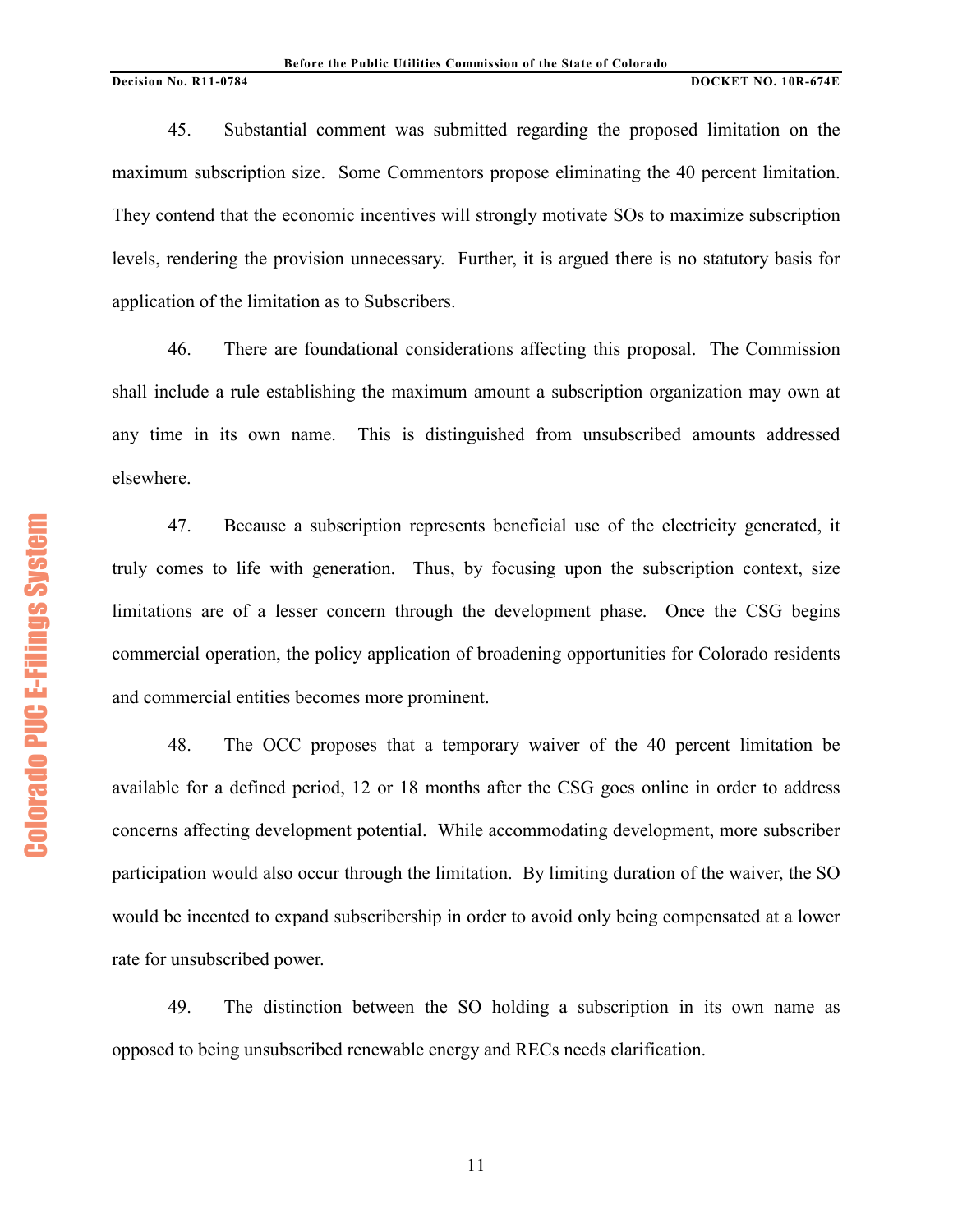45. Substantial comment was submitted regarding the proposed limitation on the maximum subscription size. Some Commentors propose eliminating the 40 percent limitation. They contend that the economic incentives will strongly motivate SOs to maximize subscription levels, rendering the provision unnecessary. Further, it is argued there is no statutory basis for application of the limitation as to Subscribers.

46. There are foundational considerations affecting this proposal. The Commission shall include a rule establishing the maximum amount a subscription organization may own at any time in its own name. This is distinguished from unsubscribed amounts addressed elsewhere.

47. Because a subscription represents beneficial use of the electricity generated, it truly comes to life with generation. Thus, by focusing upon the subscription context, size limitations are of a lesser concern through the development phase. Once the CSG begins commercial operation, the policy application of broadening opportunities for Colorado residents and commercial entities becomes more prominent.

48. The OCC proposes that a temporary waiver of the 40 percent limitation be available for a defined period, 12 or 18 months after the CSG goes online in order to address concerns affecting development potential. While accommodating development, more subscriber participation would also occur through the limitation. By limiting duration of the waiver, the SO would be incented to expand subscribership in order to avoid only being compensated at a lower rate for unsubscribed power.

49. The distinction between the SO holding a subscription in its own name as opposed to being unsubscribed renewable energy and RECs needs clarification.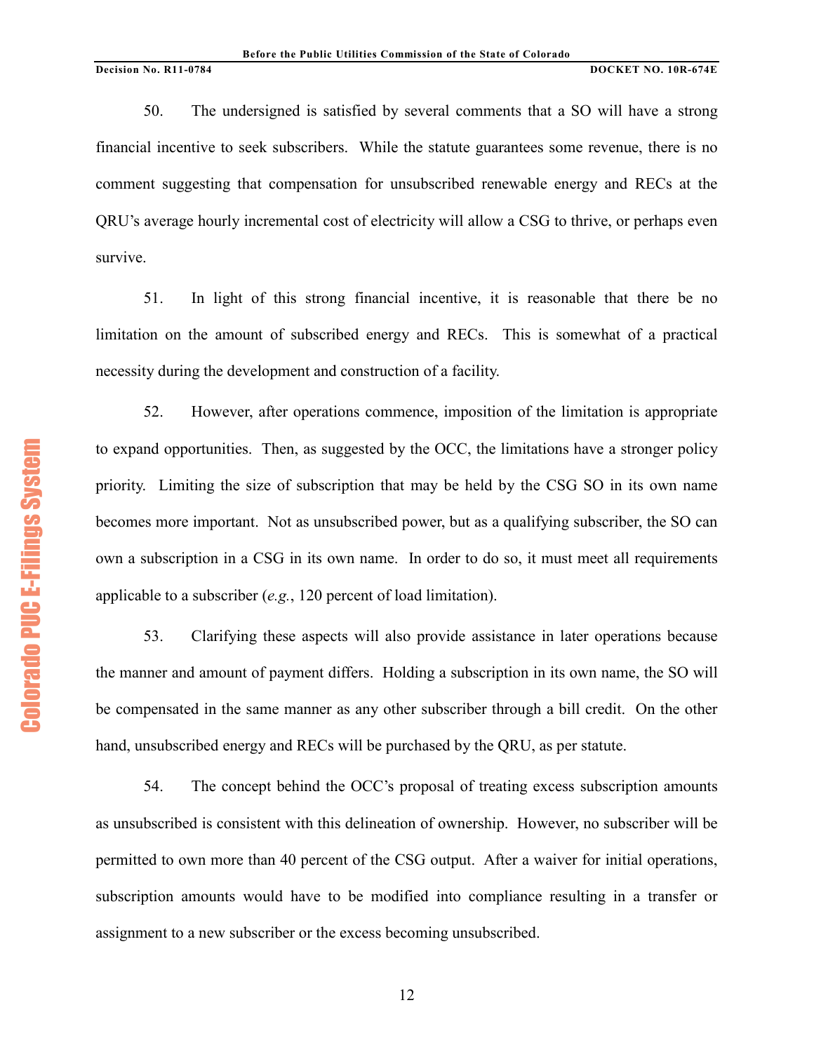50. The undersigned is satisfied by several comments that a SO will have a strong financial incentive to seek subscribers. While the statute guarantees some revenue, there is no comment suggesting that compensation for unsubscribed renewable energy and RECs at the QRU's average hourly incremental cost of electricity will allow a CSG to thrive, or perhaps even survive.

51. In light of this strong financial incentive, it is reasonable that there be no limitation on the amount of subscribed energy and RECs. This is somewhat of a practical necessity during the development and construction of a facility.

52. However, after operations commence, imposition of the limitation is appropriate to expand opportunities. Then, as suggested by the OCC, the limitations have a stronger policy priority. Limiting the size of subscription that may be held by the CSG SO in its own name becomes more important. Not as unsubscribed power, but as a qualifying subscriber, the SO can own a subscription in a CSG in its own name. In order to do so, it must meet all requirements applicable to a subscriber (*e.g.*, 120 percent of load limitation).

53. Clarifying these aspects will also provide assistance in later operations because the manner and amount of payment differs. Holding a subscription in its own name, the SO will be compensated in the same manner as any other subscriber through a bill credit. On the other hand, unsubscribed energy and RECs will be purchased by the QRU, as per statute.

54. The concept behind the OCC's proposal of treating excess subscription amounts as unsubscribed is consistent with this delineation of ownership. However, no subscriber will be permitted to own more than 40 percent of the CSG output. After a waiver for initial operations, subscription amounts would have to be modified into compliance resulting in a transfer or assignment to a new subscriber or the excess becoming unsubscribed.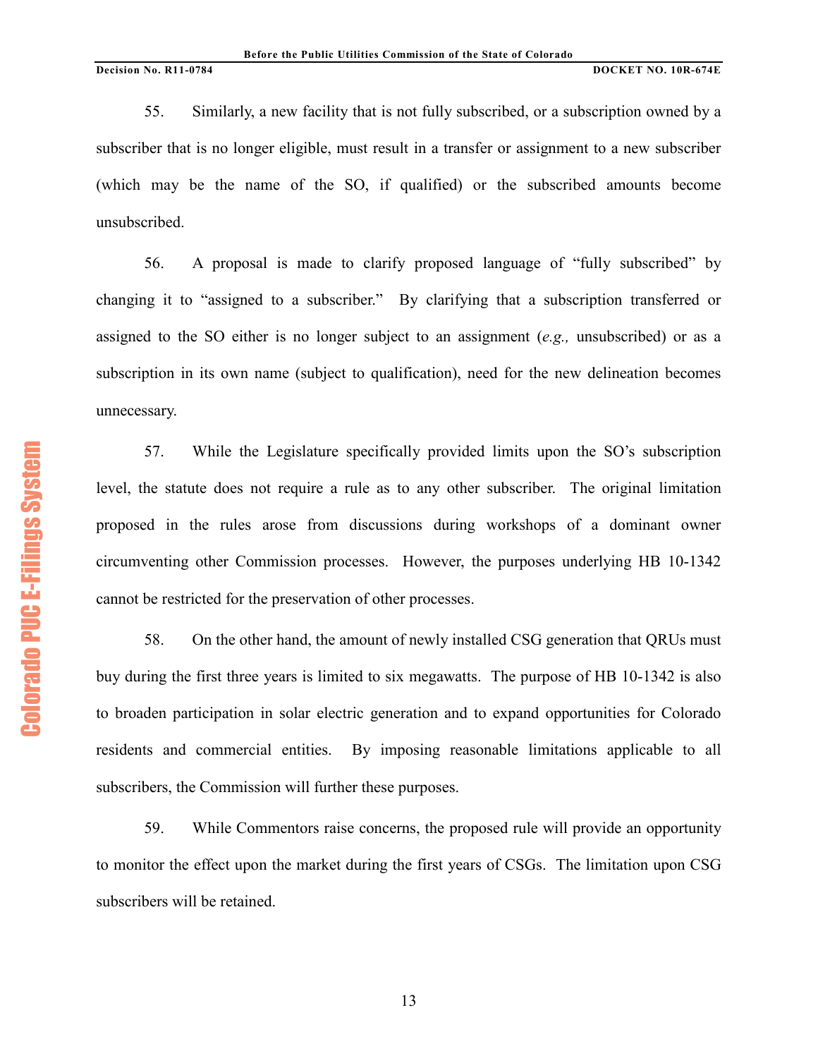55. Similarly, a new facility that is not fully subscribed, or a subscription owned by a subscriber that is no longer eligible, must result in a transfer or assignment to a new subscriber (which may be the name of the SO, if qualified) or the subscribed amounts become unsubscribed.

56. A proposal is made to clarify proposed language of "fully subscribed" by changing it to "assigned to a subscriber." By clarifying that a subscription transferred or assigned to the SO either is no longer subject to an assignment (*e.g.,* unsubscribed) or as a subscription in its own name (subject to qualification), need for the new delineation becomes unnecessary.

57. While the Legislature specifically provided limits upon the SO's subscription level, the statute does not require a rule as to any other subscriber. The original limitation proposed in the rules arose from discussions during workshops of a dominant owner circumventing other Commission processes. However, the purposes underlying HB 10-1342 cannot be restricted for the preservation of other processes.

58. On the other hand, the amount of newly installed CSG generation that QRUs must buy during the first three years is limited to six megawatts. The purpose of HB 10-1342 is also to broaden participation in solar electric generation and to expand opportunities for Colorado residents and commercial entities. By imposing reasonable limitations applicable to all subscribers, the Commission will further these purposes.

59. While Commentors raise concerns, the proposed rule will provide an opportunity to monitor the effect upon the market during the first years of CSGs. The limitation upon CSG subscribers will be retained.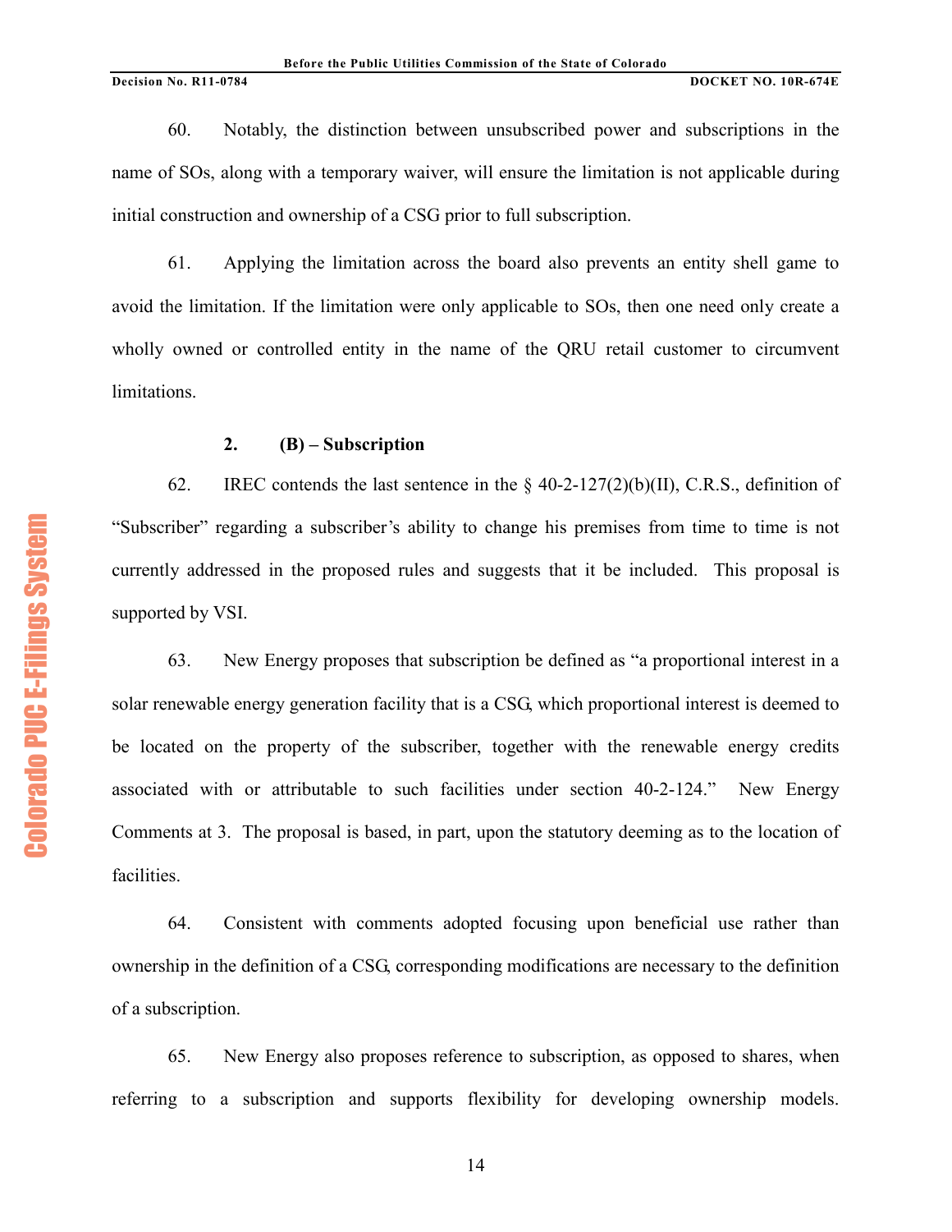60. Notably, the distinction between unsubscribed power and subscriptions in the name of SOs, along with a temporary waiver, will ensure the limitation is not applicable during initial construction and ownership of a CSG prior to full subscription.

61. Applying the limitation across the board also prevents an entity shell game to avoid the limitation. If the limitation were only applicable to SOs, then one need only create a wholly owned or controlled entity in the name of the QRU retail customer to circumvent limitations.

**2. (B) – Subscription**

62. IREC contends the last sentence in the § 40-2-127(2)(b)(II), C.R.S., definition of "Subscriber" regarding a subscriber's ability to change his premises from time to time is not currently addressed in the proposed rules and suggests that it be included. This proposal is supported by VSI.

63. New Energy proposes that subscription be defined as "a proportional interest in a solar renewable energy generation facility that is a CSG, which proportional interest is deemed to be located on the property of the subscriber, together with the renewable energy credits associated with or attributable to such facilities under section 40-2-124." New Energy Comments at 3. The proposal is based, in part, upon the statutory deeming as to the location of facilities.

64. Consistent with comments adopted focusing upon beneficial use rather than ownership in the definition of a CSG, corresponding modifications are necessary to the definition of a subscription.

65. New Energy also proposes reference to subscription, as opposed to shares, when referring to a subscription and supports flexibility for developing ownership models.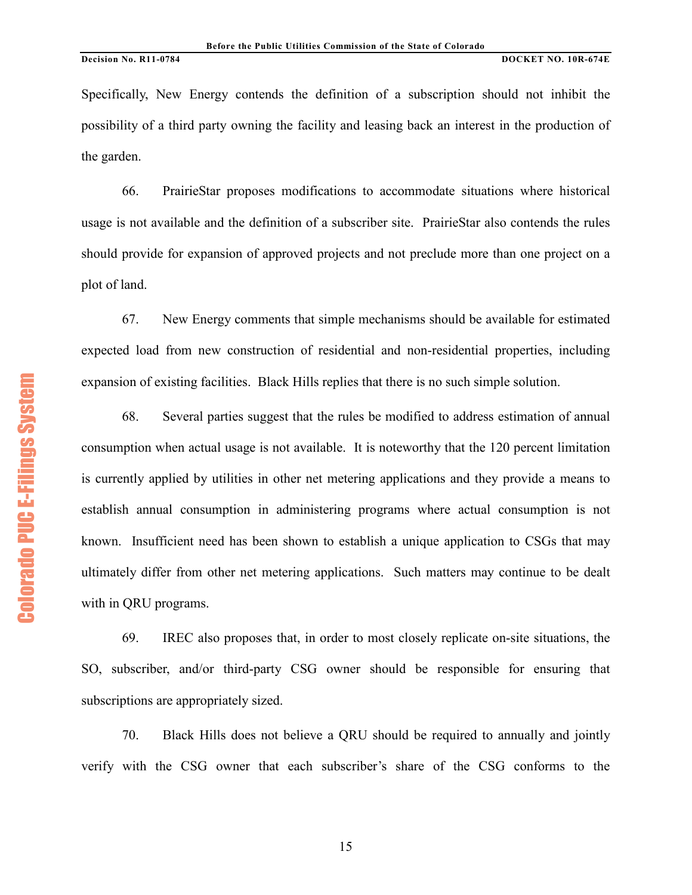Specifically, New Energy contends the definition of a subscription should not inhibit the possibility of a third party owning the facility and leasing back an interest in the production of the garden.

66. PrairieStar proposes modifications to accommodate situations where historical usage is not available and the definition of a subscriber site. PrairieStar also contends the rules should provide for expansion of approved projects and not preclude more than one project on a plot of land.

67. New Energy comments that simple mechanisms should be available for estimated expected load from new construction of residential and non-residential properties, including expansion of existing facilities. Black Hills replies that there is no such simple solution.

68. Several parties suggest that the rules be modified to address estimation of annual consumption when actual usage is not available. It is noteworthy that the 120 percent limitation is currently applied by utilities in other net metering applications and they provide a means to establish annual consumption in administering programs where actual consumption is not known. Insufficient need has been shown to establish a unique application to CSGs that may ultimately differ from other net metering applications. Such matters may continue to be dealt with in QRU programs.

69. IREC also proposes that, in order to most closely replicate on-site situations, the SO, subscriber, and/or third-party CSG owner should be responsible for ensuring that subscriptions are appropriately sized.

70. Black Hills does not believe a QRU should be required to annually and jointly verify with the CSG owner that each subscriber's share of the CSG conforms to the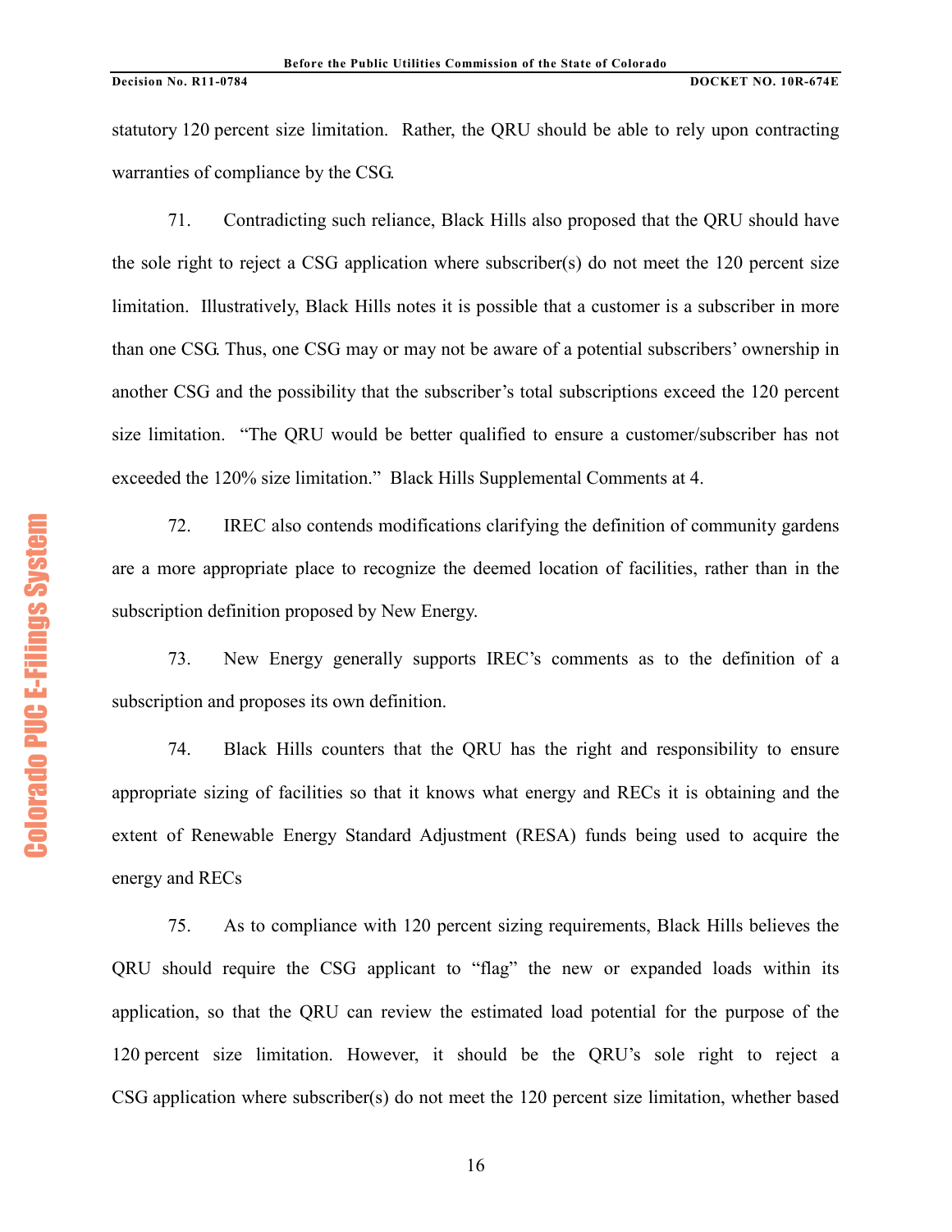statutory 120 percent size limitation. Rather, the QRU should be able to rely upon contracting warranties of compliance by the CSG.

71. Contradicting such reliance, Black Hills also proposed that the QRU should have the sole right to reject a CSG application where subscriber(s) do not meet the 120 percent size limitation. Illustratively, Black Hills notes it is possible that a customer is a subscriber in more than one CSG. Thus, one CSG may or may not be aware of a potential subscribers' ownership in another CSG and the possibility that the subscriber's total subscriptions exceed the 120 percent size limitation. "The QRU would be better qualified to ensure a customer/subscriber has not exceeded the 120% size limitation." Black Hills Supplemental Comments at 4.

72. IREC also contends modifications clarifying the definition of community gardens are a more appropriate place to recognize the deemed location of facilities, rather than in the subscription definition proposed by New Energy.

73. New Energy generally supports IREC's comments as to the definition of a subscription and proposes its own definition.

74. Black Hills counters that the QRU has the right and responsibility to ensure appropriate sizing of facilities so that it knows what energy and RECs it is obtaining and the extent of Renewable Energy Standard Adjustment (RESA) funds being used to acquire the energy and RECs

75. As to compliance with 120 percent sizing requirements, Black Hills believes the QRU should require the CSG applicant to "flag" the new or expanded loads within its application, so that the QRU can review the estimated load potential for the purpose of the 120 percent size limitation. However, it should be the QRU's sole right to reject a CSG application where subscriber(s) do not meet the 120 percent size limitation, whether based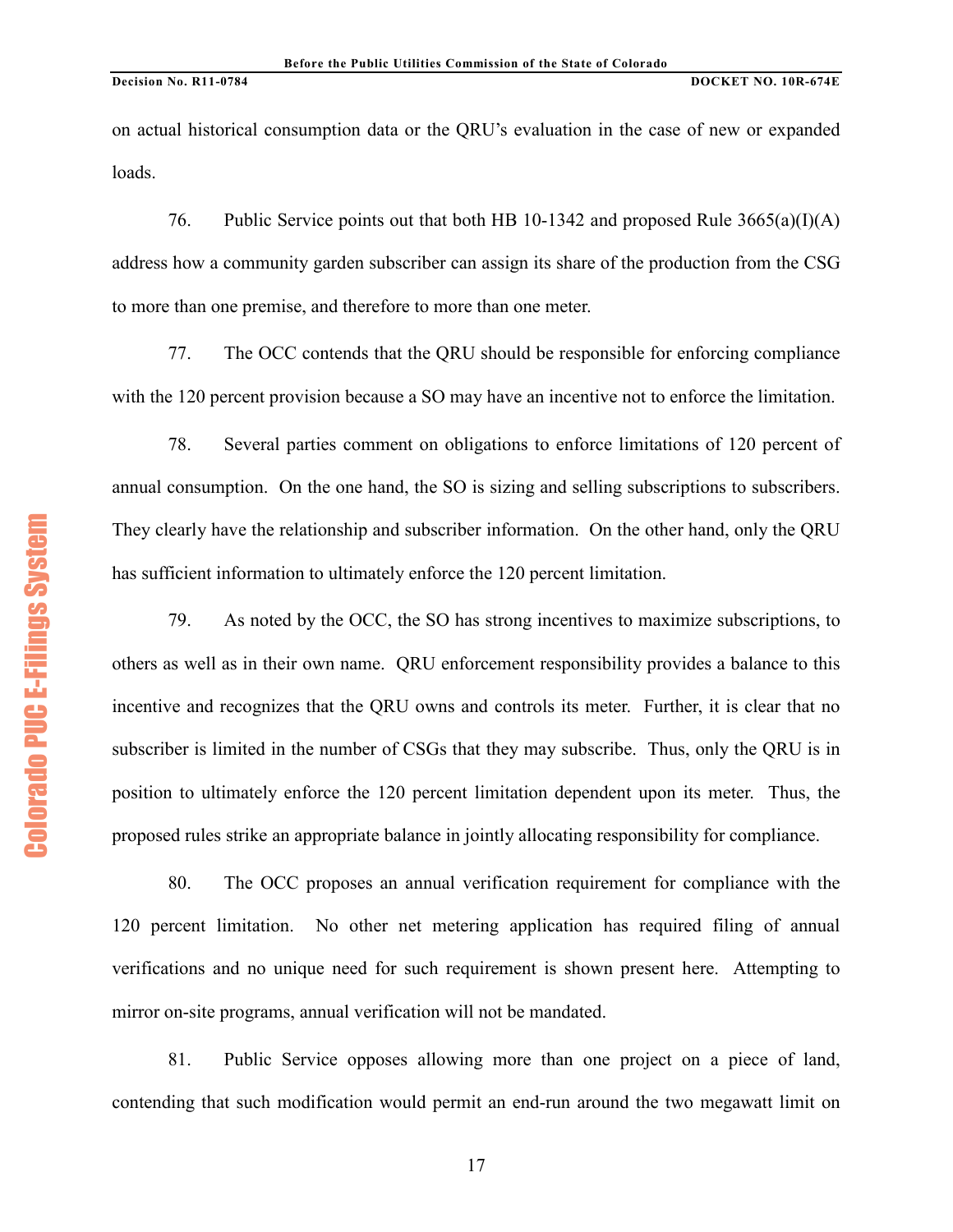on actual historical consumption data or the QRU's evaluation in the case of new or expanded loads.

76. Public Service points out that both HB 10-1342 and proposed Rule 3665(a)(I)(A) address how a community garden subscriber can assign its share of the production from the CSG to more than one premise, and therefore to more than one meter.

77. The OCC contends that the QRU should be responsible for enforcing compliance with the 120 percent provision because a SO may have an incentive not to enforce the limitation.

78. Several parties comment on obligations to enforce limitations of 120 percent of annual consumption. On the one hand, the SO is sizing and selling subscriptions to subscribers. They clearly have the relationship and subscriber information. On the other hand, only the QRU has sufficient information to ultimately enforce the 120 percent limitation.

79. As noted by the OCC, the SO has strong incentives to maximize subscriptions, to others as well as in their own name. QRU enforcement responsibility provides a balance to this incentive and recognizes that the QRU owns and controls its meter. Further, it is clear that no subscriber is limited in the number of CSGs that they may subscribe. Thus, only the QRU is in position to ultimately enforce the 120 percent limitation dependent upon its meter. Thus, the proposed rules strike an appropriate balance in jointly allocating responsibility for compliance.

80. The OCC proposes an annual verification requirement for compliance with the 120 percent limitation. No other net metering application has required filing of annual verifications and no unique need for such requirement is shown present here. Attempting to mirror on-site programs, annual verification will not be mandated.

81. Public Service opposes allowing more than one project on a piece of land, contending that such modification would permit an end-run around the two megawatt limit on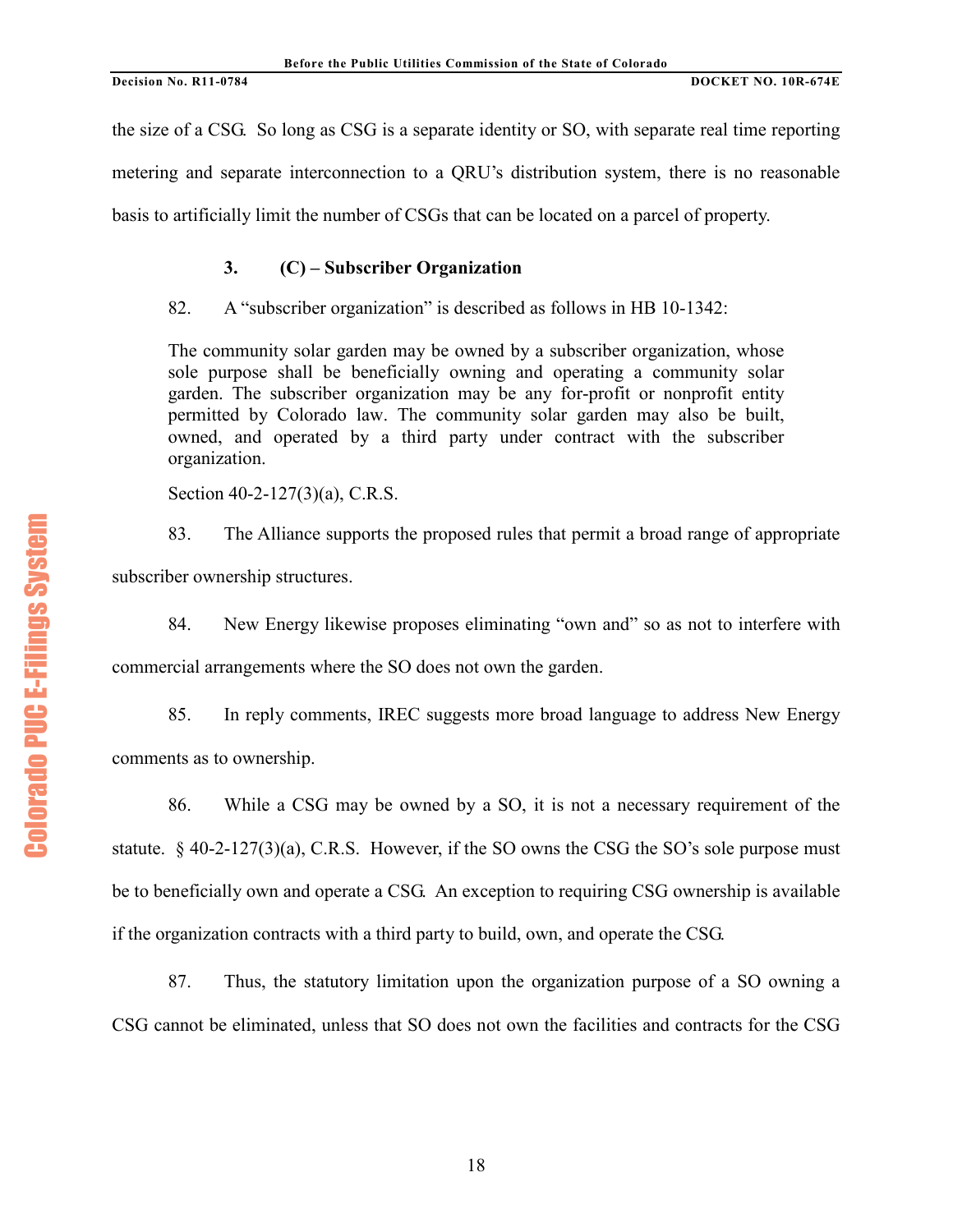the size of a CSG. So long as CSG is a separate identity or SO, with separate real time reporting metering and separate interconnection to a QRU's distribution system, there is no reasonable basis to artificially limit the number of CSGs that can be located on a parcel of property.

### 3. (C) – Subscriber Organization

82. A "subscriber organization" is described as follows in HB 10-1342:

> The community solar garden may be owned by a subscriber organization, whose sole purpose shall be beneficially owning and operating a community solar garden. The subscriber organization may be any for-profit or nonprofit entity permitted by Colorado law. The community solar garden may also be built, owned, and operated by a third party under contract with the subscriber organization.
>
> Section 40-2-127(3)(a), C.R.S.

83. The Alliance supports the proposed rules that permit a broad range of appropriate subscriber ownership structures.

84. New Energy likewise proposes eliminating "own and" so as not to interfere with commercial arrangements where the SO does not own the garden.

85. In reply comments, IREC suggests more broad language to address New Energy comments as to ownership.

86. While a CSG may be owned by a SO, it is not a necessary requirement of the statute. § 40-2-127(3)(a), C.R.S. However, if the SO owns the CSG the SO's sole purpose must be to beneficially own and operate a CSG. An exception to requiring CSG ownership is available if the organization contracts with a third party to build, own, and operate the CSG.

87. Thus, the statutory limitation upon the organization purpose of a SO owning a CSG cannot be eliminated, unless that SO does not own the facilities and contracts for the CSG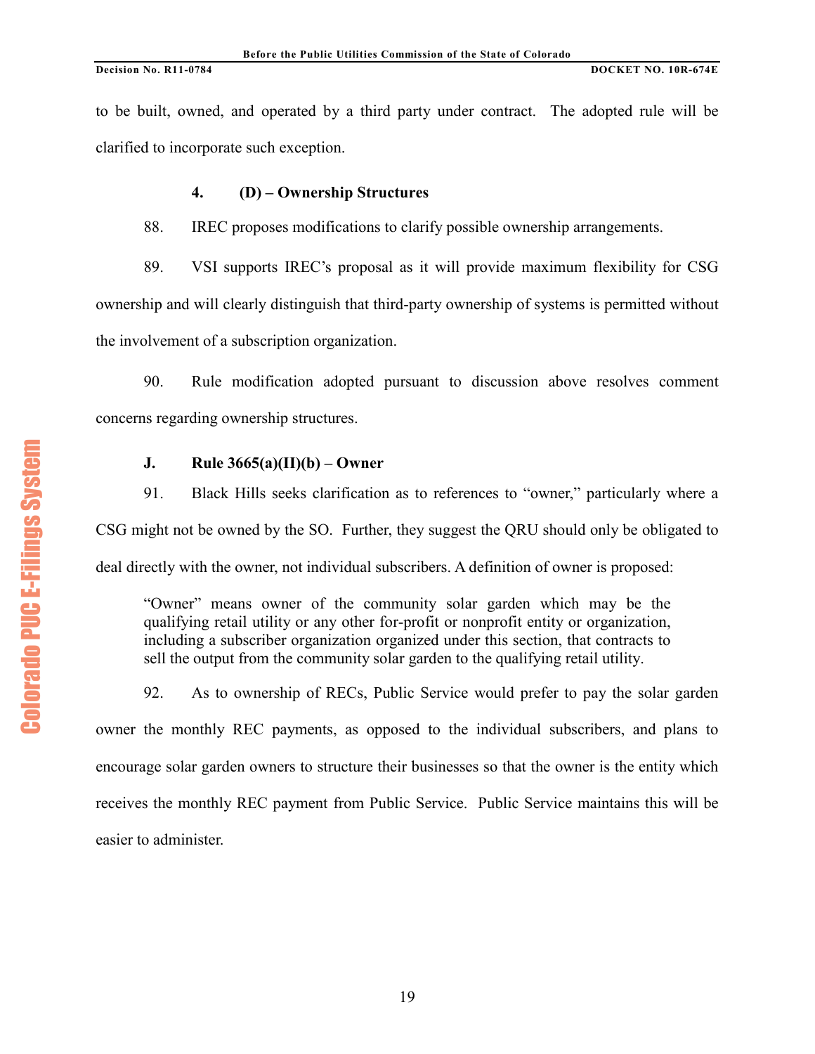to be built, owned, and operated by a third party under contract. The adopted rule will be clarified to incorporate such exception.

#### 4. (D) – Ownership Structures

88. IREC proposes modifications to clarify possible ownership arrangements.

89. VSI supports IREC's proposal as it will provide maximum flexibility for CSG ownership and will clearly distinguish that third-party ownership of systems is permitted without the involvement of a subscription organization.

90. Rule modification adopted pursuant to discussion above resolves comment concerns regarding ownership structures.

### J. Rule 3665(a)(II)(b) – Owner

91. Black Hills seeks clarification as to references to "owner," particularly where a CSG might not be owned by the SO. Further, they suggest the QRU should only be obligated to deal directly with the owner, not individual subscribers. A definition of owner is proposed:

> "Owner" means owner of the community solar garden which may be the qualifying retail utility or any other for-profit or nonprofit entity or organization, including a subscriber organization organized under this section, that contracts to sell the output from the community solar garden to the qualifying retail utility.

92. As to ownership of RECs, Public Service would prefer to pay the solar garden owner the monthly REC payments, as opposed to the individual subscribers, and plans to encourage solar garden owners to structure their businesses so that the owner is the entity which receives the monthly REC payment from Public Service. Public Service maintains this will be easier to administer.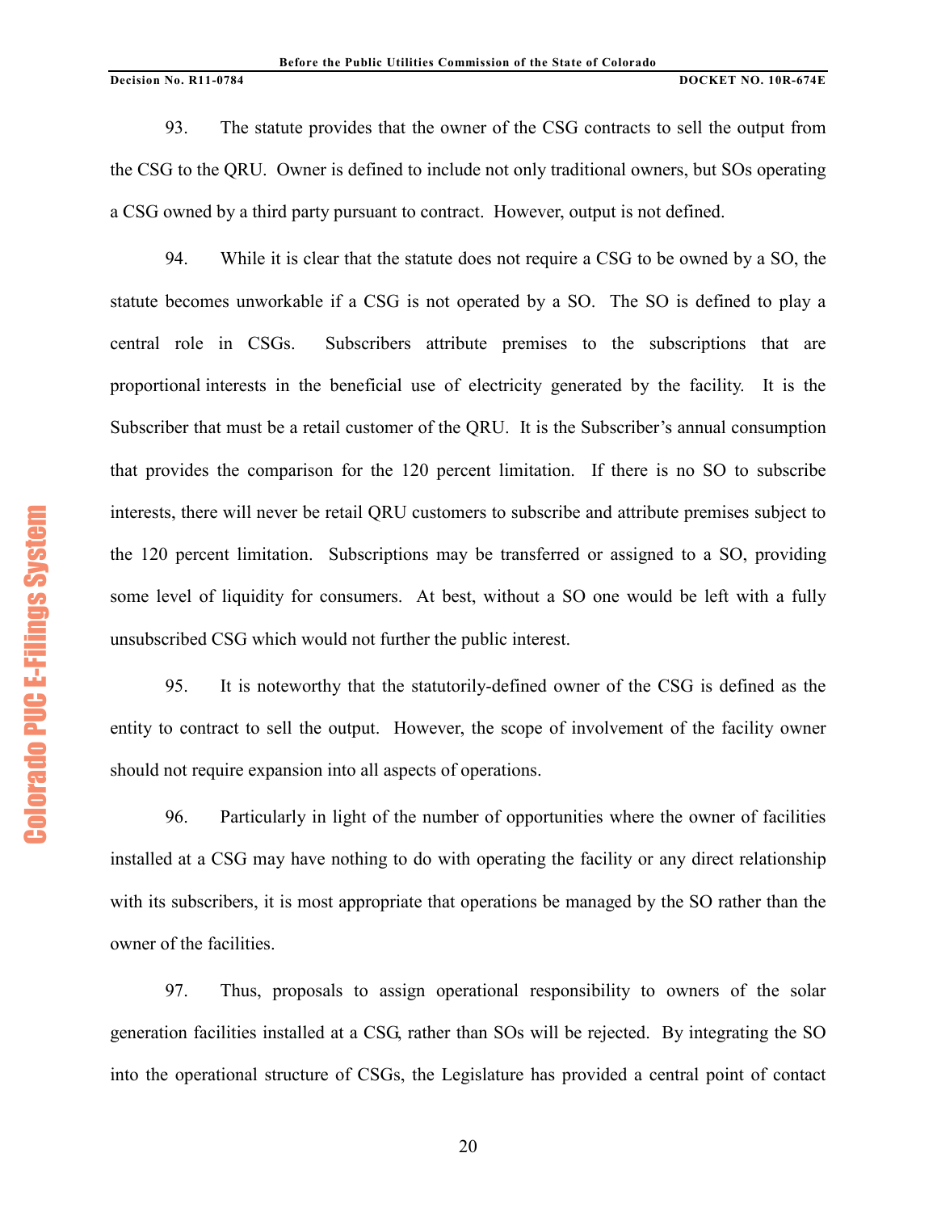93. The statute provides that the owner of the CSG contracts to sell the output from the CSG to the QRU. Owner is defined to include not only traditional owners, but SOs operating a CSG owned by a third party pursuant to contract. However, output is not defined.

94. While it is clear that the statute does not require a CSG to be owned by a SO, the statute becomes unworkable if a CSG is not operated by a SO. The SO is defined to play a central role in CSGs. Subscribers attribute premises to the subscriptions that are proportional interests in the beneficial use of electricity generated by the facility. It is the Subscriber that must be a retail customer of the QRU. It is the Subscriber's annual consumption that provides the comparison for the 120 percent limitation. If there is no SO to subscribe interests, there will never be retail QRU customers to subscribe and attribute premises subject to the 120 percent limitation. Subscriptions may be transferred or assigned to a SO, providing some level of liquidity for consumers. At best, without a SO one would be left with a fully unsubscribed CSG which would not further the public interest.

95. It is noteworthy that the statutorily-defined owner of the CSG is defined as the entity to contract to sell the output. However, the scope of involvement of the facility owner should not require expansion into all aspects of operations.

96. Particularly in light of the number of opportunities where the owner of facilities installed at a CSG may have nothing to do with operating the facility or any direct relationship with its subscribers, it is most appropriate that operations be managed by the SO rather than the owner of the facilities.

97. Thus, proposals to assign operational responsibility to owners of the solar generation facilities installed at a CSG, rather than SOs will be rejected. By integrating the SO into the operational structure of CSGs, the Legislature has provided a central point of contact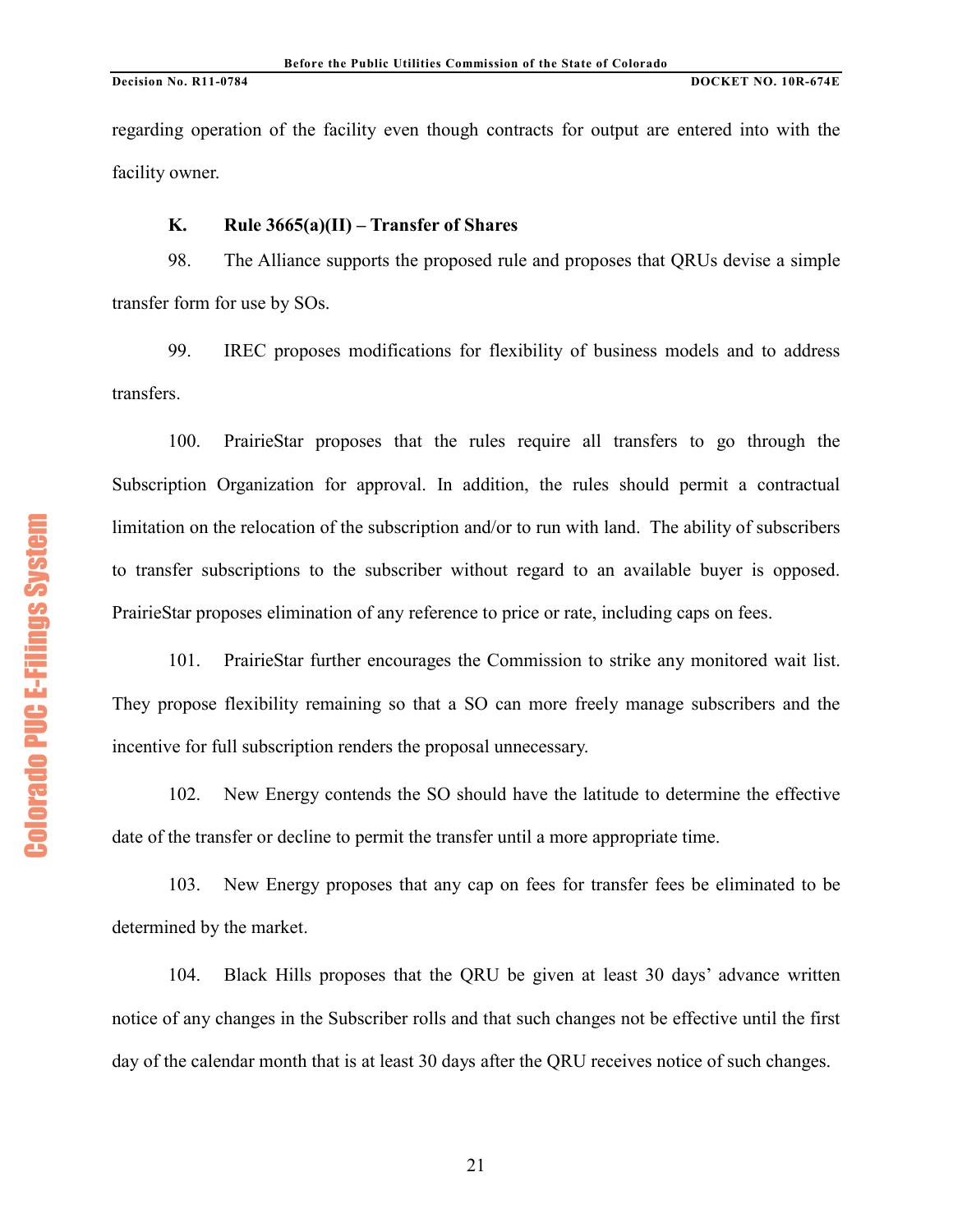regarding operation of the facility even though contracts for output are entered into with the facility owner.

**K. Rule 3665(a)(II) – Transfer of Shares**

98. The Alliance supports the proposed rule and proposes that QRUs devise a simple transfer form for use by SOs.

99. IREC proposes modifications for flexibility of business models and to address transfers.

100. PrairieStar proposes that the rules require all transfers to go through the Subscription Organization for approval. In addition, the rules should permit a contractual limitation on the relocation of the subscription and/or to run with land. The ability of subscribers to transfer subscriptions to the subscriber without regard to an available buyer is opposed. PrairieStar proposes elimination of any reference to price or rate, including caps on fees.

101. PrairieStar further encourages the Commission to strike any monitored wait list. They propose flexibility remaining so that a SO can more freely manage subscribers and the incentive for full subscription renders the proposal unnecessary.

102. New Energy contends the SO should have the latitude to determine the effective date of the transfer or decline to permit the transfer until a more appropriate time.

103. New Energy proposes that any cap on fees for transfer fees be eliminated to be determined by the market.

104. Black Hills proposes that the QRU be given at least 30 days' advance written notice of any changes in the Subscriber rolls and that such changes not be effective until the first day of the calendar month that is at least 30 days after the QRU receives notice of such changes.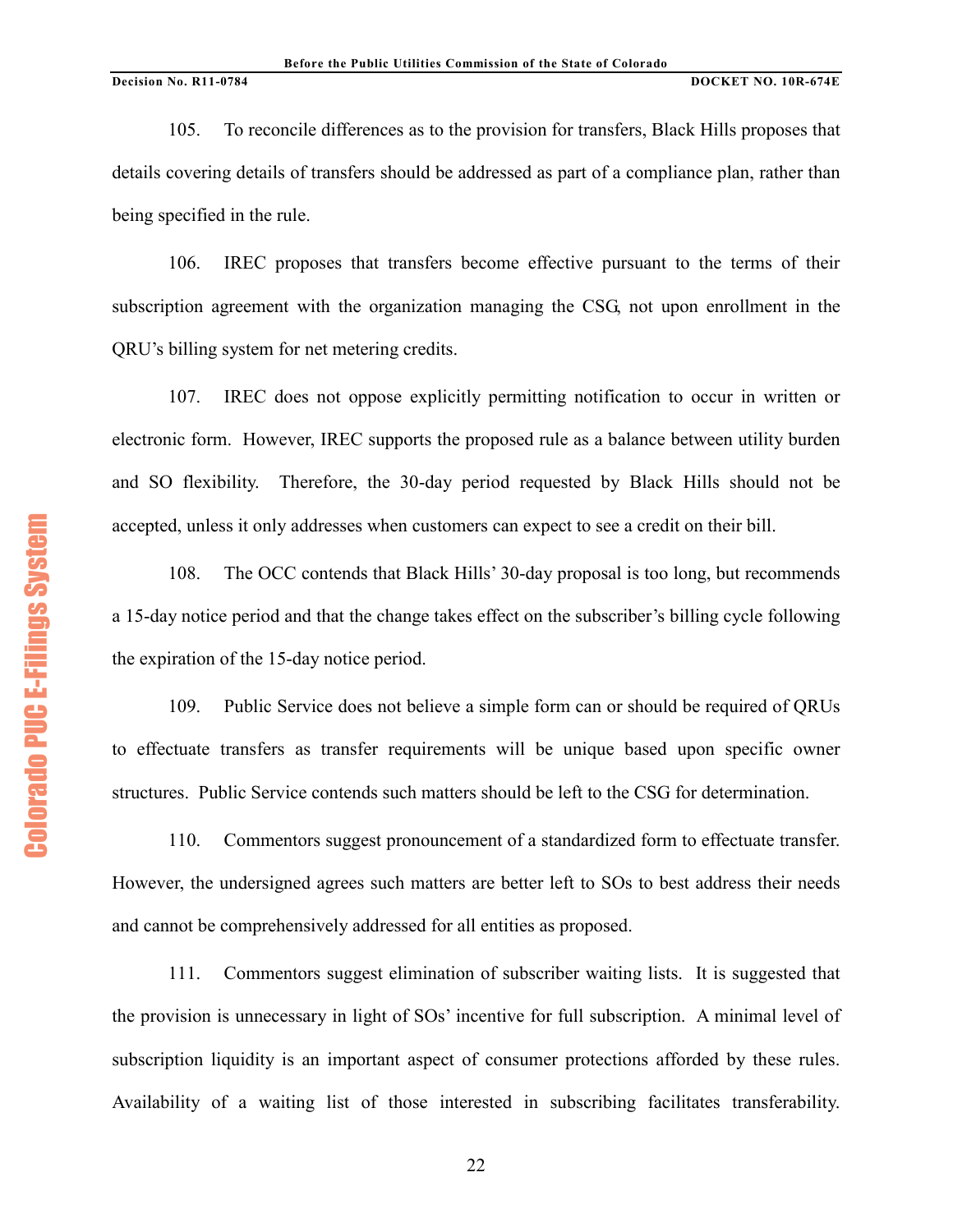105. To reconcile differences as to the provision for transfers, Black Hills proposes that details covering details of transfers should be addressed as part of a compliance plan, rather than being specified in the rule.

106. IREC proposes that transfers become effective pursuant to the terms of their subscription agreement with the organization managing the CSG, not upon enrollment in the QRU's billing system for net metering credits.

107. IREC does not oppose explicitly permitting notification to occur in written or electronic form. However, IREC supports the proposed rule as a balance between utility burden and SO flexibility. Therefore, the 30-day period requested by Black Hills should not be accepted, unless it only addresses when customers can expect to see a credit on their bill.

108. The OCC contends that Black Hills' 30-day proposal is too long, but recommends a 15-day notice period and that the change takes effect on the subscriber's billing cycle following the expiration of the 15-day notice period.

109. Public Service does not believe a simple form can or should be required of QRUs to effectuate transfers as transfer requirements will be unique based upon specific owner structures. Public Service contends such matters should be left to the CSG for determination.

110. Commentors suggest pronouncement of a standardized form to effectuate transfer. However, the undersigned agrees such matters are better left to SOs to best address their needs and cannot be comprehensively addressed for all entities as proposed.

111. Commentors suggest elimination of subscriber waiting lists. It is suggested that the provision is unnecessary in light of SOs' incentive for full subscription. A minimal level of subscription liquidity is an important aspect of consumer protections afforded by these rules. Availability of a waiting list of those interested in subscribing facilitates transferability.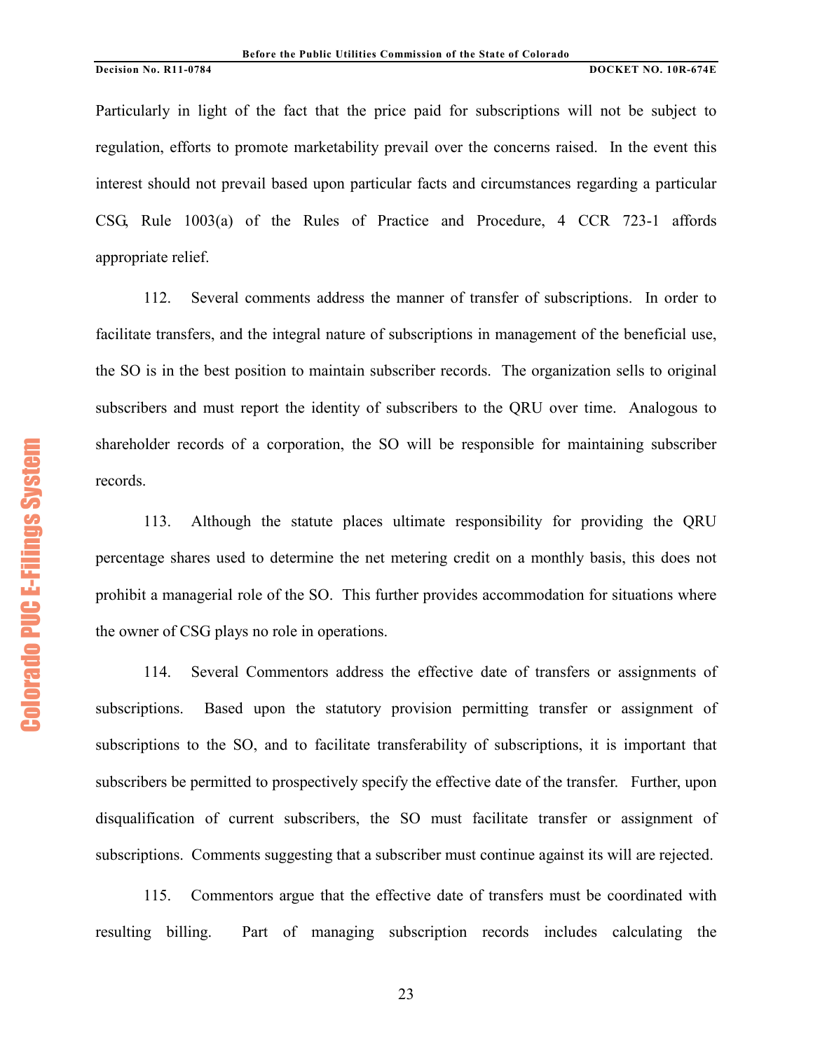Particularly in light of the fact that the price paid for subscriptions will not be subject to regulation, efforts to promote marketability prevail over the concerns raised. In the event this interest should not prevail based upon particular facts and circumstances regarding a particular CSG, Rule 1003(a) of the Rules of Practice and Procedure, 4 CCR 723-1 affords appropriate relief.

112. Several comments address the manner of transfer of subscriptions. In order to facilitate transfers, and the integral nature of subscriptions in management of the beneficial use, the SO is in the best position to maintain subscriber records. The organization sells to original subscribers and must report the identity of subscribers to the QRU over time. Analogous to shareholder records of a corporation, the SO will be responsible for maintaining subscriber records.

113. Although the statute places ultimate responsibility for providing the QRU percentage shares used to determine the net metering credit on a monthly basis, this does not prohibit a managerial role of the SO. This further provides accommodation for situations where the owner of CSG plays no role in operations.

114. Several Commentors address the effective date of transfers or assignments of subscriptions. Based upon the statutory provision permitting transfer or assignment of subscriptions to the SO, and to facilitate transferability of subscriptions, it is important that subscribers be permitted to prospectively specify the effective date of the transfer. Further, upon disqualification of current subscribers, the SO must facilitate transfer or assignment of subscriptions. Comments suggesting that a subscriber must continue against its will are rejected.

115. Commentors argue that the effective date of transfers must be coordinated with resulting billing. Part of managing subscription records includes calculating the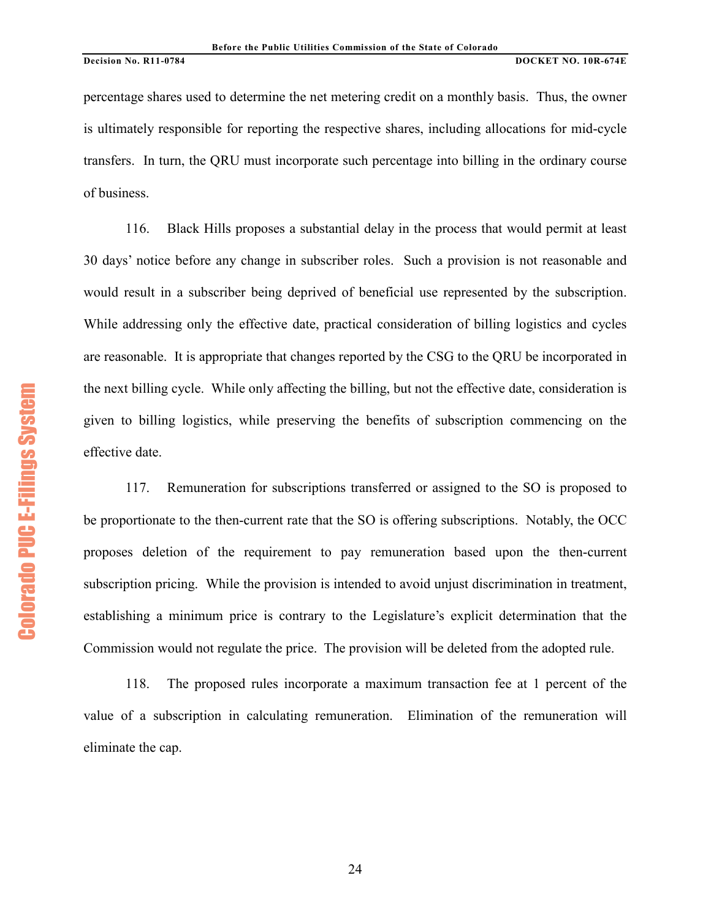percentage shares used to determine the net metering credit on a monthly basis. Thus, the owner is ultimately responsible for reporting the respective shares, including allocations for mid-cycle transfers. In turn, the QRU must incorporate such percentage into billing in the ordinary course of business.

116. Black Hills proposes a substantial delay in the process that would permit at least 30 days' notice before any change in subscriber roles. Such a provision is not reasonable and would result in a subscriber being deprived of beneficial use represented by the subscription. While addressing only the effective date, practical consideration of billing logistics and cycles are reasonable. It is appropriate that changes reported by the CSG to the QRU be incorporated in the next billing cycle. While only affecting the billing, but not the effective date, consideration is given to billing logistics, while preserving the benefits of subscription commencing on the effective date.

117. Remuneration for subscriptions transferred or assigned to the SO is proposed to be proportionate to the then-current rate that the SO is offering subscriptions. Notably, the OCC proposes deletion of the requirement to pay remuneration based upon the then-current subscription pricing. While the provision is intended to avoid unjust discrimination in treatment, establishing a minimum price is contrary to the Legislature's explicit determination that the Commission would not regulate the price. The provision will be deleted from the adopted rule.

118. The proposed rules incorporate a maximum transaction fee at 1 percent of the value of a subscription in calculating remuneration. Elimination of the remuneration will eliminate the cap.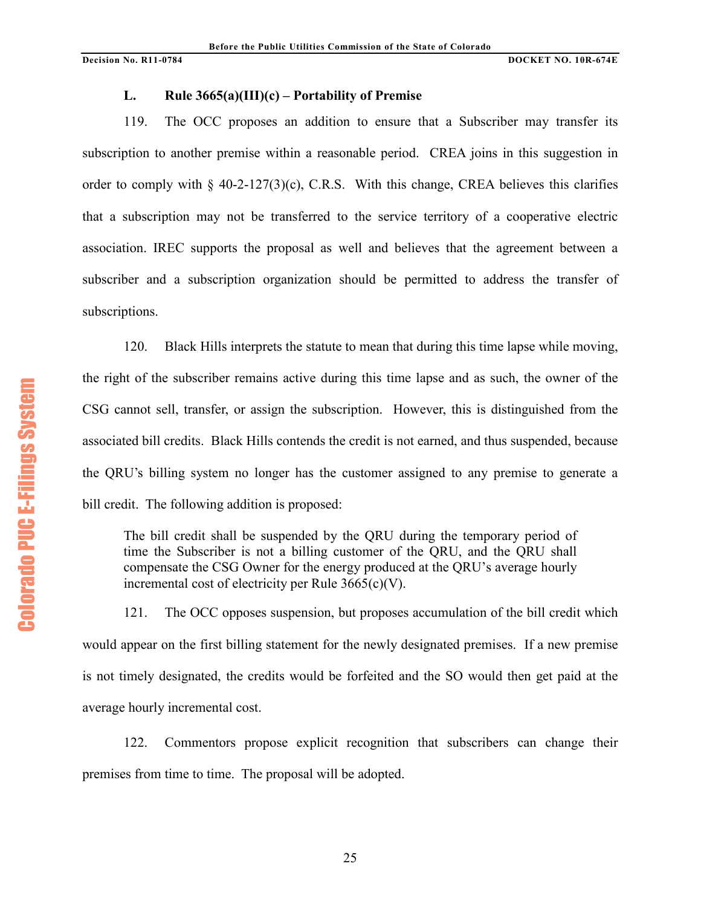### L. Rule 3665(a)(III)(c) – Portability of Premise

119. The OCC proposes an addition to ensure that a Subscriber may transfer its subscription to another premise within a reasonable period. CREA joins in this suggestion in order to comply with § 40-2-127(3)(c), C.R.S. With this change, CREA believes this clarifies that a subscription may not be transferred to the service territory of a cooperative electric association. IREC supports the proposal as well and believes that the agreement between a subscriber and a subscription organization should be permitted to address the transfer of subscriptions.

120. Black Hills interprets the statute to mean that during this time lapse while moving, the right of the subscriber remains active during this time lapse and as such, the owner of the CSG cannot sell, transfer, or assign the subscription. However, this is distinguished from the associated bill credits. Black Hills contends the credit is not earned, and thus suspended, because the QRU's billing system no longer has the customer assigned to any premise to generate a bill credit. The following addition is proposed:

> The bill credit shall be suspended by the QRU during the temporary period of time the Subscriber is not a billing customer of the QRU, and the QRU shall compensate the CSG Owner for the energy produced at the QRU's average hourly incremental cost of electricity per Rule 3665(c)(V).

121. The OCC opposes suspension, but proposes accumulation of the bill credit which would appear on the first billing statement for the newly designated premises. If a new premise is not timely designated, the credits would be forfeited and the SO would then get paid at the average hourly incremental cost.

122. Commentors propose explicit recognition that subscribers can change their premises from time to time. The proposal will be adopted.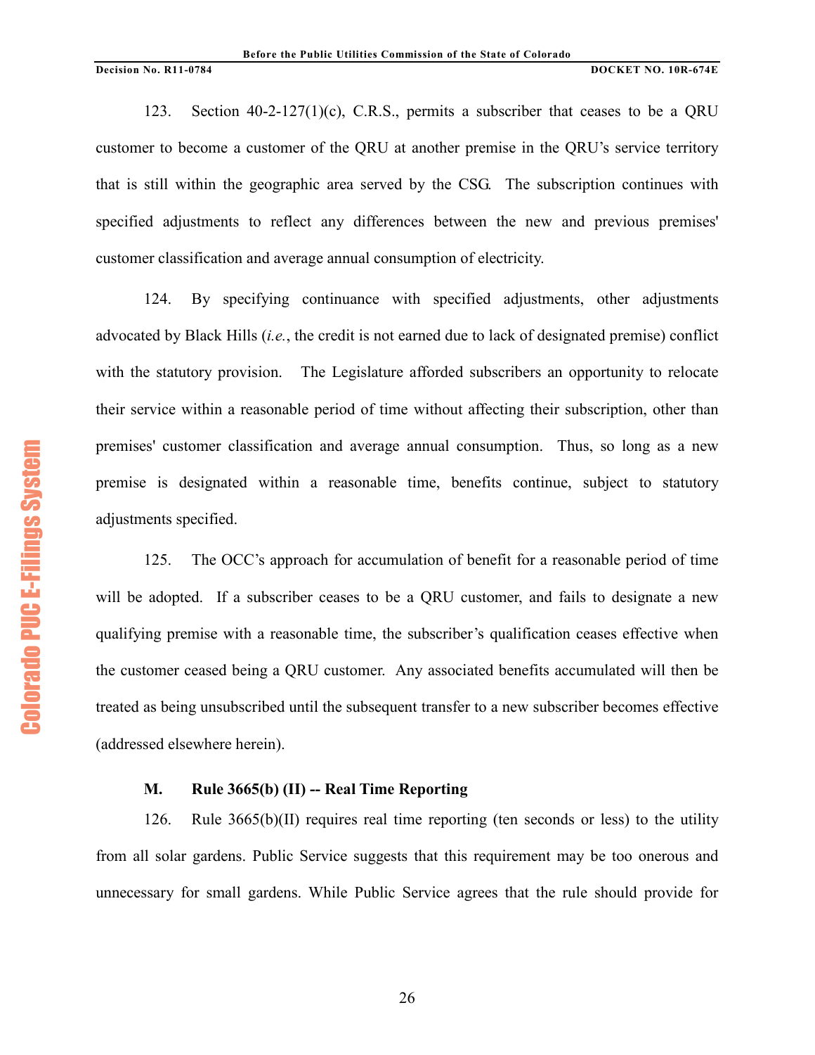123. Section 40-2-127(1)(c), C.R.S., permits a subscriber that ceases to be a QRU customer to become a customer of the QRU at another premise in the QRU's service territory that is still within the geographic area served by the CSG. The subscription continues with specified adjustments to reflect any differences between the new and previous premises' customer classification and average annual consumption of electricity.

124. By specifying continuance with specified adjustments, other adjustments advocated by Black Hills (*i.e.*, the credit is not earned due to lack of designated premise) conflict with the statutory provision. The Legislature afforded subscribers an opportunity to relocate their service within a reasonable period of time without affecting their subscription, other than premises' customer classification and average annual consumption. Thus, so long as a new premise is designated within a reasonable time, benefits continue, subject to statutory adjustments specified.

125. The OCC's approach for accumulation of benefit for a reasonable period of time will be adopted. If a subscriber ceases to be a QRU customer, and fails to designate a new qualifying premise with a reasonable time, the subscriber's qualification ceases effective when the customer ceased being a QRU customer. Any associated benefits accumulated will then be treated as being unsubscribed until the subsequent transfer to a new subscriber becomes effective (addressed elsewhere herein).

### M. Rule 3665(b) (II) -- Real Time Reporting

126. Rule 3665(b)(II) requires real time reporting (ten seconds or less) to the utility from all solar gardens. Public Service suggests that this requirement may be too onerous and unnecessary for small gardens. While Public Service agrees that the rule should provide for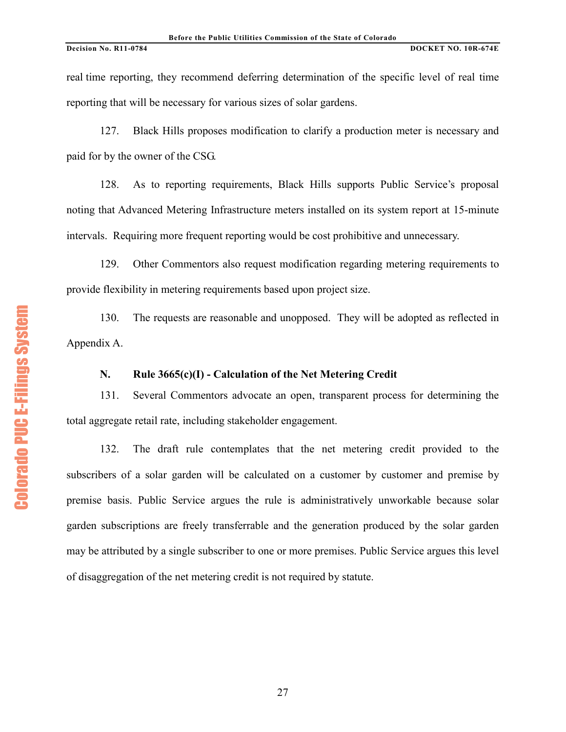real time reporting, they recommend deferring determination of the specific level of real time reporting that will be necessary for various sizes of solar gardens.

127. Black Hills proposes modification to clarify a production meter is necessary and paid for by the owner of the CSG.

128. As to reporting requirements, Black Hills supports Public Service's proposal noting that Advanced Metering Infrastructure meters installed on its system report at 15-minute intervals. Requiring more frequent reporting would be cost prohibitive and unnecessary.

129. Other Commentors also request modification regarding metering requirements to provide flexibility in metering requirements based upon project size.

130. The requests are reasonable and unopposed. They will be adopted as reflected in Appendix A.

### N. Rule 3665(c)(I) - Calculation of the Net Metering Credit

131. Several Commentors advocate an open, transparent process for determining the total aggregate retail rate, including stakeholder engagement.

132. The draft rule contemplates that the net metering credit provided to the subscribers of a solar garden will be calculated on a customer by customer and premise by premise basis. Public Service argues the rule is administratively unworkable because solar garden subscriptions are freely transferrable and the generation produced by the solar garden may be attributed by a single subscriber to one or more premises. Public Service argues this level of disaggregation of the net metering credit is not required by statute.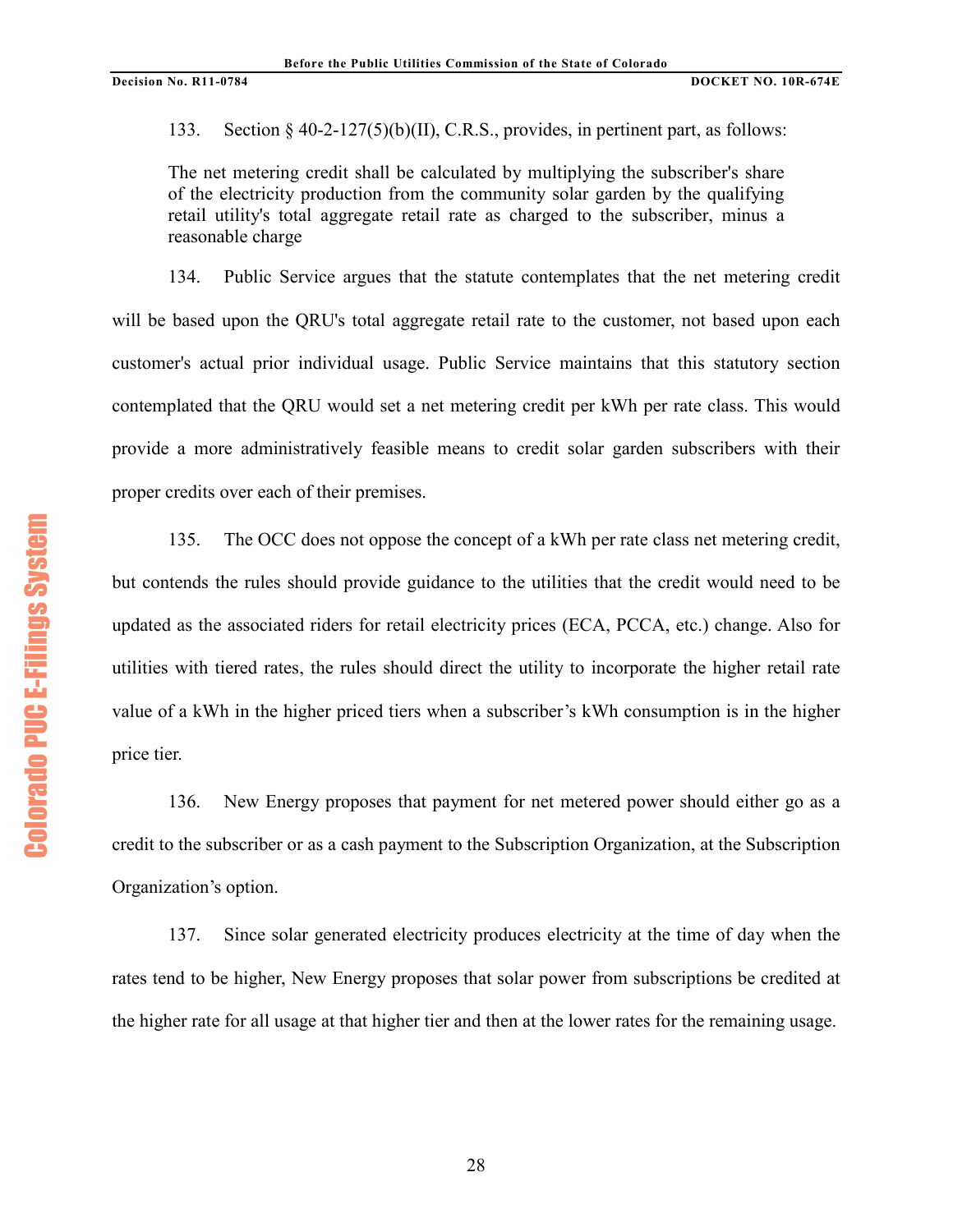133. Section § 40-2-127(5)(b)(II), C.R.S., provides, in pertinent part, as follows:

> The net metering credit shall be calculated by multiplying the subscriber's share of the electricity production from the community solar garden by the qualifying retail utility's total aggregate retail rate as charged to the subscriber, minus a reasonable charge

134. Public Service argues that the statute contemplates that the net metering credit will be based upon the QRU's total aggregate retail rate to the customer, not based upon each customer's actual prior individual usage. Public Service maintains that this statutory section contemplated that the QRU would set a net metering credit per kWh per rate class. This would provide a more administratively feasible means to credit solar garden subscribers with their proper credits over each of their premises.

135. The OCC does not oppose the concept of a kWh per rate class net metering credit, but contends the rules should provide guidance to the utilities that the credit would need to be updated as the associated riders for retail electricity prices (ECA, PCCA, etc.) change. Also for utilities with tiered rates, the rules should direct the utility to incorporate the higher retail rate value of a kWh in the higher priced tiers when a subscriber's kWh consumption is in the higher price tier.

136. New Energy proposes that payment for net metered power should either go as a credit to the subscriber or as a cash payment to the Subscription Organization, at the Subscription Organization's option.

137. Since solar generated electricity produces electricity at the time of day when the rates tend to be higher, New Energy proposes that solar power from subscriptions be credited at the higher rate for all usage at that higher tier and then at the lower rates for the remaining usage.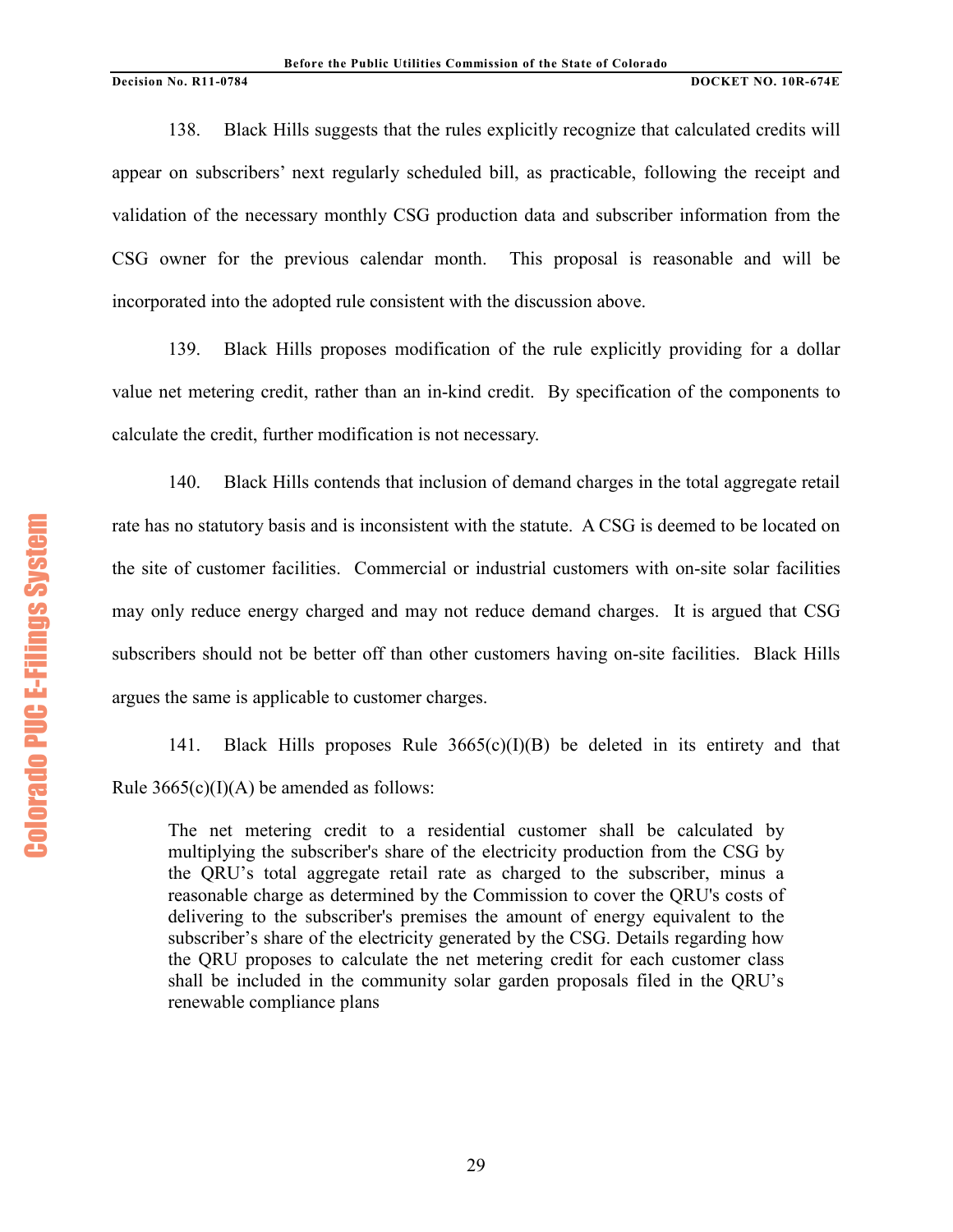138. Black Hills suggests that the rules explicitly recognize that calculated credits will appear on subscribers' next regularly scheduled bill, as practicable, following the receipt and validation of the necessary monthly CSG production data and subscriber information from the CSG owner for the previous calendar month. This proposal is reasonable and will be incorporated into the adopted rule consistent with the discussion above.

139. Black Hills proposes modification of the rule explicitly providing for a dollar value net metering credit, rather than an in-kind credit. By specification of the components to calculate the credit, further modification is not necessary.

140. Black Hills contends that inclusion of demand charges in the total aggregate retail rate has no statutory basis and is inconsistent with the statute. A CSG is deemed to be located on the site of customer facilities. Commercial or industrial customers with on-site solar facilities may only reduce energy charged and may not reduce demand charges. It is argued that CSG subscribers should not be better off than other customers having on-site facilities. Black Hills argues the same is applicable to customer charges.

141. Black Hills proposes Rule 3665(c)(I)(B) be deleted in its entirety and that Rule 3665(c)(I)(A) be amended as follows:

> The net metering credit to a residential customer shall be calculated by multiplying the subscriber's share of the electricity production from the CSG by the QRU's total aggregate retail rate as charged to the subscriber, minus a reasonable charge as determined by the Commission to cover the QRU's costs of delivering to the subscriber's premises the amount of energy equivalent to the subscriber's share of the electricity generated by the CSG. Details regarding how the QRU proposes to calculate the net metering credit for each customer class shall be included in the community solar garden proposals filed in the QRU's renewable compliance plans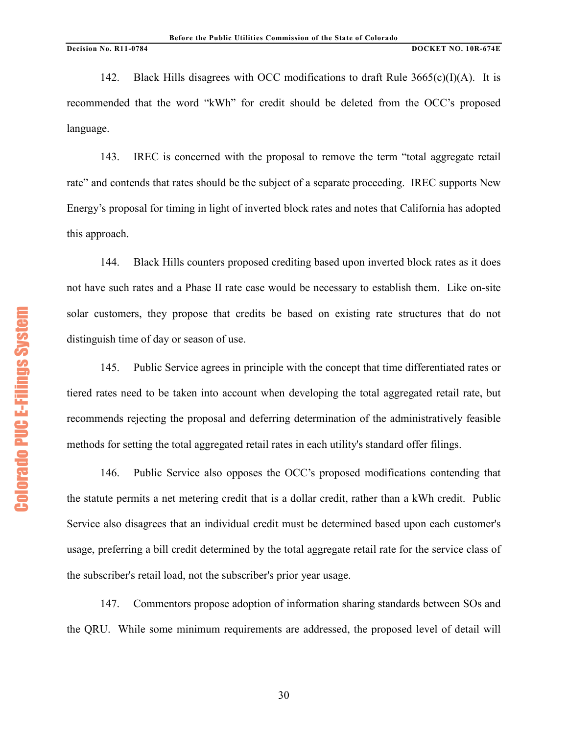142. Black Hills disagrees with OCC modifications to draft Rule 3665(c)(I)(A). It is recommended that the word "kWh" for credit should be deleted from the OCC's proposed language.

143. IREC is concerned with the proposal to remove the term "total aggregate retail rate" and contends that rates should be the subject of a separate proceeding. IREC supports New Energy's proposal for timing in light of inverted block rates and notes that California has adopted this approach.

144. Black Hills counters proposed crediting based upon inverted block rates as it does not have such rates and a Phase II rate case would be necessary to establish them. Like on-site solar customers, they propose that credits be based on existing rate structures that do not distinguish time of day or season of use.

145. Public Service agrees in principle with the concept that time differentiated rates or tiered rates need to be taken into account when developing the total aggregated retail rate, but recommends rejecting the proposal and deferring determination of the administratively feasible methods for setting the total aggregated retail rates in each utility's standard offer filings.

146. Public Service also opposes the OCC's proposed modifications contending that the statute permits a net metering credit that is a dollar credit, rather than a kWh credit. Public Service also disagrees that an individual credit must be determined based upon each customer's usage, preferring a bill credit determined by the total aggregate retail rate for the service class of the subscriber's retail load, not the subscriber's prior year usage.

147. Commentors propose adoption of information sharing standards between SOs and the QRU. While some minimum requirements are addressed, the proposed level of detail will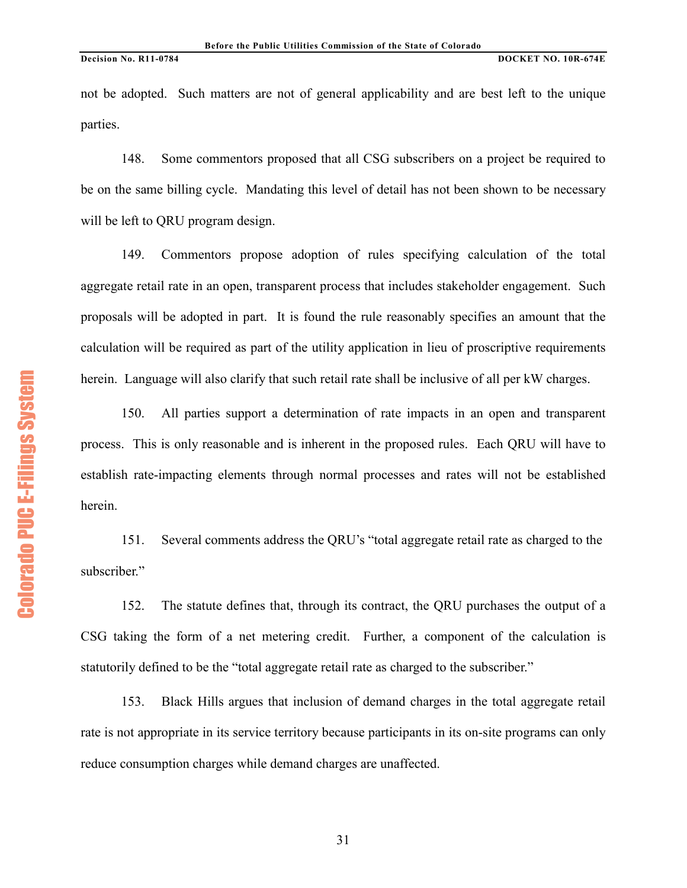not be adopted. Such matters are not of general applicability and are best left to the unique parties.

148. Some commentors proposed that all CSG subscribers on a project be required to be on the same billing cycle. Mandating this level of detail has not been shown to be necessary will be left to QRU program design.

149. Commentors propose adoption of rules specifying calculation of the total aggregate retail rate in an open, transparent process that includes stakeholder engagement. Such proposals will be adopted in part. It is found the rule reasonably specifies an amount that the calculation will be required as part of the utility application in lieu of proscriptive requirements herein. Language will also clarify that such retail rate shall be inclusive of all per kW charges.

150. All parties support a determination of rate impacts in an open and transparent process. This is only reasonable and is inherent in the proposed rules. Each QRU will have to establish rate-impacting elements through normal processes and rates will not be established herein.

151. Several comments address the QRU's "total aggregate retail rate as charged to the subscriber."

152. The statute defines that, through its contract, the QRU purchases the output of a CSG taking the form of a net metering credit. Further, a component of the calculation is statutorily defined to be the "total aggregate retail rate as charged to the subscriber."

153. Black Hills argues that inclusion of demand charges in the total aggregate retail rate is not appropriate in its service territory because participants in its on-site programs can only reduce consumption charges while demand charges are unaffected.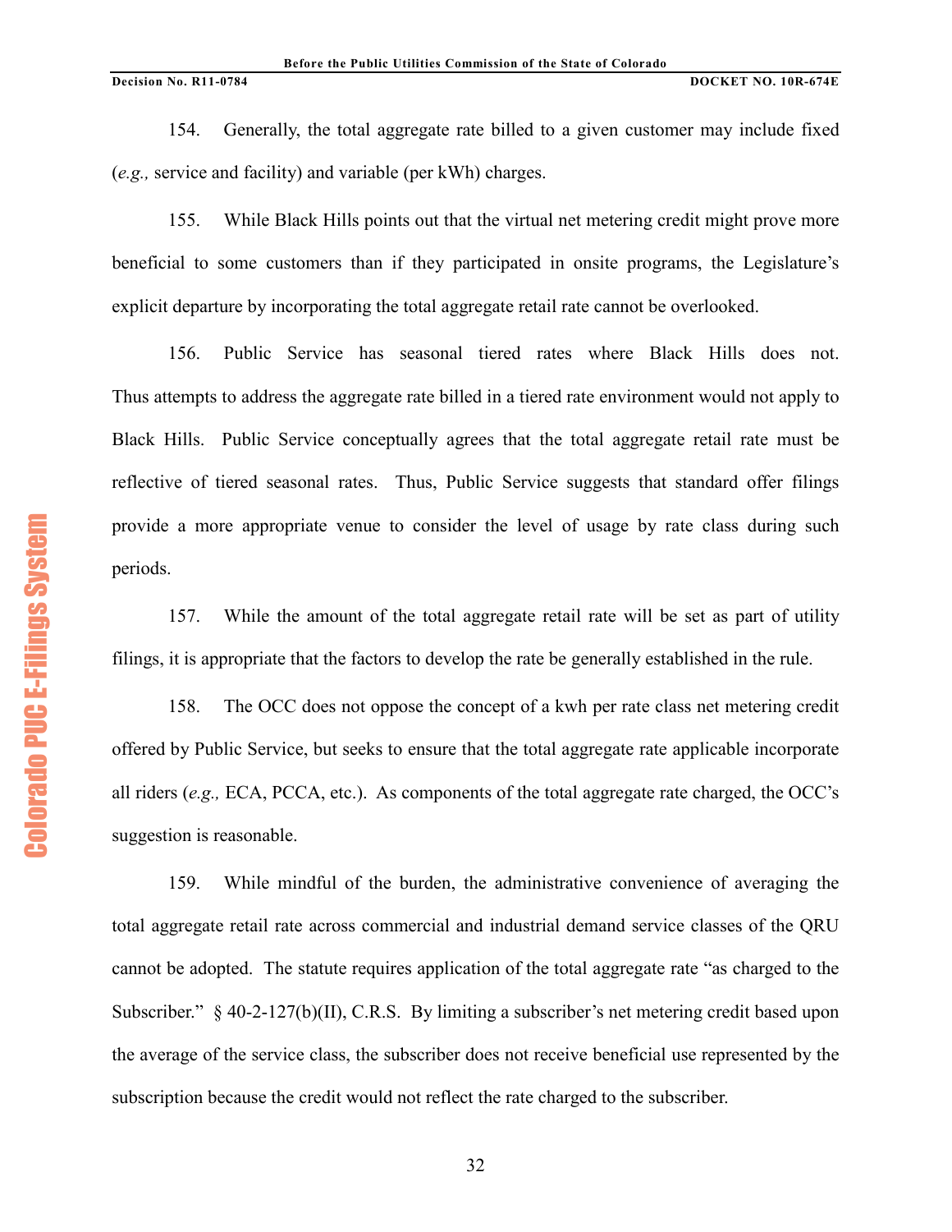154. Generally, the total aggregate rate billed to a given customer may include fixed (*e.g.,* service and facility) and variable (per kWh) charges.

155. While Black Hills points out that the virtual net metering credit might prove more beneficial to some customers than if they participated in onsite programs, the Legislature's explicit departure by incorporating the total aggregate retail rate cannot be overlooked.

156. Public Service has seasonal tiered rates where Black Hills does not. Thus attempts to address the aggregate rate billed in a tiered rate environment would not apply to Black Hills. Public Service conceptually agrees that the total aggregate retail rate must be reflective of tiered seasonal rates. Thus, Public Service suggests that standard offer filings provide a more appropriate venue to consider the level of usage by rate class during such periods.

157. While the amount of the total aggregate retail rate will be set as part of utility filings, it is appropriate that the factors to develop the rate be generally established in the rule.

158. The OCC does not oppose the concept of a kwh per rate class net metering credit offered by Public Service, but seeks to ensure that the total aggregate rate applicable incorporate all riders (*e.g.,* ECA, PCCA, etc.). As components of the total aggregate rate charged, the OCC's suggestion is reasonable.

159. While mindful of the burden, the administrative convenience of averaging the total aggregate retail rate across commercial and industrial demand service classes of the QRU cannot be adopted. The statute requires application of the total aggregate rate "as charged to the Subscriber." § 40-2-127(b)(II), C.R.S. By limiting a subscriber's net metering credit based upon the average of the service class, the subscriber does not receive beneficial use represented by the subscription because the credit would not reflect the rate charged to the subscriber.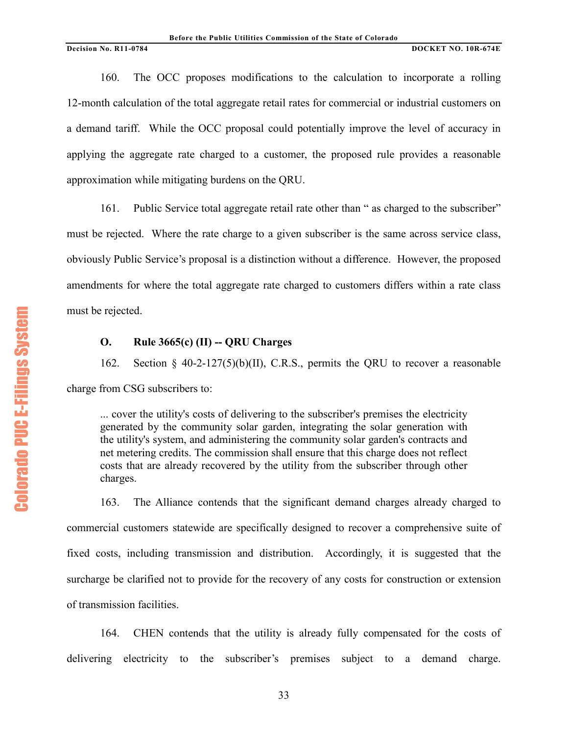160. The OCC proposes modifications to the calculation to incorporate a rolling 12-month calculation of the total aggregate retail rates for commercial or industrial customers on a demand tariff. While the OCC proposal could potentially improve the level of accuracy in applying the aggregate rate charged to a customer, the proposed rule provides a reasonable approximation while mitigating burdens on the QRU.

161. Public Service total aggregate retail rate other than " as charged to the subscriber" must be rejected. Where the rate charge to a given subscriber is the same across service class, obviously Public Service's proposal is a distinction without a difference. However, the proposed amendments for where the total aggregate rate charged to customers differs within a rate class must be rejected.

### O. Rule 3665(c) (II) -- QRU Charges

162. Section § 40-2-127(5)(b)(II), C.R.S., permits the QRU to recover a reasonable charge from CSG subscribers to:

> ... cover the utility's costs of delivering to the subscriber's premises the electricity generated by the community solar garden, integrating the solar generation with the utility's system, and administering the community solar garden's contracts and net metering credits. The commission shall ensure that this charge does not reflect costs that are already recovered by the utility from the subscriber through other charges.

163. The Alliance contends that the significant demand charges already charged to commercial customers statewide are specifically designed to recover a comprehensive suite of fixed costs, including transmission and distribution. Accordingly, it is suggested that the surcharge be clarified not to provide for the recovery of any costs for construction or extension of transmission facilities.

164. CHEN contends that the utility is already fully compensated for the costs of delivering electricity to the subscriber's premises subject to a demand charge.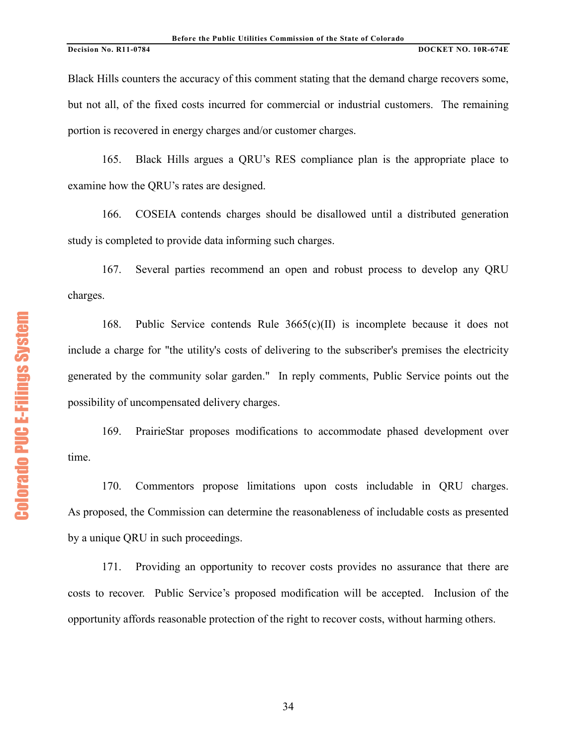Black Hills counters the accuracy of this comment stating that the demand charge recovers some, but not all, of the fixed costs incurred for commercial or industrial customers. The remaining portion is recovered in energy charges and/or customer charges.

165. Black Hills argues a QRU's RES compliance plan is the appropriate place to examine how the QRU's rates are designed.

166. COSEIA contends charges should be disallowed until a distributed generation study is completed to provide data informing such charges.

167. Several parties recommend an open and robust process to develop any QRU charges.

168. Public Service contends Rule 3665(c)(II) is incomplete because it does not include a charge for "the utility's costs of delivering to the subscriber's premises the electricity generated by the community solar garden." In reply comments, Public Service points out the possibility of uncompensated delivery charges.

169. PrairieStar proposes modifications to accommodate phased development over time.

170. Commentors propose limitations upon costs includable in QRU charges. As proposed, the Commission can determine the reasonableness of includable costs as presented by a unique QRU in such proceedings.

171. Providing an opportunity to recover costs provides no assurance that there are costs to recover. Public Service's proposed modification will be accepted. Inclusion of the opportunity affords reasonable protection of the right to recover costs, without harming others.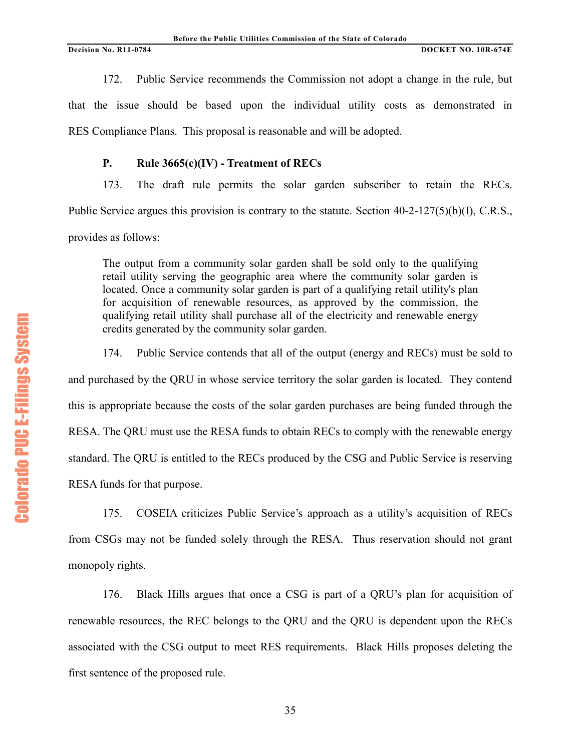172. Public Service recommends the Commission not adopt a change in the rule, but that the issue should be based upon the individual utility costs as demonstrated in RES Compliance Plans. This proposal is reasonable and will be adopted.

### P. Rule 3665(c)(IV) - Treatment of RECs

173. The draft rule permits the solar garden subscriber to retain the RECs. Public Service argues this provision is contrary to the statute. Section 40-2-127(5)(b)(I), C.R.S., provides as follows:

> The output from a community solar garden shall be sold only to the qualifying retail utility serving the geographic area where the community solar garden is located. Once a community solar garden is part of a qualifying retail utility's plan for acquisition of renewable resources, as approved by the commission, the qualifying retail utility shall purchase all of the electricity and renewable energy credits generated by the community solar garden.

174. Public Service contends that all of the output (energy and RECs) must be sold to and purchased by the QRU in whose service territory the solar garden is located. They contend this is appropriate because the costs of the solar garden purchases are being funded through the RESA. The QRU must use the RESA funds to obtain RECs to comply with the renewable energy standard. The QRU is entitled to the RECs produced by the CSG and Public Service is reserving RESA funds for that purpose.

175. COSEIA criticizes Public Service's approach as a utility's acquisition of RECs from CSGs may not be funded solely through the RESA. Thus reservation should not grant monopoly rights.

176. Black Hills argues that once a CSG is part of a QRU's plan for acquisition of renewable resources, the REC belongs to the QRU and the QRU is dependent upon the RECs associated with the CSG output to meet RES requirements. Black Hills proposes deleting the first sentence of the proposed rule.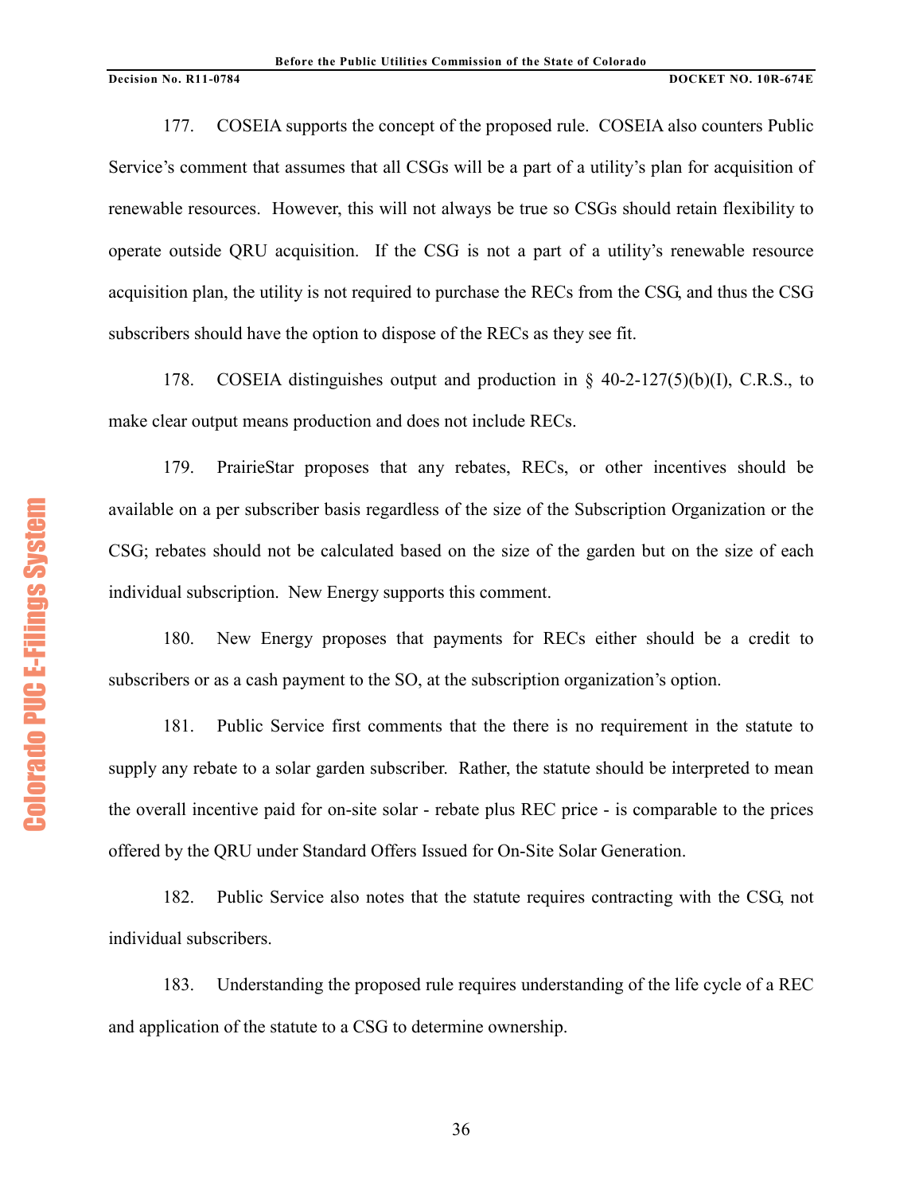177. COSEIA supports the concept of the proposed rule. COSEIA also counters Public Service's comment that assumes that all CSGs will be a part of a utility's plan for acquisition of renewable resources. However, this will not always be true so CSGs should retain flexibility to operate outside QRU acquisition. If the CSG is not a part of a utility's renewable resource acquisition plan, the utility is not required to purchase the RECs from the CSG, and thus the CSG subscribers should have the option to dispose of the RECs as they see fit.

178. COSEIA distinguishes output and production in § 40-2-127(5)(b)(I), C.R.S., to make clear output means production and does not include RECs.

179. PrairieStar proposes that any rebates, RECs, or other incentives should be available on a per subscriber basis regardless of the size of the Subscription Organization or the CSG; rebates should not be calculated based on the size of the garden but on the size of each individual subscription. New Energy supports this comment.

180. New Energy proposes that payments for RECs either should be a credit to subscribers or as a cash payment to the SO, at the subscription organization's option.

181. Public Service first comments that the there is no requirement in the statute to supply any rebate to a solar garden subscriber. Rather, the statute should be interpreted to mean the overall incentive paid for on-site solar - rebate plus REC price - is comparable to the prices offered by the QRU under Standard Offers Issued for On-Site Solar Generation.

182. Public Service also notes that the statute requires contracting with the CSG, not individual subscribers.

183. Understanding the proposed rule requires understanding of the life cycle of a REC and application of the statute to a CSG to determine ownership.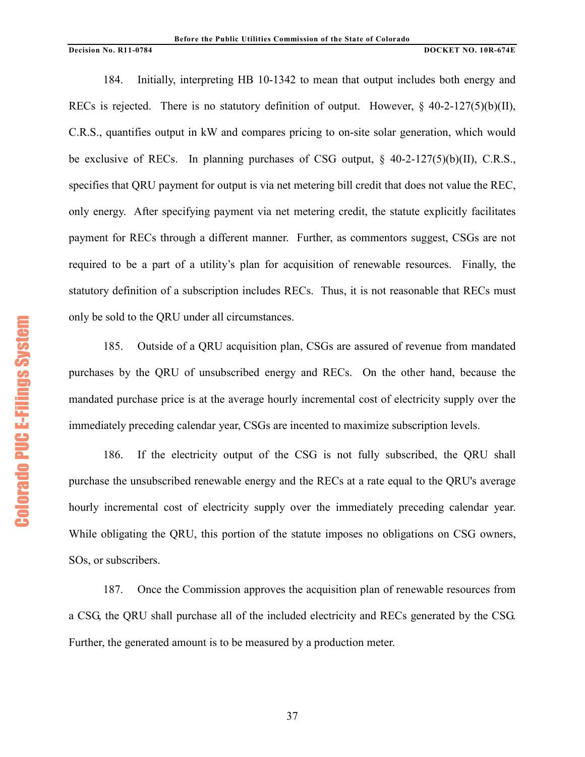184. Initially, interpreting HB 10-1342 to mean that output includes both energy and RECs is rejected. There is no statutory definition of output. However, § 40-2-127(5)(b)(II), C.R.S., quantifies output in kW and compares pricing to on-site solar generation, which would be exclusive of RECs. In planning purchases of CSG output, § 40-2-127(5)(b)(II), C.R.S., specifies that QRU payment for output is via net metering bill credit that does not value the REC, only energy. After specifying payment via net metering credit, the statute explicitly facilitates payment for RECs through a different manner. Further, as commentors suggest, CSGs are not required to be a part of a utility's plan for acquisition of renewable resources. Finally, the statutory definition of a subscription includes RECs. Thus, it is not reasonable that RECs must only be sold to the QRU under all circumstances.

185. Outside of a QRU acquisition plan, CSGs are assured of revenue from mandated purchases by the QRU of unsubscribed energy and RECs. On the other hand, because the mandated purchase price is at the average hourly incremental cost of electricity supply over the immediately preceding calendar year, CSGs are incented to maximize subscription levels.

186. If the electricity output of the CSG is not fully subscribed, the QRU shall purchase the unsubscribed renewable energy and the RECs at a rate equal to the QRU's average hourly incremental cost of electricity supply over the immediately preceding calendar year. While obligating the QRU, this portion of the statute imposes no obligations on CSG owners, SOs, or subscribers.

187. Once the Commission approves the acquisition plan of renewable resources from a CSG, the QRU shall purchase all of the included electricity and RECs generated by the CSG. Further, the generated amount is to be measured by a production meter.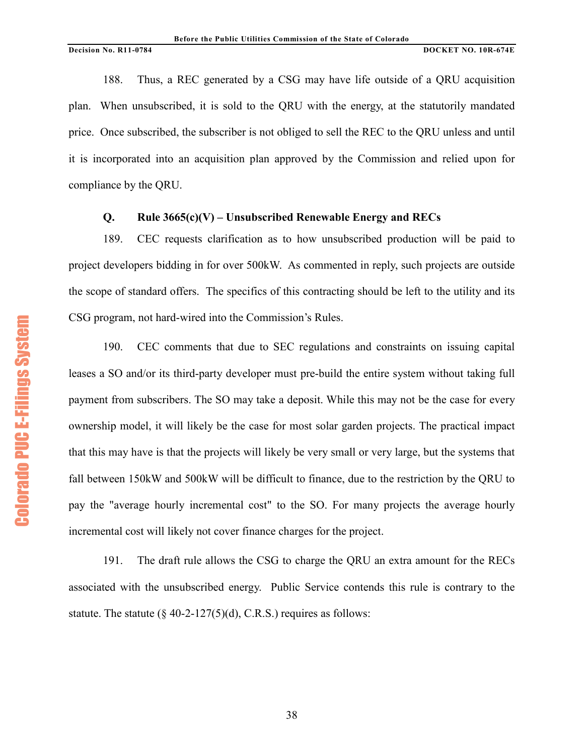188. Thus, a REC generated by a CSG may have life outside of a QRU acquisition plan. When unsubscribed, it is sold to the QRU with the energy, at the statutorily mandated price. Once subscribed, the subscriber is not obliged to sell the REC to the QRU unless and until it is incorporated into an acquisition plan approved by the Commission and relied upon for compliance by the QRU.

### Q. Rule 3665(c)(V) – Unsubscribed Renewable Energy and RECs

189. CEC requests clarification as to how unsubscribed production will be paid to project developers bidding in for over 500kW. As commented in reply, such projects are outside the scope of standard offers. The specifics of this contracting should be left to the utility and its CSG program, not hard-wired into the Commission's Rules.

190. CEC comments that due to SEC regulations and constraints on issuing capital leases a SO and/or its third-party developer must pre-build the entire system without taking full payment from subscribers. The SO may take a deposit. While this may not be the case for every ownership model, it will likely be the case for most solar garden projects. The practical impact that this may have is that the projects will likely be very small or very large, but the systems that fall between 150kW and 500kW will be difficult to finance, due to the restriction by the QRU to pay the "average hourly incremental cost" to the SO. For many projects the average hourly incremental cost will likely not cover finance charges for the project.

191. The draft rule allows the CSG to charge the QRU an extra amount for the RECs associated with the unsubscribed energy. Public Service contends this rule is contrary to the statute. The statute (§ 40-2-127(5)(d), C.R.S.) requires as follows: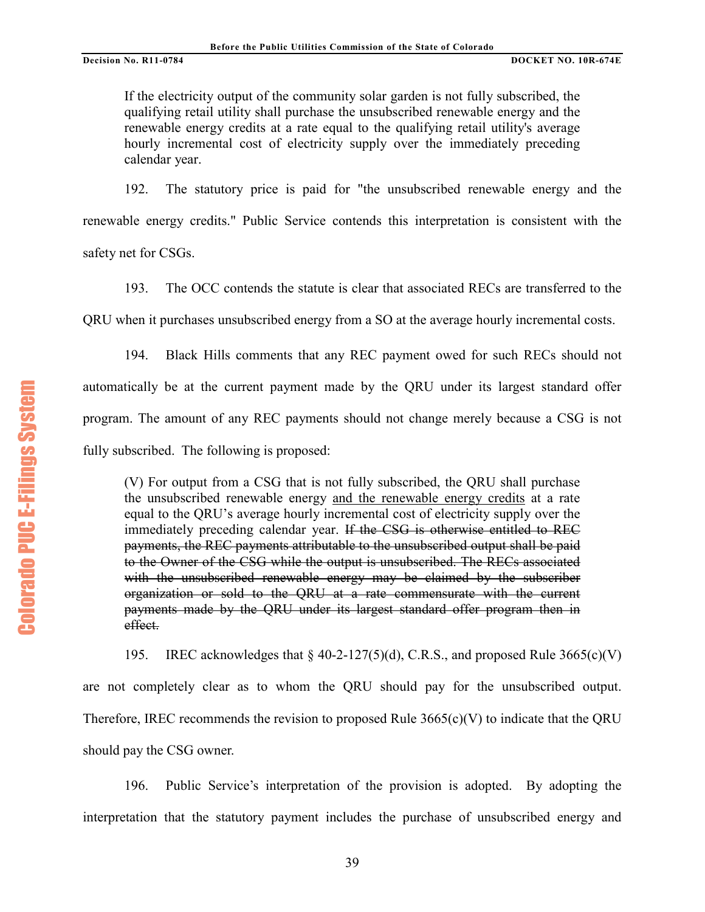> If the electricity output of the community solar garden is not fully subscribed, the qualifying retail utility shall purchase the unsubscribed renewable energy and the renewable energy credits at a rate equal to the qualifying retail utility's average hourly incremental cost of electricity supply over the immediately preceding calendar year.

192. The statutory price is paid for "the unsubscribed renewable energy and the renewable energy credits." Public Service contends this interpretation is consistent with the safety net for CSGs.

193. The OCC contends the statute is clear that associated RECs are transferred to the QRU when it purchases unsubscribed energy from a SO at the average hourly incremental costs.

194. Black Hills comments that any REC payment owed for such RECs should not automatically be at the current payment made by the QRU under its largest standard offer program. The amount of any REC payments should not change merely because a CSG is not fully subscribed. The following is proposed:

> (V) For output from a CSG that is not fully subscribed, the QRU shall purchase the unsubscribed renewable energy <u>and the renewable energy credits</u> at a rate equal to the QRU's average hourly incremental cost of electricity supply over the immediately preceding calendar year. ~~If the CSG is otherwise entitled to REC payments, the REC payments attributable to the unsubscribed output shall be paid to the Owner of the CSG while the output is unsubscribed. The RECs associated with the unsubscribed renewable energy may be claimed by the subscriber organization or sold to the QRU at a rate commensurate with the current payments made by the QRU under its largest standard offer program then in effect.~~

195. IREC acknowledges that § 40-2-127(5)(d), C.R.S., and proposed Rule 3665(c)(V) are not completely clear as to whom the QRU should pay for the unsubscribed output. Therefore, IREC recommends the revision to proposed Rule 3665(c)(V) to indicate that the QRU should pay the CSG owner.

196. Public Service's interpretation of the provision is adopted. By adopting the interpretation that the statutory payment includes the purchase of unsubscribed energy and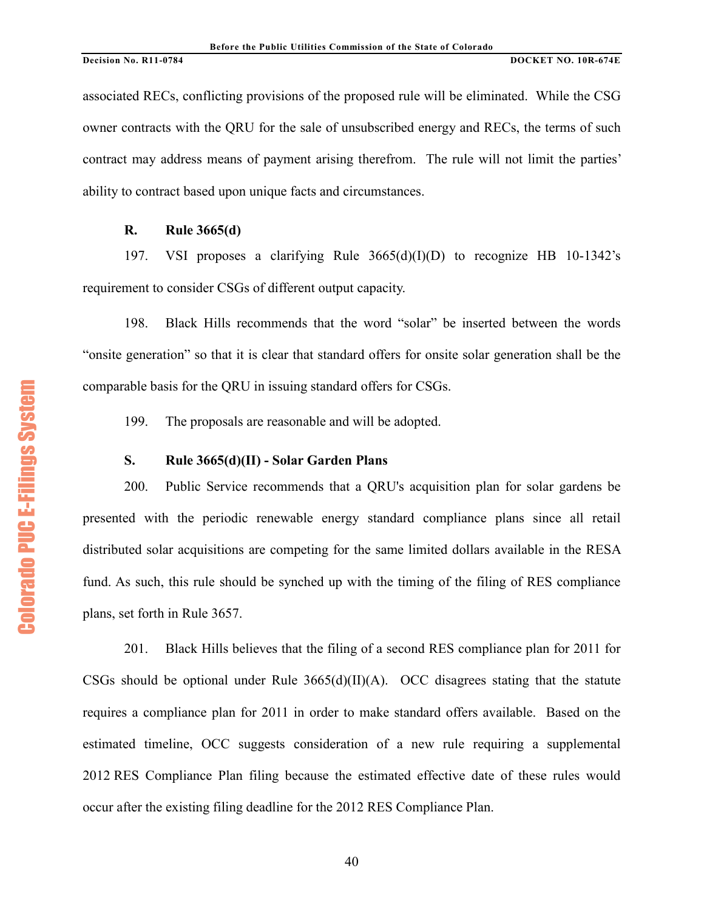associated RECs, conflicting provisions of the proposed rule will be eliminated. While the CSG owner contracts with the QRU for the sale of unsubscribed energy and RECs, the terms of such contract may address means of payment arising therefrom. The rule will not limit the parties' ability to contract based upon unique facts and circumstances.

### R. Rule 3665(d)

197. VSI proposes a clarifying Rule 3665(d)(I)(D) to recognize HB 10-1342's requirement to consider CSGs of different output capacity.

198. Black Hills recommends that the word "solar" be inserted between the words "onsite generation" so that it is clear that standard offers for onsite solar generation shall be the comparable basis for the QRU in issuing standard offers for CSGs.

199. The proposals are reasonable and will be adopted.

### S. Rule 3665(d)(II) - Solar Garden Plans

200. Public Service recommends that a QRU's acquisition plan for solar gardens be presented with the periodic renewable energy standard compliance plans since all retail distributed solar acquisitions are competing for the same limited dollars available in the RESA fund. As such, this rule should be synched up with the timing of the filing of RES compliance plans, set forth in Rule 3657.

201. Black Hills believes that the filing of a second RES compliance plan for 2011 for CSGs should be optional under Rule 3665(d)(II)(A). OCC disagrees stating that the statute requires a compliance plan for 2011 in order to make standard offers available. Based on the estimated timeline, OCC suggests consideration of a new rule requiring a supplemental 2012 RES Compliance Plan filing because the estimated effective date of these rules would occur after the existing filing deadline for the 2012 RES Compliance Plan.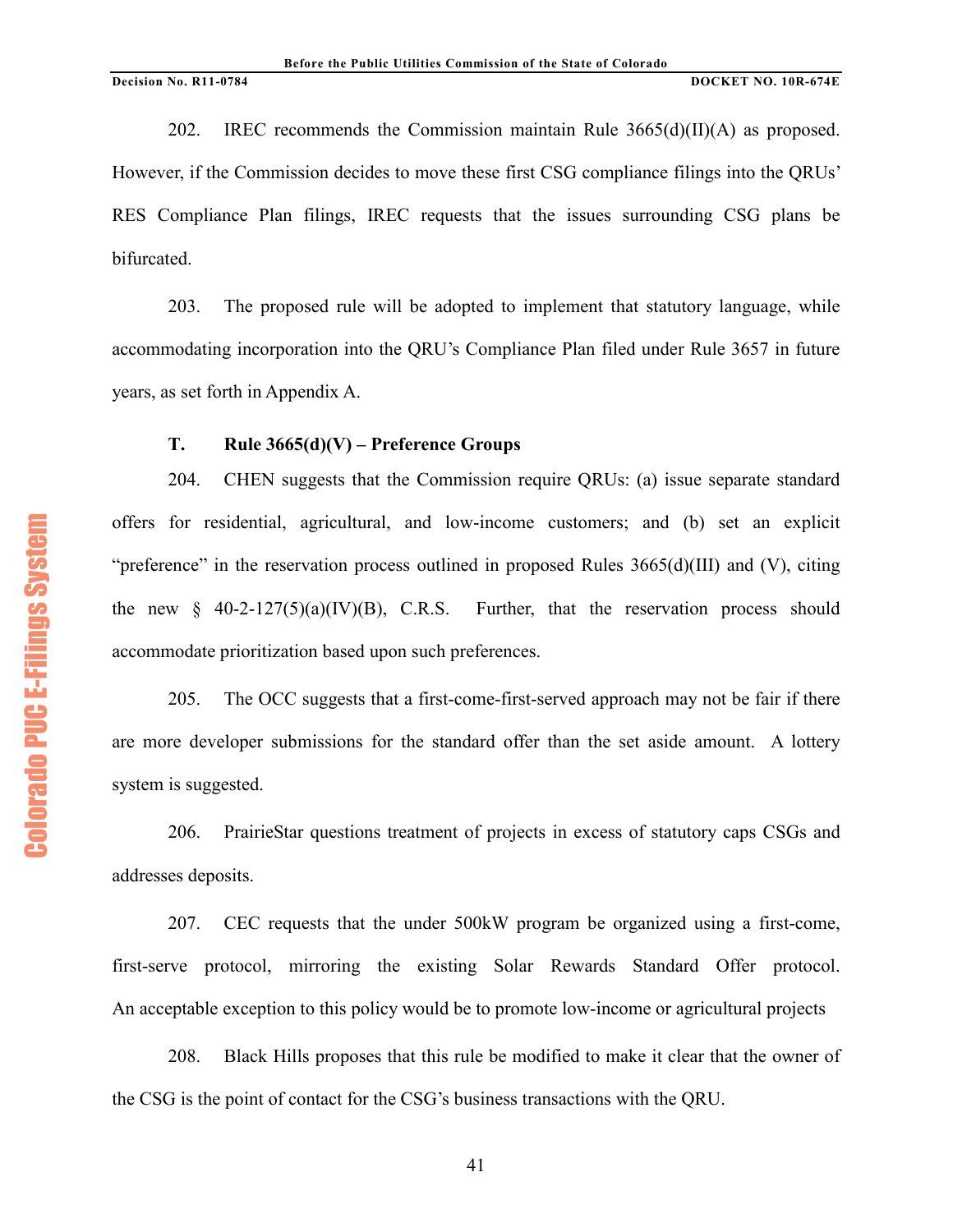202. IREC recommends the Commission maintain Rule 3665(d)(II)(A) as proposed. However, if the Commission decides to move these first CSG compliance filings into the QRUs' RES Compliance Plan filings, IREC requests that the issues surrounding CSG plans be bifurcated.

203. The proposed rule will be adopted to implement that statutory language, while accommodating incorporation into the QRU's Compliance Plan filed under Rule 3657 in future years, as set forth in Appendix A.

### T. Rule 3665(d)(V) – Preference Groups

204. CHEN suggests that the Commission require QRUs: (a) issue separate standard offers for residential, agricultural, and low-income customers; and (b) set an explicit "preference" in the reservation process outlined in proposed Rules 3665(d)(III) and (V), citing the new § 40-2-127(5)(a)(IV)(B), C.R.S. Further, that the reservation process should accommodate prioritization based upon such preferences.

205. The OCC suggests that a first-come-first-served approach may not be fair if there are more developer submissions for the standard offer than the set aside amount. A lottery system is suggested.

206. PrairieStar questions treatment of projects in excess of statutory caps CSGs and addresses deposits.

207. CEC requests that the under 500kW program be organized using a first-come, first-serve protocol, mirroring the existing Solar Rewards Standard Offer protocol. An acceptable exception to this policy would be to promote low-income or agricultural projects

208. Black Hills proposes that this rule be modified to make it clear that the owner of the CSG is the point of contact for the CSG's business transactions with the QRU.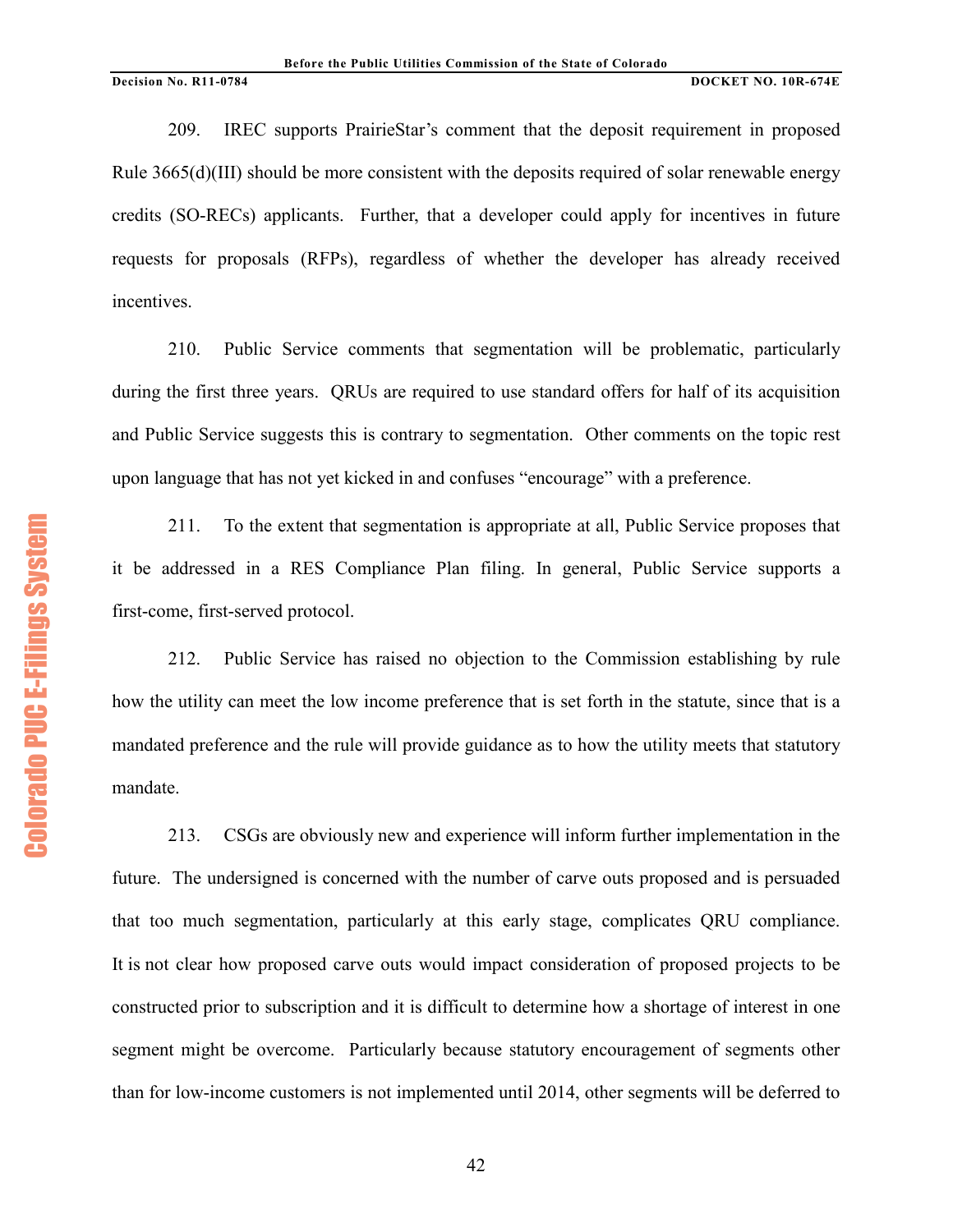209. IREC supports PrairieStar's comment that the deposit requirement in proposed Rule 3665(d)(III) should be more consistent with the deposits required of solar renewable energy credits (SO-RECs) applicants. Further, that a developer could apply for incentives in future requests for proposals (RFPs), regardless of whether the developer has already received incentives.

210. Public Service comments that segmentation will be problematic, particularly during the first three years. QRUs are required to use standard offers for half of its acquisition and Public Service suggests this is contrary to segmentation. Other comments on the topic rest upon language that has not yet kicked in and confuses "encourage" with a preference.

211. To the extent that segmentation is appropriate at all, Public Service proposes that it be addressed in a RES Compliance Plan filing. In general, Public Service supports a first-come, first-served protocol.

212. Public Service has raised no objection to the Commission establishing by rule how the utility can meet the low income preference that is set forth in the statute, since that is a mandated preference and the rule will provide guidance as to how the utility meets that statutory mandate.

213. CSGs are obviously new and experience will inform further implementation in the future. The undersigned is concerned with the number of carve outs proposed and is persuaded that too much segmentation, particularly at this early stage, complicates QRU compliance. It is not clear how proposed carve outs would impact consideration of proposed projects to be constructed prior to subscription and it is difficult to determine how a shortage of interest in one segment might be overcome. Particularly because statutory encouragement of segments other than for low-income customers is not implemented until 2014, other segments will be deferred to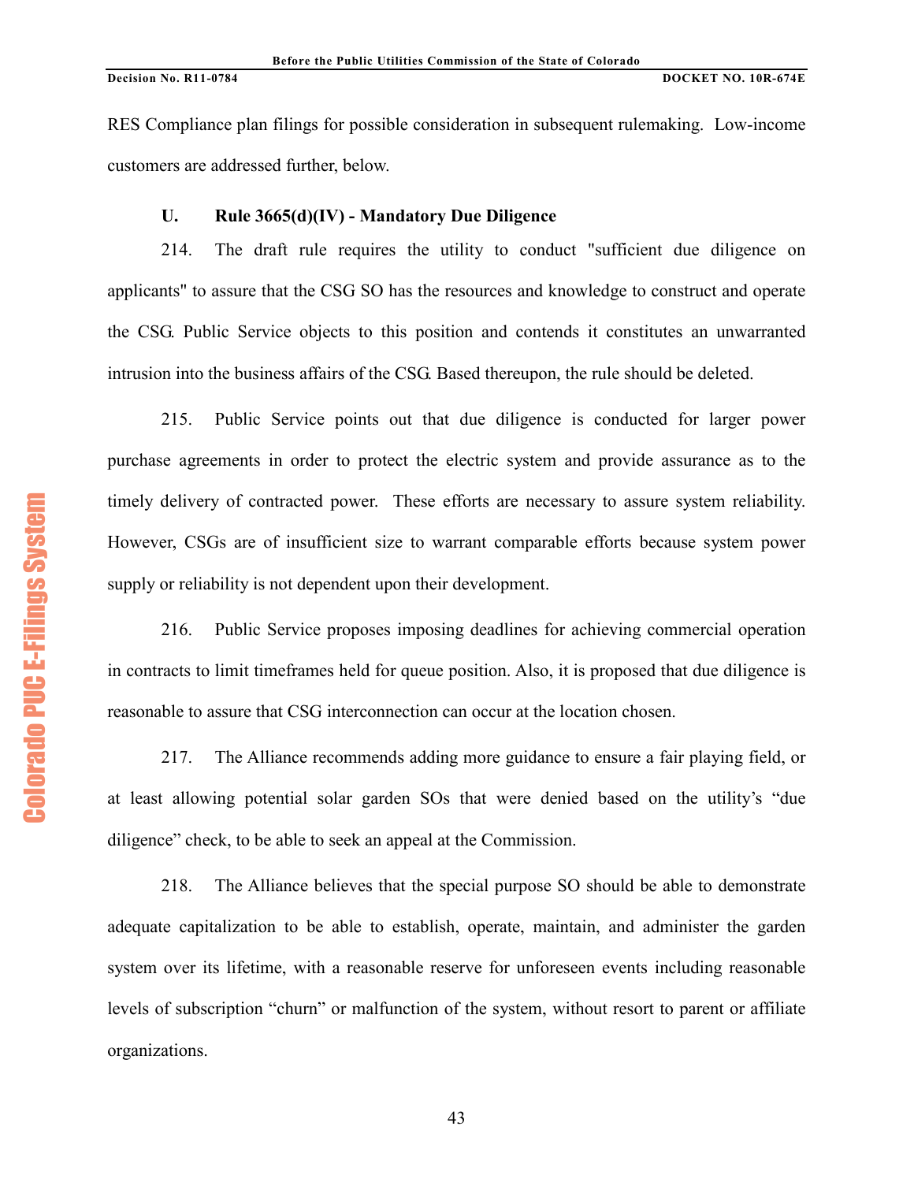RES Compliance plan filings for possible consideration in subsequent rulemaking. Low-income customers are addressed further, below.

### U. Rule 3665(d)(IV) - Mandatory Due Diligence

214. The draft rule requires the utility to conduct "sufficient due diligence on applicants" to assure that the CSG SO has the resources and knowledge to construct and operate the CSG. Public Service objects to this position and contends it constitutes an unwarranted intrusion into the business affairs of the CSG. Based thereupon, the rule should be deleted.

215. Public Service points out that due diligence is conducted for larger power purchase agreements in order to protect the electric system and provide assurance as to the timely delivery of contracted power. These efforts are necessary to assure system reliability. However, CSGs are of insufficient size to warrant comparable efforts because system power supply or reliability is not dependent upon their development.

216. Public Service proposes imposing deadlines for achieving commercial operation in contracts to limit timeframes held for queue position. Also, it is proposed that due diligence is reasonable to assure that CSG interconnection can occur at the location chosen.

217. The Alliance recommends adding more guidance to ensure a fair playing field, or at least allowing potential solar garden SOs that were denied based on the utility's "due diligence" check, to be able to seek an appeal at the Commission.

218. The Alliance believes that the special purpose SO should be able to demonstrate adequate capitalization to be able to establish, operate, maintain, and administer the garden system over its lifetime, with a reasonable reserve for unforeseen events including reasonable levels of subscription "churn" or malfunction of the system, without resort to parent or affiliate organizations.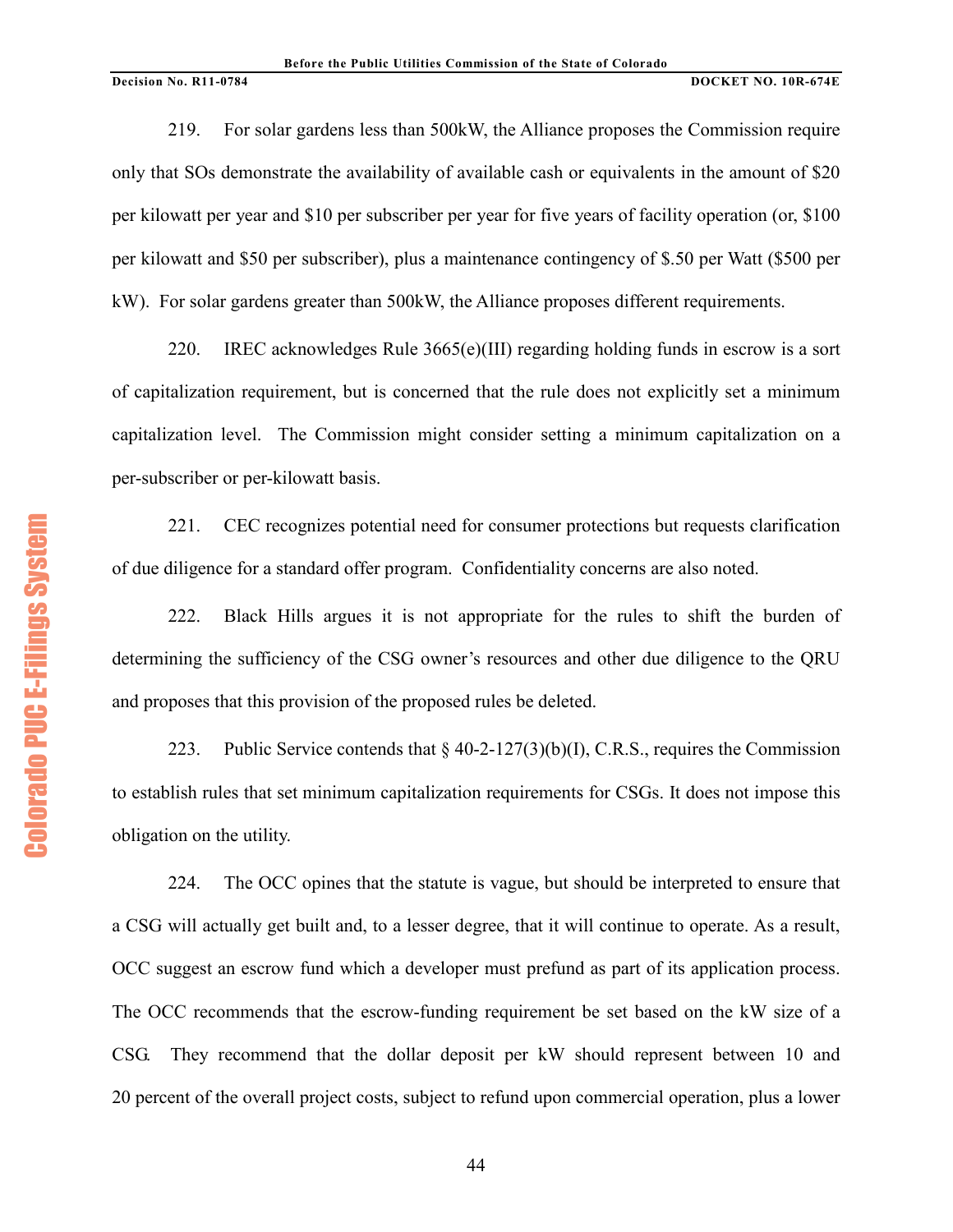219. For solar gardens less than 500kW, the Alliance proposes the Commission require only that SOs demonstrate the availability of available cash or equivalents in the amount of $20 per kilowatt per year and $10 per subscriber per year for five years of facility operation (or, $100 per kilowatt and $50 per subscriber), plus a maintenance contingency of $.50 per Watt ($500 per kW). For solar gardens greater than 500kW, the Alliance proposes different requirements.

220. IREC acknowledges Rule 3665(e)(III) regarding holding funds in escrow is a sort of capitalization requirement, but is concerned that the rule does not explicitly set a minimum capitalization level. The Commission might consider setting a minimum capitalization on a per-subscriber or per-kilowatt basis.

221. CEC recognizes potential need for consumer protections but requests clarification of due diligence for a standard offer program. Confidentiality concerns are also noted.

222. Black Hills argues it is not appropriate for the rules to shift the burden of determining the sufficiency of the CSG owner's resources and other due diligence to the QRU and proposes that this provision of the proposed rules be deleted.

223. Public Service contends that § 40-2-127(3)(b)(I), C.R.S., requires the Commission to establish rules that set minimum capitalization requirements for CSGs. It does not impose this obligation on the utility.

224. The OCC opines that the statute is vague, but should be interpreted to ensure that a CSG will actually get built and, to a lesser degree, that it will continue to operate. As a result, OCC suggest an escrow fund which a developer must prefund as part of its application process. The OCC recommends that the escrow-funding requirement be set based on the kW size of a CSG. They recommend that the dollar deposit per kW should represent between 10 and 20 percent of the overall project costs, subject to refund upon commercial operation, plus a lower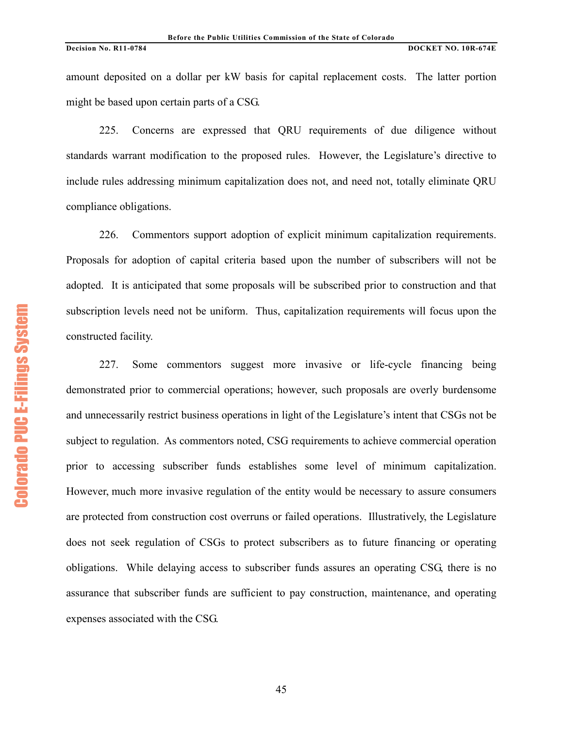amount deposited on a dollar per kW basis for capital replacement costs. The latter portion might be based upon certain parts of a CSG.

225. Concerns are expressed that QRU requirements of due diligence without standards warrant modification to the proposed rules. However, the Legislature's directive to include rules addressing minimum capitalization does not, and need not, totally eliminate QRU compliance obligations.

226. Commentors support adoption of explicit minimum capitalization requirements. Proposals for adoption of capital criteria based upon the number of subscribers will not be adopted. It is anticipated that some proposals will be subscribed prior to construction and that subscription levels need not be uniform. Thus, capitalization requirements will focus upon the constructed facility.

227. Some commentors suggest more invasive or life-cycle financing being demonstrated prior to commercial operations; however, such proposals are overly burdensome and unnecessarily restrict business operations in light of the Legislature's intent that CSGs not be subject to regulation. As commentors noted, CSG requirements to achieve commercial operation prior to accessing subscriber funds establishes some level of minimum capitalization. However, much more invasive regulation of the entity would be necessary to assure consumers are protected from construction cost overruns or failed operations. Illustratively, the Legislature does not seek regulation of CSGs to protect subscribers as to future financing or operating obligations. While delaying access to subscriber funds assures an operating CSG, there is no assurance that subscriber funds are sufficient to pay construction, maintenance, and operating expenses associated with the CSG.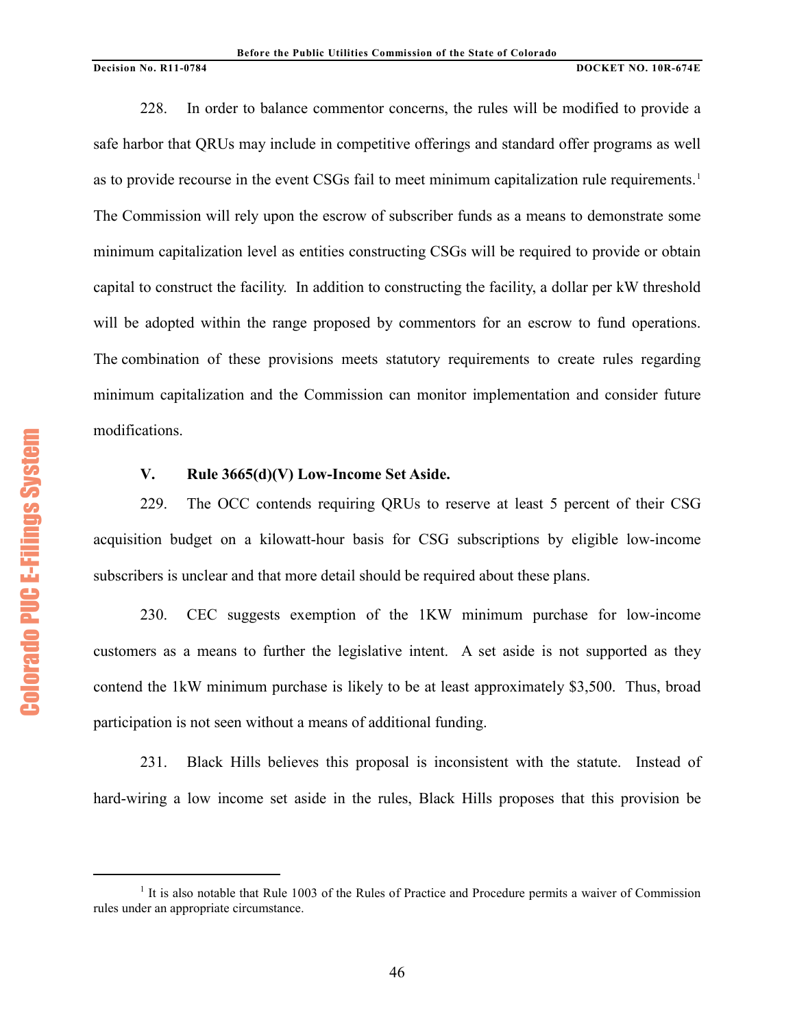228. In order to balance commentor concerns, the rules will be modified to provide a safe harbor that QRUs may include in competitive offerings and standard offer programs as well as to provide recourse in the event CSGs fail to meet minimum capitalization rule requirements.[1] The Commission will rely upon the escrow of subscriber funds as a means to demonstrate some minimum capitalization level as entities constructing CSGs will be required to provide or obtain capital to construct the facility. In addition to constructing the facility, a dollar per kW threshold will be adopted within the range proposed by commentors for an escrow to fund operations. The combination of these provisions meets statutory requirements to create rules regarding minimum capitalization and the Commission can monitor implementation and consider future modifications.

### V. Rule 3665(d)(V) Low-Income Set Aside.

229. The OCC contends requiring QRUs to reserve at least 5 percent of their CSG acquisition budget on a kilowatt-hour basis for CSG subscriptions by eligible low-income subscribers is unclear and that more detail should be required about these plans.

230. CEC suggests exemption of the 1KW minimum purchase for low-income customers as a means to further the legislative intent. A set aside is not supported as they contend the 1kW minimum purchase is likely to be at least approximately $3,500. Thus, broad participation is not seen without a means of additional funding.

231. Black Hills believes this proposal is inconsistent with the statute. Instead of hard-wiring a low income set aside in the rules, Black Hills proposes that this provision be

---

[1] It is also notable that Rule 1003 of the Rules of Practice and Procedure permits a waiver of Commission rules under an appropriate circumstance.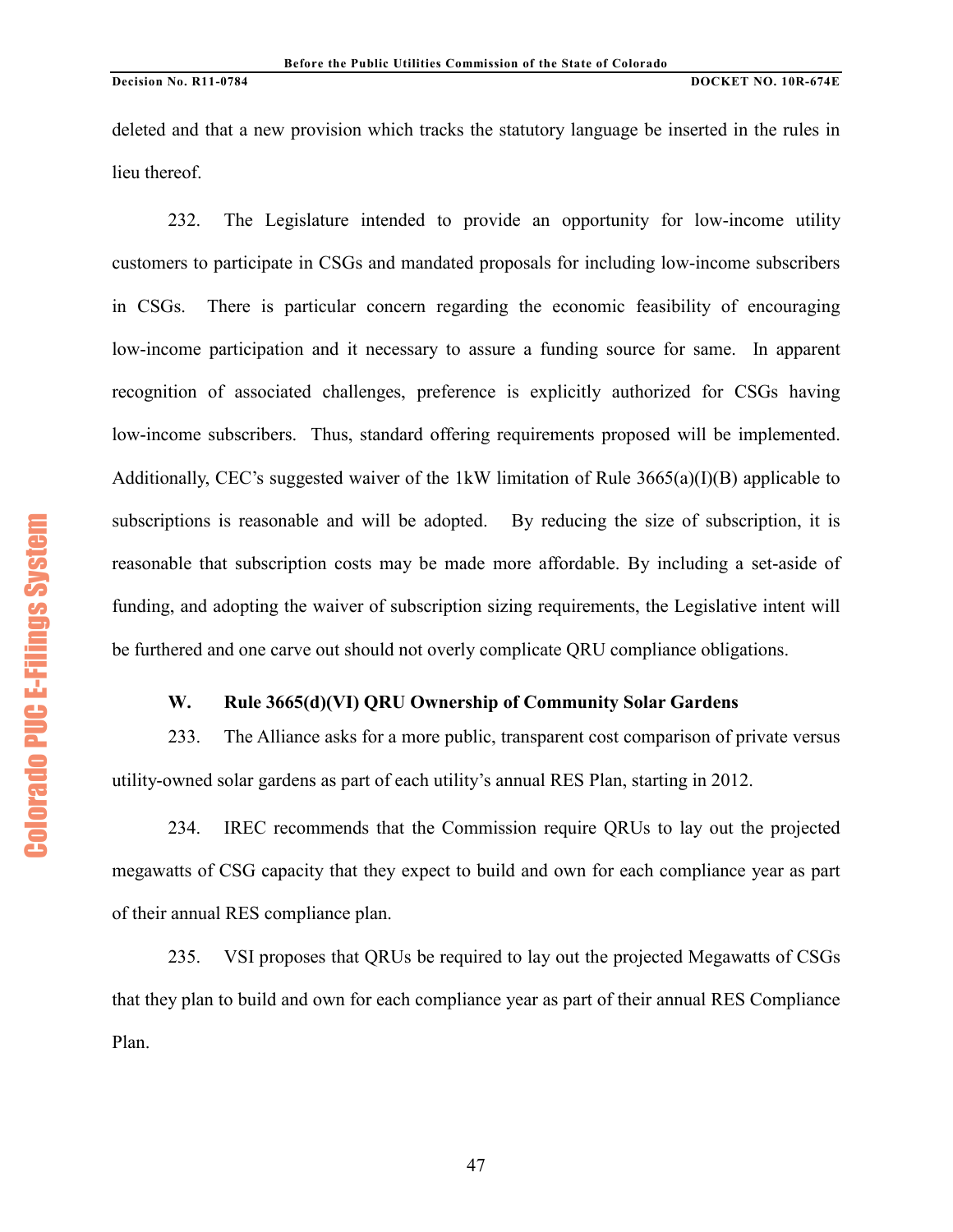deleted and that a new provision which tracks the statutory language be inserted in the rules in lieu thereof.

232. The Legislature intended to provide an opportunity for low-income utility customers to participate in CSGs and mandated proposals for including low-income subscribers in CSGs. There is particular concern regarding the economic feasibility of encouraging low-income participation and it necessary to assure a funding source for same. In apparent recognition of associated challenges, preference is explicitly authorized for CSGs having low-income subscribers. Thus, standard offering requirements proposed will be implemented. Additionally, CEC's suggested waiver of the 1kW limitation of Rule 3665(a)(I)(B) applicable to subscriptions is reasonable and will be adopted. By reducing the size of subscription, it is reasonable that subscription costs may be made more affordable. By including a set-aside of funding, and adopting the waiver of subscription sizing requirements, the Legislative intent will be furthered and one carve out should not overly complicate QRU compliance obligations.

### W. Rule 3665(d)(VI) QRU Ownership of Community Solar Gardens

233. The Alliance asks for a more public, transparent cost comparison of private versus utility-owned solar gardens as part of each utility's annual RES Plan, starting in 2012.

234. IREC recommends that the Commission require QRUs to lay out the projected megawatts of CSG capacity that they expect to build and own for each compliance year as part of their annual RES compliance plan.

235. VSI proposes that QRUs be required to lay out the projected Megawatts of CSGs that they plan to build and own for each compliance year as part of their annual RES Compliance Plan.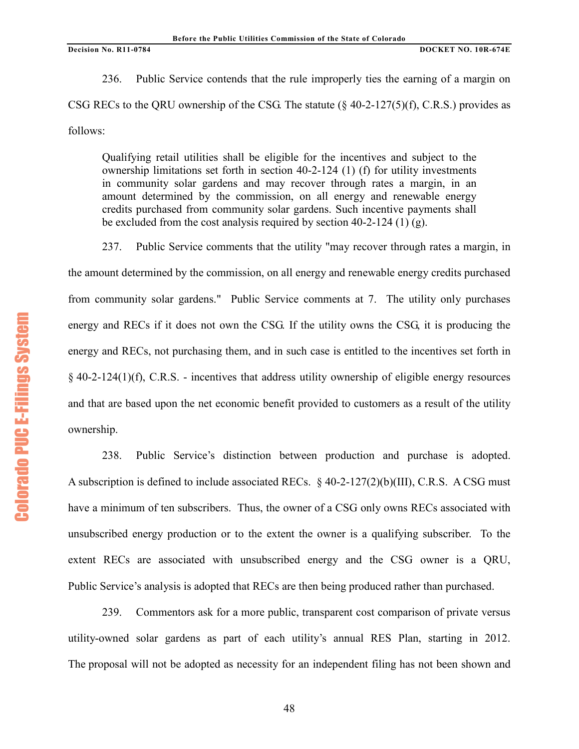236. Public Service contends that the rule improperly ties the earning of a margin on CSG RECs to the QRU ownership of the CSG. The statute (§ 40-2-127(5)(f), C.R.S.) provides as follows:

> Qualifying retail utilities shall be eligible for the incentives and subject to the ownership limitations set forth in section 40-2-124 (1) (f) for utility investments in community solar gardens and may recover through rates a margin, in an amount determined by the commission, on all energy and renewable energy credits purchased from community solar gardens. Such incentive payments shall be excluded from the cost analysis required by section 40-2-124 (1) (g).

237. Public Service comments that the utility "may recover through rates a margin, in the amount determined by the commission, on all energy and renewable energy credits purchased from community solar gardens." Public Service comments at 7. The utility only purchases energy and RECs if it does not own the CSG. If the utility owns the CSG, it is producing the energy and RECs, not purchasing them, and in such case is entitled to the incentives set forth in § 40-2-124(1)(f), C.R.S. - incentives that address utility ownership of eligible energy resources and that are based upon the net economic benefit provided to customers as a result of the utility ownership.

238. Public Service's distinction between production and purchase is adopted. A subscription is defined to include associated RECs. § 40-2-127(2)(b)(III), C.R.S. A CSG must have a minimum of ten subscribers. Thus, the owner of a CSG only owns RECs associated with unsubscribed energy production or to the extent the owner is a qualifying subscriber. To the extent RECs are associated with unsubscribed energy and the CSG owner is a QRU, Public Service's analysis is adopted that RECs are then being produced rather than purchased.

239. Commentors ask for a more public, transparent cost comparison of private versus utility-owned solar gardens as part of each utility's annual RES Plan, starting in 2012. The proposal will not be adopted as necessity for an independent filing has not been shown and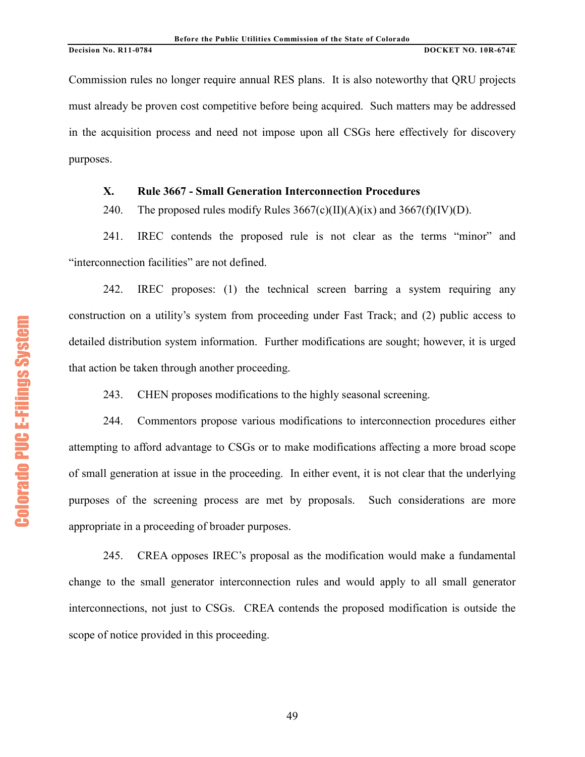Commission rules no longer require annual RES plans. It is also noteworthy that QRU projects must already be proven cost competitive before being acquired. Such matters may be addressed in the acquisition process and need not impose upon all CSGs here effectively for discovery purposes.

### X. Rule 3667 - Small Generation Interconnection Procedures

240. The proposed rules modify Rules 3667(c)(II)(A)(ix) and 3667(f)(IV)(D).

241. IREC contends the proposed rule is not clear as the terms "minor" and "interconnection facilities" are not defined.

242. IREC proposes: (1) the technical screen barring a system requiring any construction on a utility's system from proceeding under Fast Track; and (2) public access to detailed distribution system information. Further modifications are sought; however, it is urged that action be taken through another proceeding.

243. CHEN proposes modifications to the highly seasonal screening.

244. Commentors propose various modifications to interconnection procedures either attempting to afford advantage to CSGs or to make modifications affecting a more broad scope of small generation at issue in the proceeding. In either event, it is not clear that the underlying purposes of the screening process are met by proposals. Such considerations are more appropriate in a proceeding of broader purposes.

245. CREA opposes IREC's proposal as the modification would make a fundamental change to the small generator interconnection rules and would apply to all small generator interconnections, not just to CSGs. CREA contends the proposed modification is outside the scope of notice provided in this proceeding.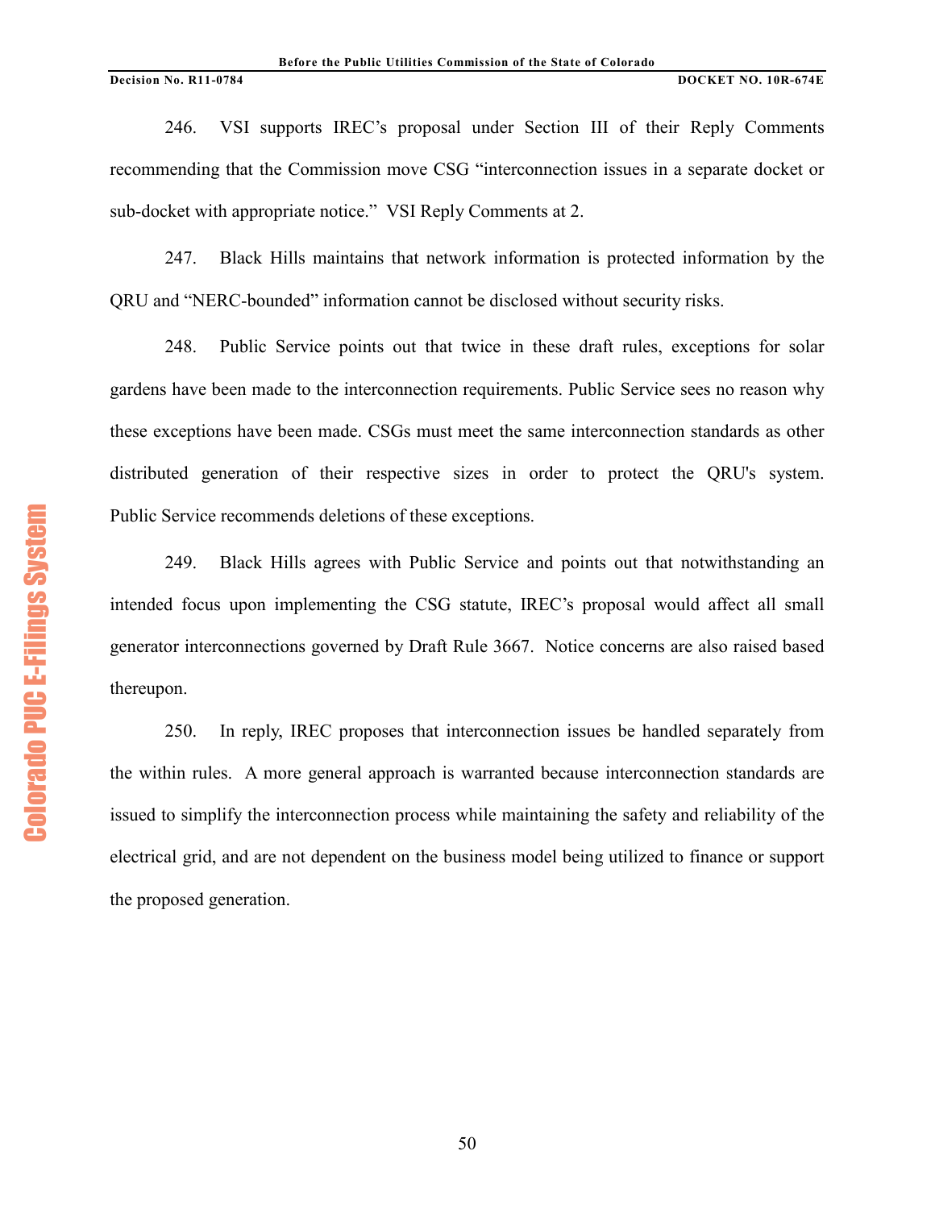246. VSI supports IREC's proposal under Section III of their Reply Comments recommending that the Commission move CSG "interconnection issues in a separate docket or sub-docket with appropriate notice." VSI Reply Comments at 2.

247. Black Hills maintains that network information is protected information by the QRU and "NERC-bounded" information cannot be disclosed without security risks.

248. Public Service points out that twice in these draft rules, exceptions for solar gardens have been made to the interconnection requirements. Public Service sees no reason why these exceptions have been made. CSGs must meet the same interconnection standards as other distributed generation of their respective sizes in order to protect the QRU's system. Public Service recommends deletions of these exceptions.

249. Black Hills agrees with Public Service and points out that notwithstanding an intended focus upon implementing the CSG statute, IREC's proposal would affect all small generator interconnections governed by Draft Rule 3667. Notice concerns are also raised based thereupon.

250. In reply, IREC proposes that interconnection issues be handled separately from the within rules. A more general approach is warranted because interconnection standards are issued to simplify the interconnection process while maintaining the safety and reliability of the electrical grid, and are not dependent on the business model being utilized to finance or support the proposed generation.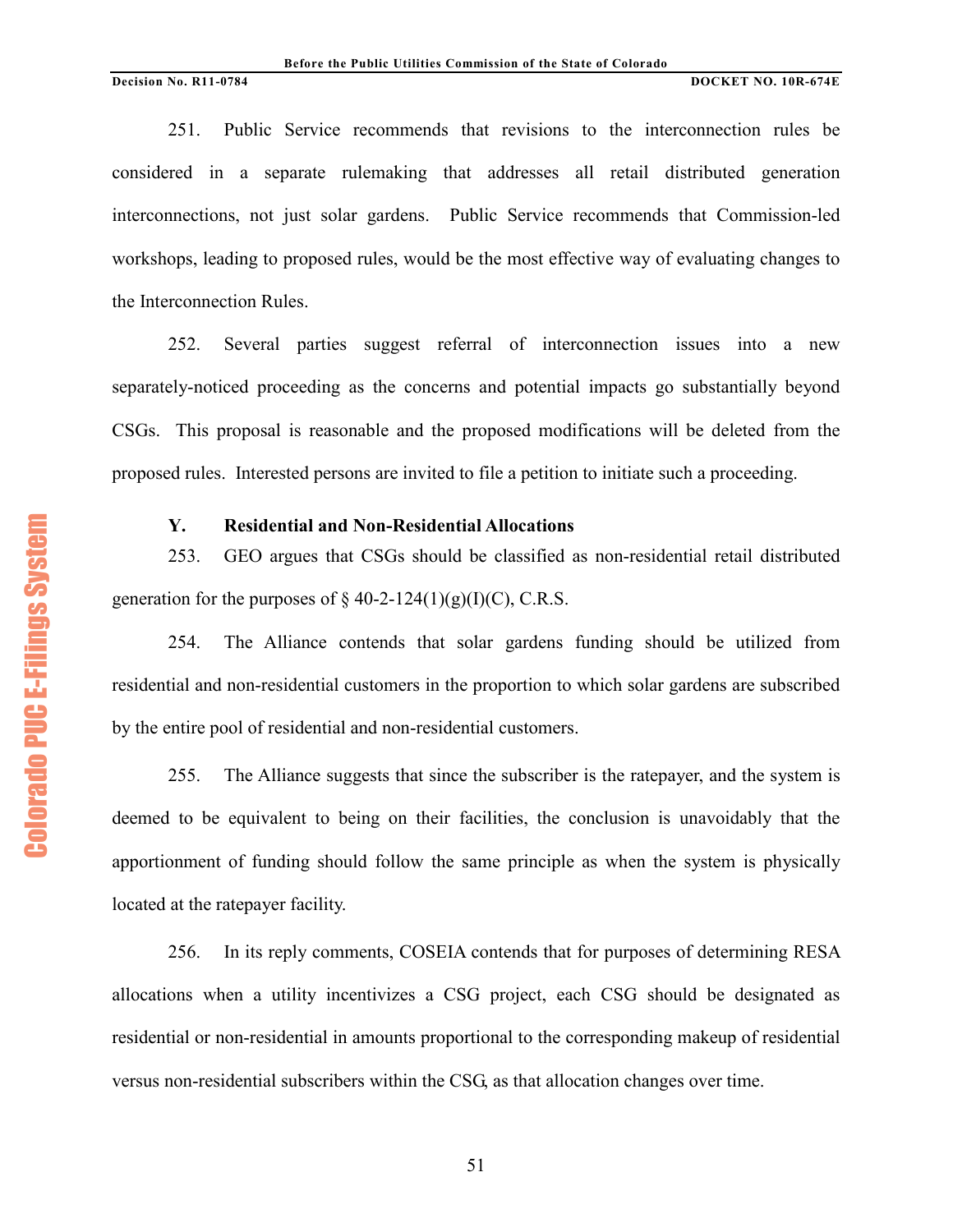251. Public Service recommends that revisions to the interconnection rules be considered in a separate rulemaking that addresses all retail distributed generation interconnections, not just solar gardens. Public Service recommends that Commission-led workshops, leading to proposed rules, would be the most effective way of evaluating changes to the Interconnection Rules.

252. Several parties suggest referral of interconnection issues into a new separately-noticed proceeding as the concerns and potential impacts go substantially beyond CSGs. This proposal is reasonable and the proposed modifications will be deleted from the proposed rules. Interested persons are invited to file a petition to initiate such a proceeding.

### Y. Residential and Non-Residential Allocations

253. GEO argues that CSGs should be classified as non-residential retail distributed generation for the purposes of § 40-2-124(1)(g)(I)(C), C.R.S.

254. The Alliance contends that solar gardens funding should be utilized from residential and non-residential customers in the proportion to which solar gardens are subscribed by the entire pool of residential and non-residential customers.

255. The Alliance suggests that since the subscriber is the ratepayer, and the system is deemed to be equivalent to being on their facilities, the conclusion is unavoidably that the apportionment of funding should follow the same principle as when the system is physically located at the ratepayer facility.

256. In its reply comments, COSEIA contends that for purposes of determining RESA allocations when a utility incentivizes a CSG project, each CSG should be designated as residential or non-residential in amounts proportional to the corresponding makeup of residential versus non-residential subscribers within the CSG, as that allocation changes over time.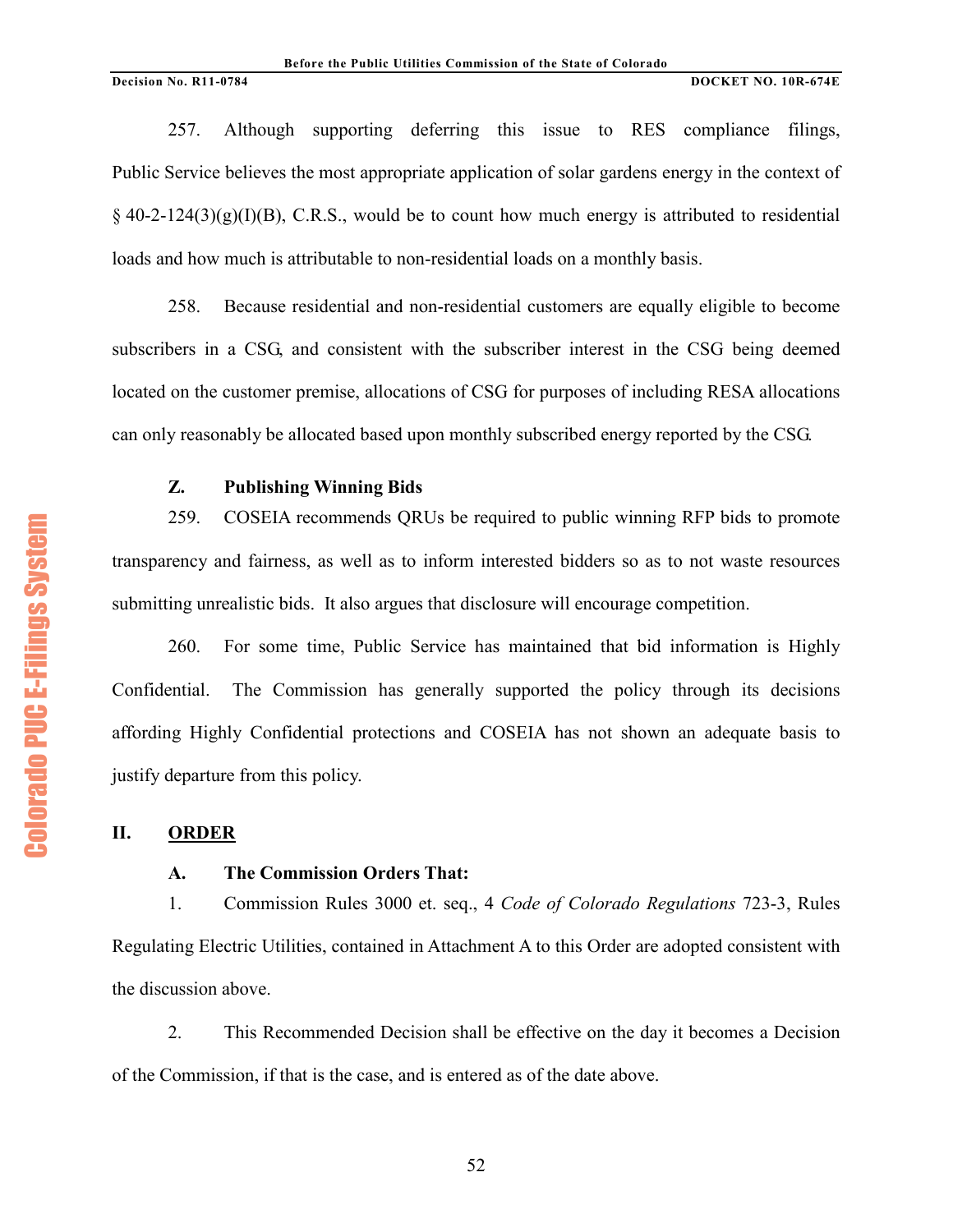257. Although supporting deferring this issue to RES compliance filings, Public Service believes the most appropriate application of solar gardens energy in the context of § 40-2-124(3)(g)(I)(B), C.R.S., would be to count how much energy is attributed to residential loads and how much is attributable to non-residential loads on a monthly basis.

258. Because residential and non-residential customers are equally eligible to become subscribers in a CSG, and consistent with the subscriber interest in the CSG being deemed located on the customer premise, allocations of CSG for purposes of including RESA allocations can only reasonably be allocated based upon monthly subscribed energy reported by the CSG.

### Z. Publishing Winning Bids

259. COSEIA recommends QRUs be required to public winning RFP bids to promote transparency and fairness, as well as to inform interested bidders so as to not waste resources submitting unrealistic bids. It also argues that disclosure will encourage competition.

260. For some time, Public Service has maintained that bid information is Highly Confidential. The Commission has generally supported the policy through its decisions affording Highly Confidential protections and COSEIA has not shown an adequate basis to justify departure from this policy.

## II. ORDER

### A. The Commission Orders That:

1. Commission Rules 3000 et. seq., 4 *Code of Colorado Regulations* 723-3, Rules Regulating Electric Utilities, contained in Attachment A to this Order are adopted consistent with the discussion above.

2. This Recommended Decision shall be effective on the day it becomes a Decision of the Commission, if that is the case, and is entered as of the date above.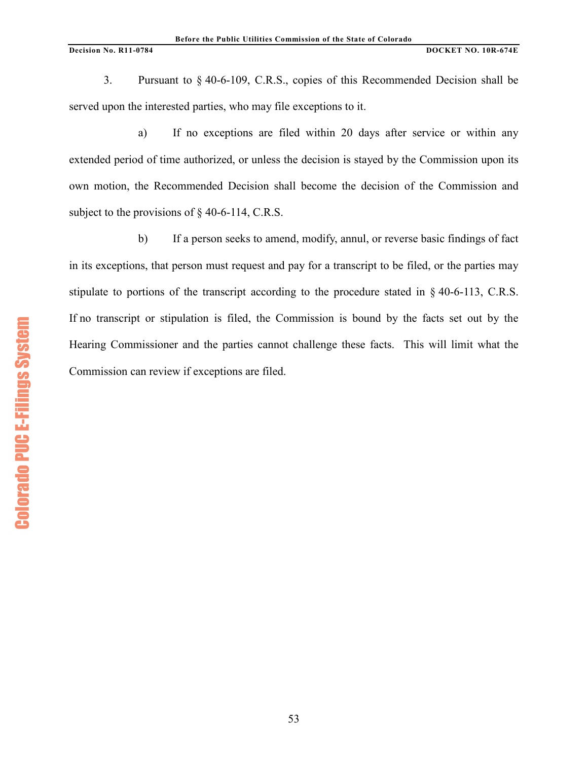3. Pursuant to § 40-6-109, C.R.S., copies of this Recommended Decision shall be served upon the interested parties, who may file exceptions to it.

a) If no exceptions are filed within 20 days after service or within any extended period of time authorized, or unless the decision is stayed by the Commission upon its own motion, the Recommended Decision shall become the decision of the Commission and subject to the provisions of § 40-6-114, C.R.S.

b) If a person seeks to amend, modify, annul, or reverse basic findings of fact in its exceptions, that person must request and pay for a transcript to be filed, or the parties may stipulate to portions of the transcript according to the procedure stated in § 40-6-113, C.R.S. If no transcript or stipulation is filed, the Commission is bound by the facts set out by the Hearing Commissioner and the parties cannot challenge these facts. This will limit what the Commission can review if exceptions are filed.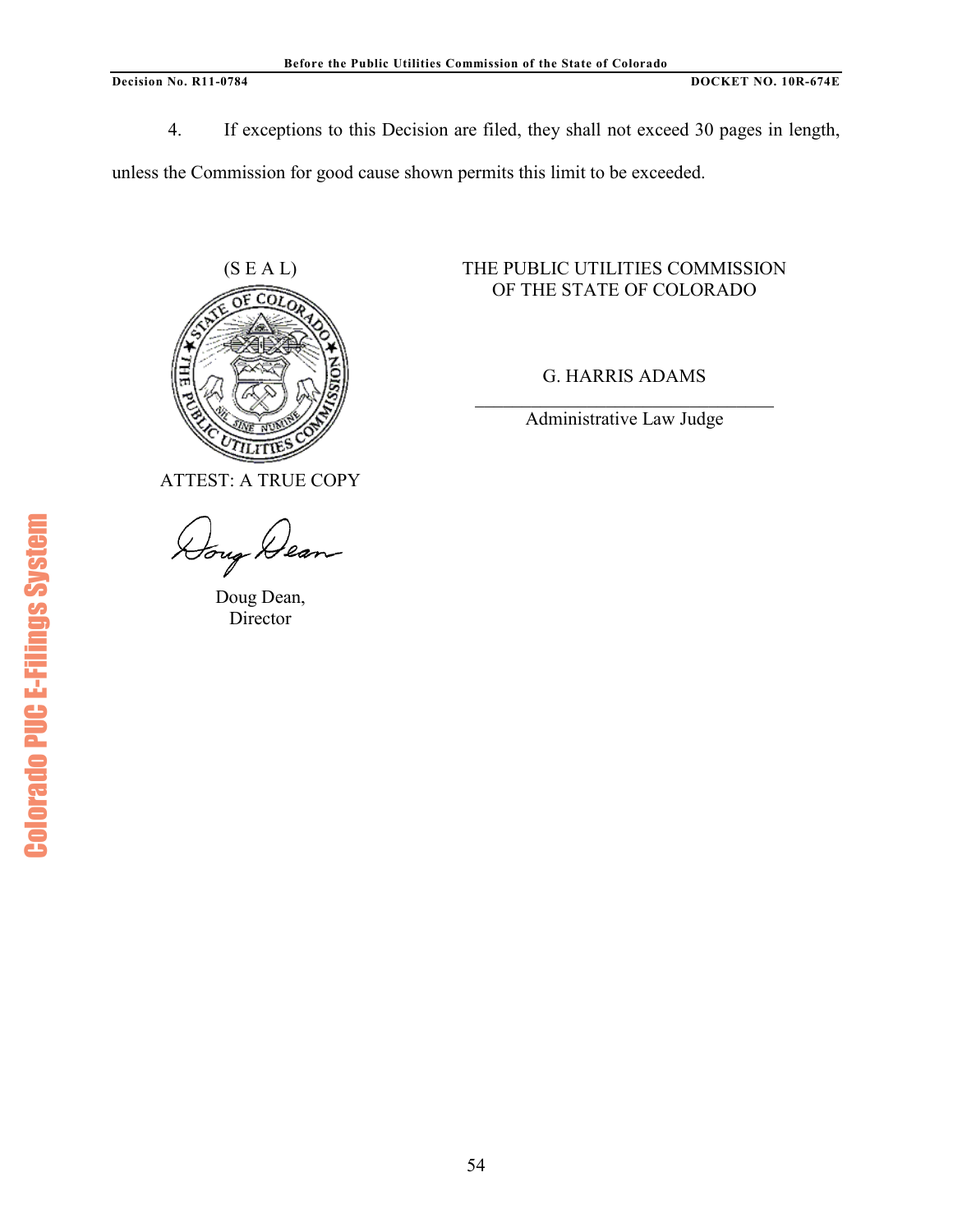4. If exceptions to this Decision are filed, they shall not exceed 30 pages in length, unless the Commission for good cause shown permits this limit to be exceeded.

(S E A L)

THE PUBLIC UTILITIES COMMISSION OF THE STATE OF COLORADO

G. HARRIS ADAMS

______________________________
Administrative Law Judge

ATTEST: A TRUE COPY

Doug Dean,
Director